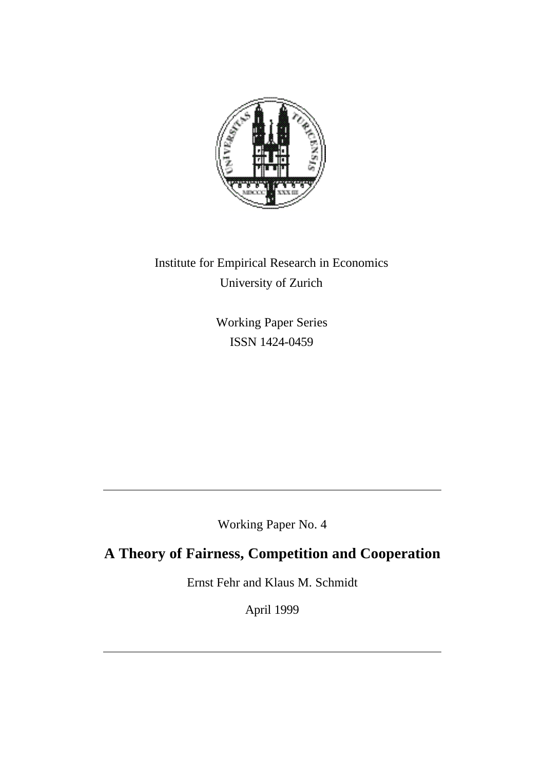Institute for Empirical Research in Economics
University of Zurich

Working Paper Series
ISSN 1424-0459

---

Working Paper No. 4

# A Theory of Fairness, Competition and Cooperation

Ernst Fehr and Klaus M. Schmidt

April 1999

---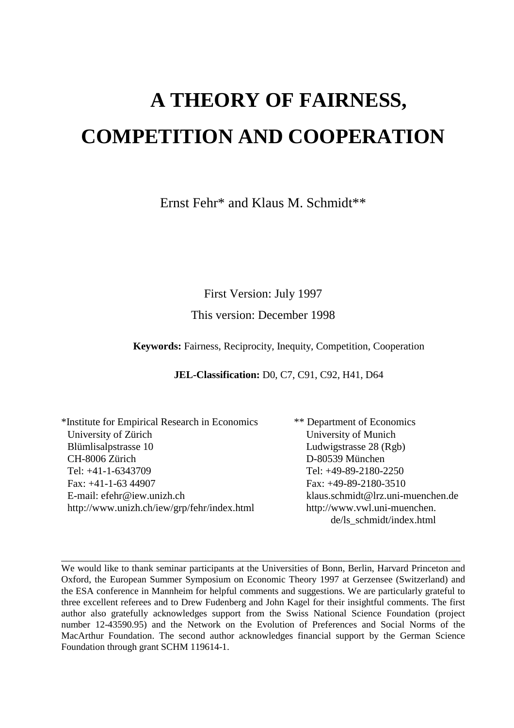# A THEORY OF FAIRNESS, COMPETITION AND COOPERATION

Ernst Fehr* and Klaus M. Schmidt**

First Version: July 1997

This version: December 1998

**Keywords:** Fairness, Reciprocity, Inequity, Competition, Cooperation

**JEL-Classification:** D0, C7, C91, C92, H41, D64

*Institute for Empirical Research in Economics
University of Zürich
Blümlisalpstrasse 10
CH-8006 Zürich
Tel: +41-1-6343709
Fax: +41-1-63 44907
E-mail: efehr@iew.unizh.ch
http://www.unizh.ch/iew/grp/fehr/index.html

** Department of Economics
University of Munich
Ludwigstrasse 28 (Rgb)
D-80539 München
Tel: +49-89-2180-2250
Fax: +49-89-2180-3510
klaus.schmidt@lrz.uni-muenchen.de
http://www.vwl.uni-muenchen.de/ls_schmidt/index.html

---

We would like to thank seminar participants at the Universities of Bonn, Berlin, Harvard Princeton and Oxford, the European Summer Symposium on Economic Theory 1997 at Gerzensee (Switzerland) and the ESA conference in Mannheim for helpful comments and suggestions. We are particularly grateful to three excellent referees and to Drew Fudenberg and John Kagel for their insightful comments. The first author also gratefully acknowledges support from the Swiss National Science Foundation (project number 12-43590.95) and the Network on the Evolution of Preferences and Social Norms of the MacArthur Foundation. The second author acknowledges financial support by the German Science Foundation through grant SCHM 119614-1.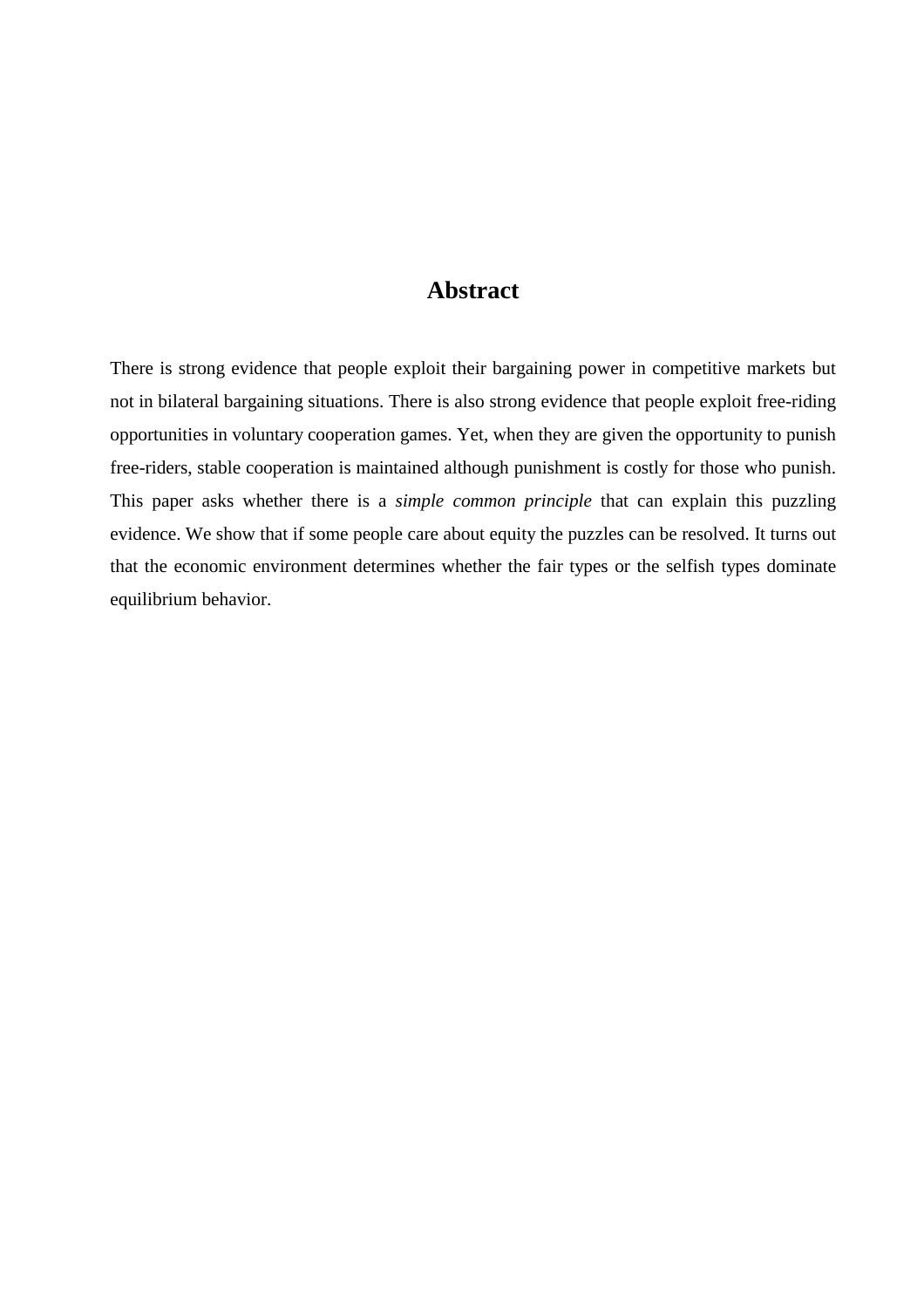## Abstract

There is strong evidence that people exploit their bargaining power in competitive markets but not in bilateral bargaining situations. There is also strong evidence that people exploit free-riding opportunities in voluntary cooperation games. Yet, when they are given the opportunity to punish free-riders, stable cooperation is maintained although punishment is costly for those who punish. This paper asks whether there is a *simple common principle* that can explain this puzzling evidence. We show that if some people care about equity the puzzles can be resolved. It turns out that the economic environment determines whether the fair types or the selfish types dominate equilibrium behavior.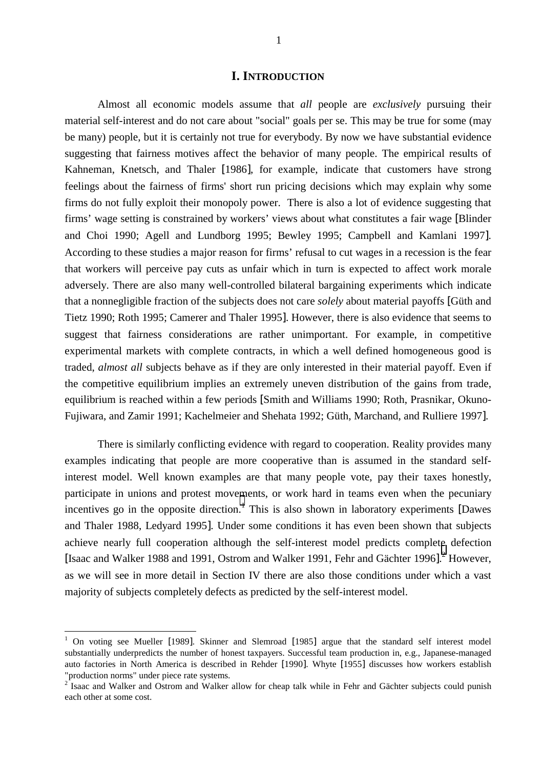# I. INTRODUCTION

Almost all economic models assume that *all* people are *exclusively* pursuing their material self-interest and do not care about "social" goals per se. This may be true for some (may be many) people, but it is certainly not true for everybody. By now we have substantial evidence suggesting that fairness motives affect the behavior of many people. The empirical results of Kahneman, Knetsch, and Thaler [1986], for example, indicate that customers have strong feelings about the fairness of firms' short run pricing decisions which may explain why some firms do not fully exploit their monopoly power. There is also a lot of evidence suggesting that firms' wage setting is constrained by workers' views about what constitutes a fair wage [Blinder and Choi 1990; Agell and Lundborg 1995; Bewley 1995; Campbell and Kamlani 1997]. According to these studies a major reason for firms' refusal to cut wages in a recession is the fear that workers will perceive pay cuts as unfair which in turn is expected to affect work morale adversely. There are also many well-controlled bilateral bargaining experiments which indicate that a nonnegligible fraction of the subjects does not care *solely* about material payoffs [Güth and Tietz 1990; Roth 1995; Camerer and Thaler 1995]. However, there is also evidence that seems to suggest that fairness considerations are rather unimportant. For example, in competitive experimental markets with complete contracts, in which a well defined homogeneous good is traded, *almost all* subjects behave as if they are only interested in their material payoff. Even if the competitive equilibrium implies an extremely uneven distribution of the gains from trade, equilibrium is reached within a few periods [Smith and Williams 1990; Roth, Prasnikar, Okuno-Fujiwara, and Zamir 1991; Kachelmeier and Shehata 1992; Güth, Marchand, and Rulliere 1997].

There is similarly conflicting evidence with regard to cooperation. Reality provides many examples indicating that people are more cooperative than is assumed in the standard self-interest model. Well known examples are that many people vote, pay their taxes honestly, participate in unions and protest movements, or work hard in teams even when the pecuniary incentives go in the opposite direction.[1] This is also shown in laboratory experiments [Dawes and Thaler 1988, Ledyard 1995]. Under some conditions it has even been shown that subjects achieve nearly full cooperation although the self-interest model predicts complete defection [Isaac and Walker 1988 and 1991, Ostrom and Walker 1991, Fehr and Gächter 1996].[2] However, as we will see in more detail in Section IV there are also those conditions under which a vast majority of subjects completely defects as predicted by the self-interest model.

---

[1] On voting see Mueller [1989]. Skinner and Slemroad [1985] argue that the standard self interest model substantially underpredicts the number of honest taxpayers. Successful team production in, e.g., Japanese-managed auto factories in North America is described in Rehder [1990]. Whyte [1955] discusses how workers establish "production norms" under piece rate systems.

[2] Isaac and Walker and Ostrom and Walker allow for cheap talk while in Fehr and Gächter subjects could punish each other at some cost.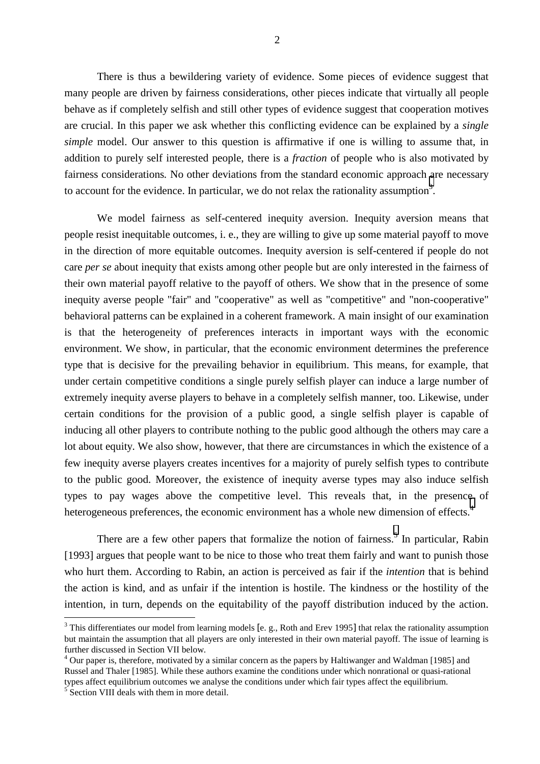There is thus a bewildering variety of evidence. Some pieces of evidence suggest that many people are driven by fairness considerations, other pieces indicate that virtually all people behave as if completely selfish and still other types of evidence suggest that cooperation motives are crucial. In this paper we ask whether this conflicting evidence can be explained by a *single simple* model. Our answer to this question is affirmative if one is willing to assume that, in addition to purely self interested people, there is a *fraction* of people who is also motivated by fairness considerations. No other deviations from the standard economic approach are necessary to account for the evidence. In particular, we do not relax the rationality assumption[3].

We model fairness as self-centered inequity aversion. Inequity aversion means that people resist inequitable outcomes, i. e., they are willing to give up some material payoff to move in the direction of more equitable outcomes. Inequity aversion is self-centered if people do not care *per se* about inequity that exists among other people but are only interested in the fairness of their own material payoff relative to the payoff of others. We show that in the presence of some inequity averse people "fair" and "cooperative" as well as "competitive" and "non-cooperative" behavioral patterns can be explained in a coherent framework. A main insight of our examination is that the heterogeneity of preferences interacts in important ways with the economic environment. We show, in particular, that the economic environment determines the preference type that is decisive for the prevailing behavior in equilibrium. This means, for example, that under certain competitive conditions a single purely selfish player can induce a large number of extremely inequity averse players to behave in a completely selfish manner, too. Likewise, under certain conditions for the provision of a public good, a single selfish player is capable of inducing all other players to contribute nothing to the public good although the others may care a lot about equity. We also show, however, that there are circumstances in which the existence of a few inequity averse players creates incentives for a majority of purely selfish types to contribute to the public good. Moreover, the existence of inequity averse types may also induce selfish types to pay wages above the competitive level. This reveals that, in the presence of heterogeneous preferences, the economic environment has a whole new dimension of effects.[4]

There are a few other papers that formalize the notion of fairness.[5] In particular, Rabin [1993] argues that people want to be nice to those who treat them fairly and want to punish those who hurt them. According to Rabin, an action is perceived as fair if the *intention* that is behind the action is kind, and as unfair if the intention is hostile. The kindness or the hostility of the intention, in turn, depends on the equitability of the payoff distribution induced by the action.

---

[3] This differentiates our model from learning models [e. g., Roth and Erev 1995] that relax the rationality assumption but maintain the assumption that all players are only interested in their own material payoff. The issue of learning is further discussed in Section VII below.

[4] Our paper is, therefore, motivated by a similar concern as the papers by Haltiwanger and Waldman [1985] and Russel and Thaler [1985]. While these authors examine the conditions under which nonrational or quasi-rational types affect equilibrium outcomes we analyse the conditions under which fair types affect the equilibrium.

[5] Section VIII deals with them in more detail.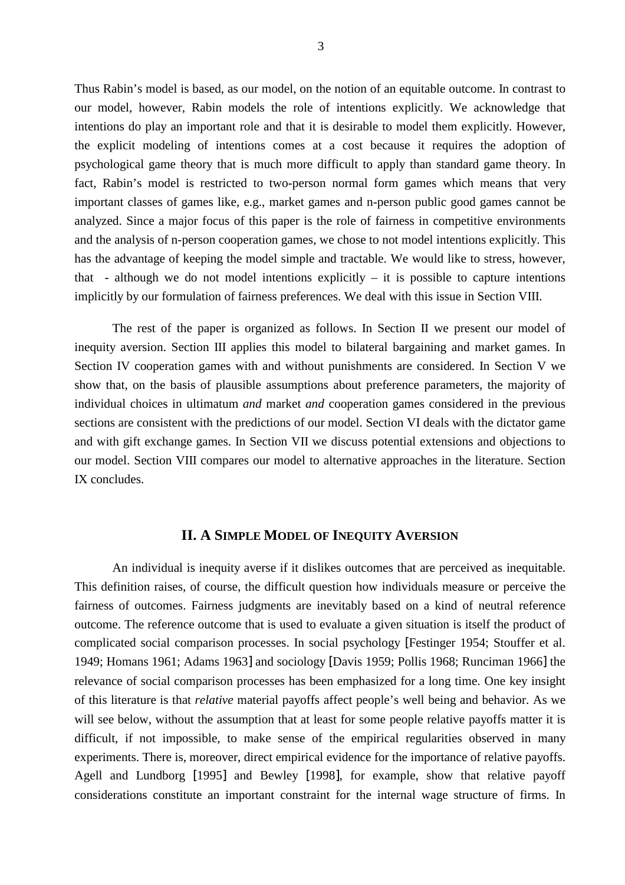Thus Rabin's model is based, as our model, on the notion of an equitable outcome. In contrast to our model, however, Rabin models the role of intentions explicitly. We acknowledge that intentions do play an important role and that it is desirable to model them explicitly. However, the explicit modeling of intentions comes at a cost because it requires the adoption of psychological game theory that is much more difficult to apply than standard game theory. In fact, Rabin's model is restricted to two-person normal form games which means that very important classes of games like, e.g., market games and n-person public good games cannot be analyzed. Since a major focus of this paper is the role of fairness in competitive environments and the analysis of n-person cooperation games, we chose to not model intentions explicitly. This has the advantage of keeping the model simple and tractable. We would like to stress, however, that - although we do not model intentions explicitly – it is possible to capture intentions implicitly by our formulation of fairness preferences. We deal with this issue in Section VIII.

The rest of the paper is organized as follows. In Section II we present our model of inequity aversion. Section III applies this model to bilateral bargaining and market games. In Section IV cooperation games with and without punishments are considered. In Section V we show that, on the basis of plausible assumptions about preference parameters, the majority of individual choices in ultimatum *and* market *and* cooperation games considered in the previous sections are consistent with the predictions of our model. Section VI deals with the dictator game and with gift exchange games. In Section VII we discuss potential extensions and objections to our model. Section VIII compares our model to alternative approaches in the literature. Section IX concludes.

## II. A Simple Model of Inequity Aversion

An individual is inequity averse if it dislikes outcomes that are perceived as inequitable. This definition raises, of course, the difficult question how individuals measure or perceive the fairness of outcomes. Fairness judgments are inevitably based on a kind of neutral reference outcome. The reference outcome that is used to evaluate a given situation is itself the product of complicated social comparison processes. In social psychology [Festinger 1954; Stouffer et al. 1949; Homans 1961; Adams 1963] and sociology [Davis 1959; Pollis 1968; Runciman 1966] the relevance of social comparison processes has been emphasized for a long time. One key insight of this literature is that *relative* material payoffs affect people's well being and behavior. As we will see below, without the assumption that at least for some people relative payoffs matter it is difficult, if not impossible, to make sense of the empirical regularities observed in many experiments. There is, moreover, direct empirical evidence for the importance of relative payoffs. Agell and Lundborg [1995] and Bewley [1998], for example, show that relative payoff considerations constitute an important constraint for the internal wage structure of firms. In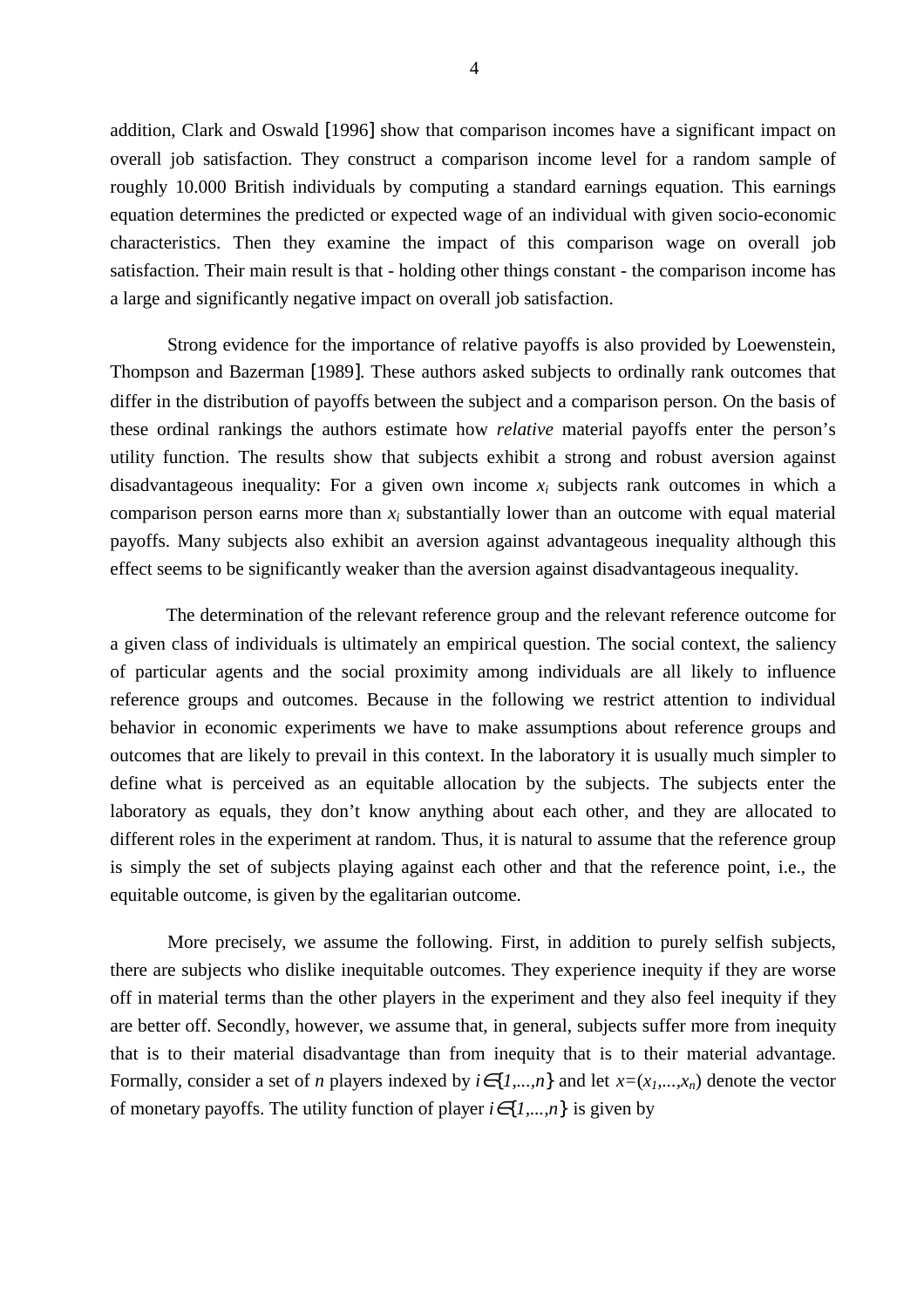addition, Clark and Oswald [1996] show that comparison incomes have a significant impact on overall job satisfaction. They construct a comparison income level for a random sample of roughly 10.000 British individuals by computing a standard earnings equation. This earnings equation determines the predicted or expected wage of an individual with given socio-economic characteristics. Then they examine the impact of this comparison wage on overall job satisfaction. Their main result is that - holding other things constant - the comparison income has a large and significantly negative impact on overall job satisfaction.

Strong evidence for the importance of relative payoffs is also provided by Loewenstein, Thompson and Bazerman [1989]. These authors asked subjects to ordinally rank outcomes that differ in the distribution of payoffs between the subject and a comparison person. On the basis of these ordinal rankings the authors estimate how *relative* material payoffs enter the person's utility function. The results show that subjects exhibit a strong and robust aversion against disadvantageous inequality: For a given own income $x_i$ subjects rank outcomes in which a comparison person earns more than $x_i$ substantially lower than an outcome with equal material payoffs. Many subjects also exhibit an aversion against advantageous inequality although this effect seems to be significantly weaker than the aversion against disadvantageous inequality.

The determination of the relevant reference group and the relevant reference outcome for a given class of individuals is ultimately an empirical question. The social context, the saliency of particular agents and the social proximity among individuals are all likely to influence reference groups and outcomes. Because in the following we restrict attention to individual behavior in economic experiments we have to make assumptions about reference groups and outcomes that are likely to prevail in this context. In the laboratory it is usually much simpler to define what is perceived as an equitable allocation by the subjects. The subjects enter the laboratory as equals, they don't know anything about each other, and they are allocated to different roles in the experiment at random. Thus, it is natural to assume that the reference group is simply the set of subjects playing against each other and that the reference point, i.e., the equitable outcome, is given by the egalitarian outcome.

More precisely, we assume the following. First, in addition to purely selfish subjects, there are subjects who dislike inequitable outcomes. They experience inequity if they are worse off in material terms than the other players in the experiment and they also feel inequity if they are better off. Secondly, however, we assume that, in general, subjects suffer more from inequity that is to their material disadvantage than from inequity that is to their material advantage. Formally, consider a set of $n$ players indexed by $i \in \{1,...,n\}$ and let $x=(x_1,...,x_n)$ denote the vector of monetary payoffs. The utility function of player $i \in \{1,...,n\}$ is given by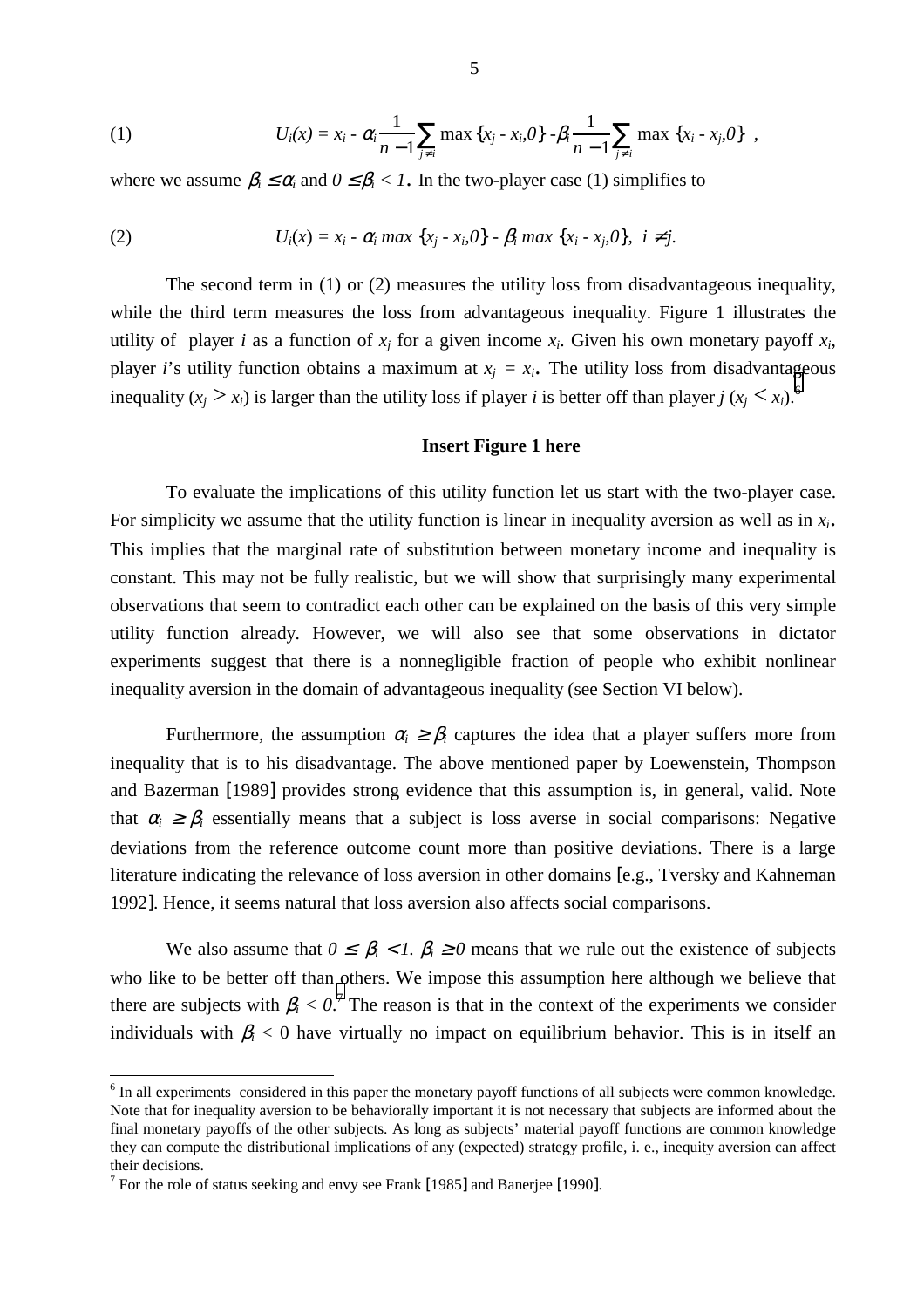$$U_i(x) = x_i - \alpha_i \frac{1}{n-1} \sum_{j \neq i} \max\{x_j - x_i, 0\} - \beta_i \frac{1}{n-1} \sum_{j \neq i} \max\{x_i - x_j, 0\} \quad (1)$$

where we assume $\beta_i \leq \alpha_i$ and $0 \leq \beta_i < 1$. In the two-player case (1) simplifies to

$$U_i(x) = x_i - \alpha_i \max\{x_j - x_i, 0\} - \beta_i \max\{x_i - x_j, 0\}, \; i \neq j. \quad (2)$$

The second term in (1) or (2) measures the utility loss from disadvantageous inequality, while the third term measures the loss from advantageous inequality. Figure 1 illustrates the utility of player $i$ as a function of $x_j$ for a given income $x_i$. Given his own monetary payoff $x_i$, player $i$'s utility function obtains a maximum at $x_j = x_i$. The utility loss from disadvantageous inequality ($x_j > x_i$) is larger than the utility loss if player $i$ is better off than player $j$ ($x_j < x_i$).[6]

**Insert Figure 1 here**

To evaluate the implications of this utility function let us start with the two-player case. For simplicity we assume that the utility function is linear in inequality aversion as well as in $x_i$. This implies that the marginal rate of substitution between monetary income and inequality is constant. This may not be fully realistic, but we will show that surprisingly many experimental observations that seem to contradict each other can be explained on the basis of this very simple utility function already. However, we will also see that some observations in dictator experiments suggest that there is a nonnegligible fraction of people who exhibit nonlinear inequality aversion in the domain of advantageous inequality (see Section VI below).

Furthermore, the assumption $\alpha_i \geq \beta_i$ captures the idea that a player suffers more from inequality that is to his disadvantage. The above mentioned paper by Loewenstein, Thompson and Bazerman [1989] provides strong evidence that this assumption is, in general, valid. Note that $\alpha_i \geq \beta_i$ essentially means that a subject is loss averse in social comparisons: Negative deviations from the reference outcome count more than positive deviations. There is a large literature indicating the relevance of loss aversion in other domains [e.g., Tversky and Kahneman 1992]. Hence, it seems natural that loss aversion also affects social comparisons.

We also assume that $0 \leq \beta_i < 1$. $\beta_i \geq 0$ means that we rule out the existence of subjects who like to be better off than others. We impose this assumption here although we believe that there are subjects with $\beta_i < 0$.[7] The reason is that in the context of the experiments we consider individuals with $\beta_i < 0$ have virtually no impact on equilibrium behavior. This is in itself an

---

[6] In all experiments considered in this paper the monetary payoff functions of all subjects were common knowledge. Note that for inequality aversion to be behaviorally important it is not necessary that subjects are informed about the final monetary payoffs of the other subjects. As long as subjects' material payoff functions are common knowledge they can compute the distributional implications of any (expected) strategy profile, i. e., inequity aversion can affect their decisions.

[7] For the role of status seeking and envy see Frank [1985] and Banerjee [1990].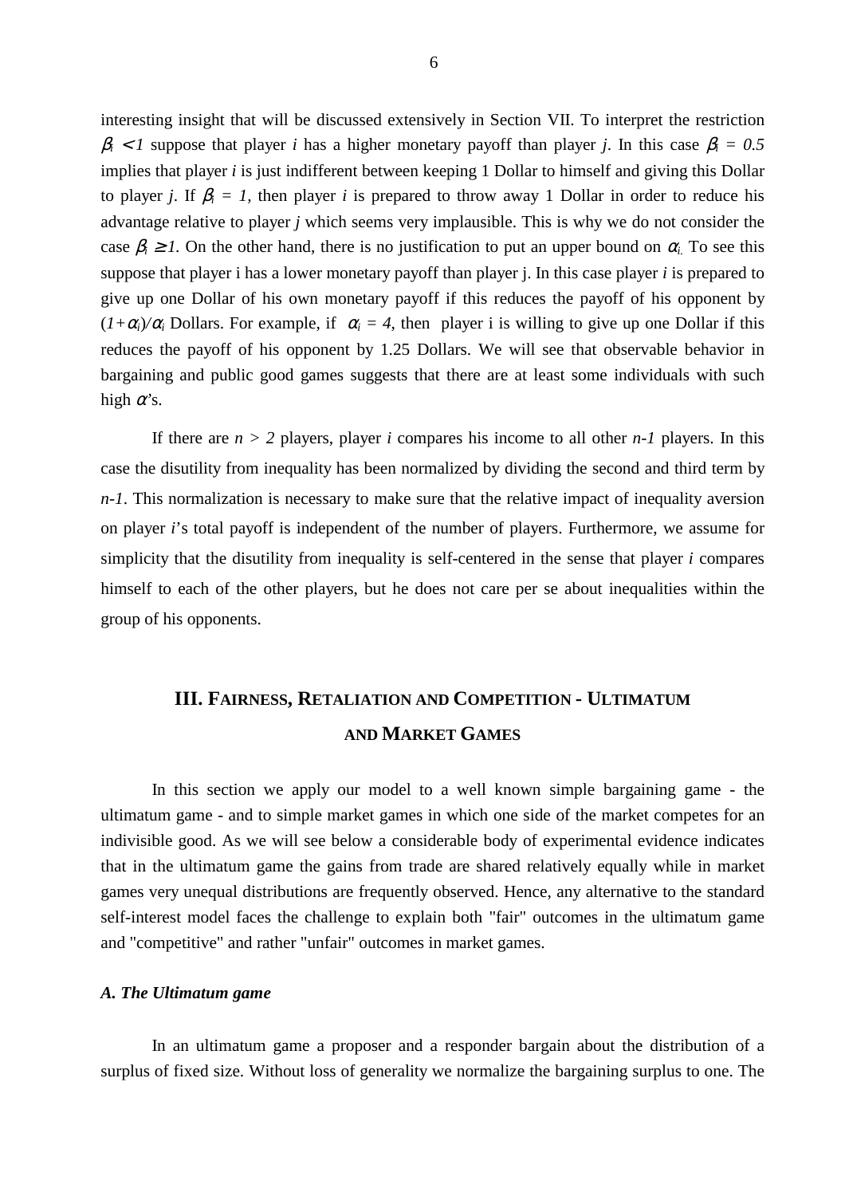interesting insight that will be discussed extensively in Section VII. To interpret the restriction $\beta_i < 1$ suppose that player *i* has a higher monetary payoff than player *j*. In this case $\beta_i = 0.5$ implies that player *i* is just indifferent between keeping 1 Dollar to himself and giving this Dollar to player *j*. If $\beta_i = 1$, then player *i* is prepared to throw away 1 Dollar in order to reduce his advantage relative to player *j* which seems very implausible. This is why we do not consider the case $\beta_i \geq 1$. On the other hand, there is no justification to put an upper bound on $\alpha_i$. To see this suppose that player i has a lower monetary payoff than player j. In this case player *i* is prepared to give up one Dollar of his own monetary payoff if this reduces the payoff of his opponent by $(1+\alpha_i)/\alpha_i$ Dollars. For example, if $\alpha_i = 4$, then player i is willing to give up one Dollar if this reduces the payoff of his opponent by 1.25 Dollars. We will see that observable behavior in bargaining and public good games suggests that there are at least some individuals with such high $\alpha$'s.

If there are $n > 2$ players, player *i* compares his income to all other *n-1* players. In this case the disutility from inequality has been normalized by dividing the second and third term by *n-1*. This normalization is necessary to make sure that the relative impact of inequality aversion on player *i*'s total payoff is independent of the number of players. Furthermore, we assume for simplicity that the disutility from inequality is self-centered in the sense that player *i* compares himself to each of the other players, but he does not care per se about inequalities within the group of his opponents.

## III. Fairness, Retaliation and Competition - Ultimatum and Market Games

In this section we apply our model to a well known simple bargaining game - the ultimatum game - and to simple market games in which one side of the market competes for an indivisible good. As we will see below a considerable body of experimental evidence indicates that in the ultimatum game the gains from trade are shared relatively equally while in market games very unequal distributions are frequently observed. Hence, any alternative to the standard self-interest model faces the challenge to explain both "fair" outcomes in the ultimatum game and "competitive" and rather "unfair" outcomes in market games.

### *A. The Ultimatum game*

In an ultimatum game a proposer and a responder bargain about the distribution of a surplus of fixed size. Without loss of generality we normalize the bargaining surplus to one. The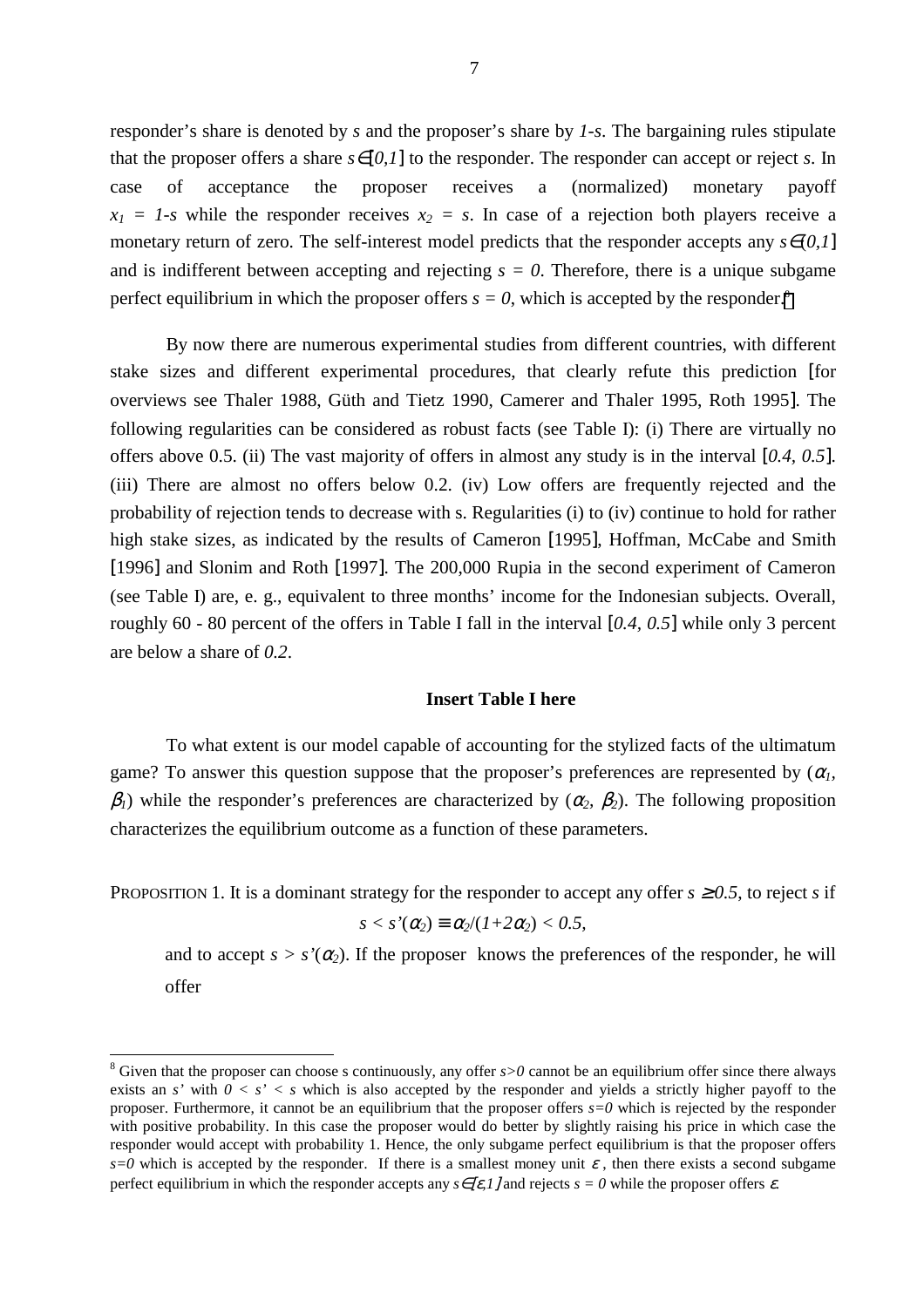responder's share is denoted by $s$ and the proposer's share by $1\text{-}s$. The bargaining rules stipulate that the proposer offers a share $s\in[0,1]$ to the responder. The responder can accept or reject $s$. In case of acceptance the proposer receives a (normalized) monetary payoff $x_1 = 1\text{-}s$ while the responder receives $x_2 = s$. In case of a rejection both players receive a monetary return of zero. The self-interest model predicts that the responder accepts any $s\in(0,1]$ and is indifferent between accepting and rejecting $s = 0$. Therefore, there is a unique subgame perfect equilibrium in which the proposer offers $s = 0$, which is accepted by the responder.[8]

By now there are numerous experimental studies from different countries, with different stake sizes and different experimental procedures, that clearly refute this prediction [for overviews see Thaler 1988, Güth and Tietz 1990, Camerer and Thaler 1995, Roth 1995]. The following regularities can be considered as robust facts (see Table I): (i) There are virtually no offers above 0.5. (ii) The vast majority of offers in almost any study is in the interval $[0.4, 0.5]$. (iii) There are almost no offers below 0.2. (iv) Low offers are frequently rejected and the probability of rejection tends to decrease with s. Regularities (i) to (iv) continue to hold for rather high stake sizes, as indicated by the results of Cameron [1995], Hoffman, McCabe and Smith [1996] and Slonim and Roth [1997]. The 200,000 Rupia in the second experiment of Cameron (see Table I) are, e. g., equivalent to three months' income for the Indonesian subjects. Overall, roughly 60 - 80 percent of the offers in Table I fall in the interval $[0.4, 0.5]$ while only 3 percent are below a share of $0.2$.

**Insert Table I here**

To what extent is our model capable of accounting for the stylized facts of the ultimatum game? To answer this question suppose that the proposer's preferences are represented by ($\alpha_1$, $\beta_1$) while the responder's preferences are characterized by ($\alpha_2$, $\beta_2$). The following proposition characterizes the equilibrium outcome as a function of these parameters.

PROPOSITION 1. It is a dominant strategy for the responder to accept any offer $s \geq 0.5$, to reject $s$ if

$$s < s'(\alpha_2) \equiv \alpha_2/(1+2\alpha_2) < 0.5,$$

and to accept $s > s'(\alpha_2)$. If the proposer knows the preferences of the responder, he will offer

[8] Given that the proposer can choose s continuously, any offer $s>0$ cannot be an equilibrium offer since there always exists an $s'$ with $0 < s' < s$ which is also accepted by the responder and yields a strictly higher payoff to the proposer. Furthermore, it cannot be an equilibrium that the proposer offers $s=0$ which is rejected by the responder with positive probability. In this case the proposer would do better by slightly raising his price in which case the responder would accept with probability 1. Hence, the only subgame perfect equilibrium is that the proposer offers $s=0$ which is accepted by the responder. If there is a smallest money unit $\varepsilon$, then there exists a second subgame perfect equilibrium in which the responder accepts any $s\in[\varepsilon,1]$ and rejects $s = 0$ while the proposer offers $\varepsilon$.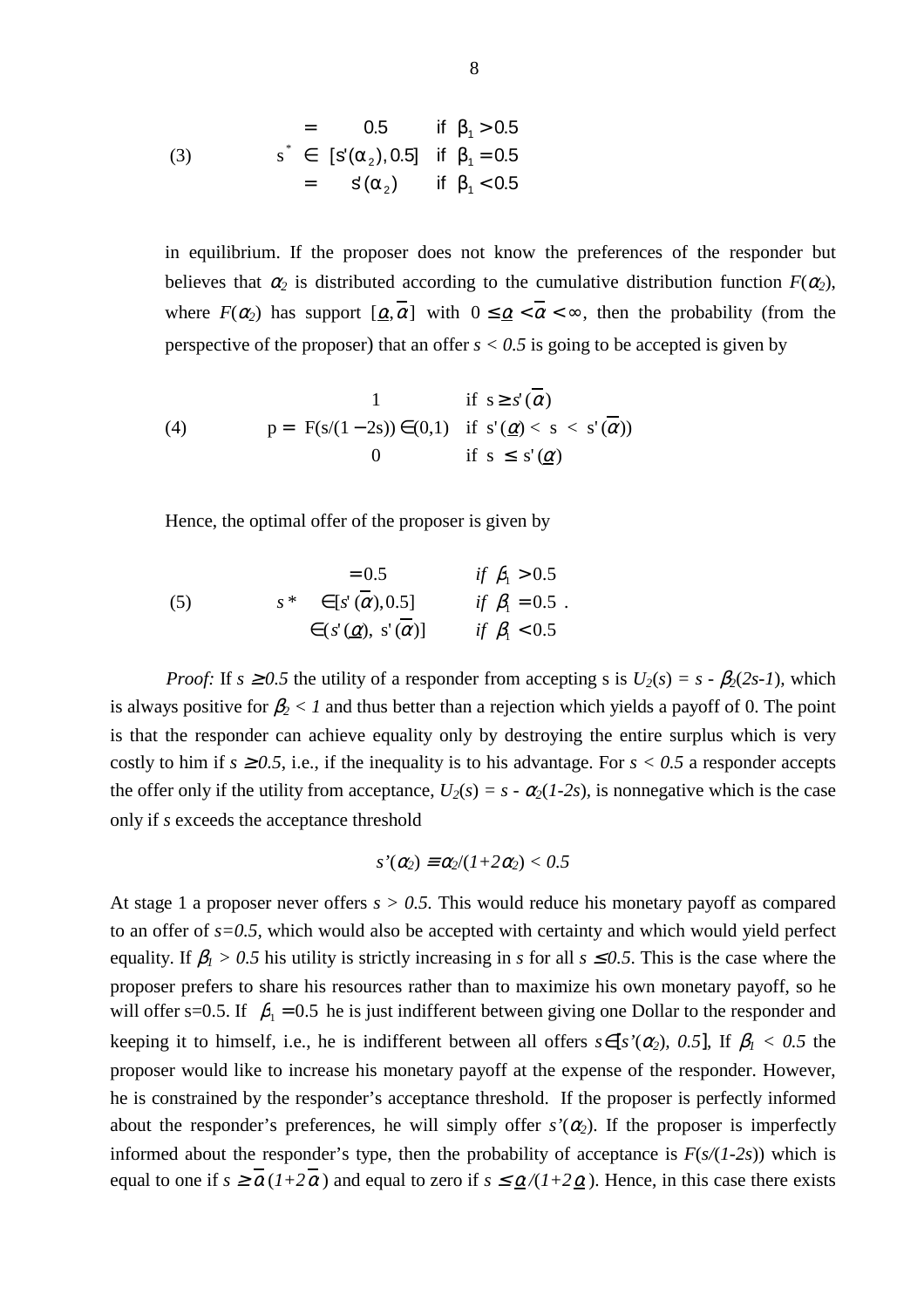$$
(3) \qquad s^* \begin{cases} = 0.5 & \text{if } \beta_1 > 0.5 \\ \in [s'(\alpha_2), 0.5] & \text{if } \beta_1 = 0.5 \\ = s'(\alpha_2) & \text{if } \beta_1 < 0.5 \end{cases}
$$

in equilibrium. If the proposer does not know the preferences of the responder but believes that $\alpha_2$ is distributed according to the cumulative distribution function $F(\alpha_2)$, where $F(\alpha_2)$ has support $[\underline{\alpha}, \overline{\alpha}]$ with $0 \leq \underline{\alpha} < \overline{\alpha} < \infty$, then the probability (from the perspective of the proposer) that an offer $s < 0.5$ is going to be accepted is given by

$$
(4) \qquad p = \begin{cases} 1 & \text{if } s \geq s'(\overline{\alpha}) \\ F(s/(1-2s)) \in (0,1) & \text{if } s'(\underline{\alpha}) < s < s'(\overline{\alpha}) \\ 0 & \text{if } s \leq s'(\underline{\alpha}) \end{cases}
$$

Hence, the optimal offer of the proposer is given by

$$
(5) \qquad s^* \begin{cases} = 0.5 & \text{if } \beta_1 > 0.5 \\ \in [s'(\overline{\alpha}), 0.5] & \text{if } \beta_1 = 0.5 \\ \in (s'(\underline{\alpha}),\ s'(\overline{\alpha})] & \text{if } \beta_1 < 0.5 \end{cases}.
$$

*Proof:* If $s \geq 0.5$ the utility of a responder from accepting s is $U_2(s) = s - \beta_2(2s-1)$, which is always positive for $\beta_2 < 1$ and thus better than a rejection which yields a payoff of 0. The point is that the responder can achieve equality only by destroying the entire surplus which is very costly to him if $s \geq 0.5$, i.e., if the inequality is to his advantage. For $s < 0.5$ a responder accepts the offer only if the utility from acceptance, $U_2(s) = s - \alpha_2(1-2s)$, is nonnegative which is the case only if $s$ exceeds the acceptance threshold

$$
s'(\alpha_2) \equiv \alpha_2/(1+2\alpha_2) < 0.5
$$

At stage 1 a proposer never offers $s > 0.5$. This would reduce his monetary payoff as compared to an offer of $s=0.5$, which would also be accepted with certainty and which would yield perfect equality. If $\beta_1 > 0.5$ his utility is strictly increasing in $s$ for all $s \leq 0.5$. This is the case where the proposer prefers to share his resources rather than to maximize his own monetary payoff, so he will offer s=0.5. If $\beta_1 = 0.5$ he is just indifferent between giving one Dollar to the responder and keeping it to himself, i.e., he is indifferent between all offers $s \in [s'(\alpha_2), 0.5]$. If $\beta_1 < 0.5$ the proposer would like to increase his monetary payoff at the expense of the responder. However, he is constrained by the responder's acceptance threshold. If the proposer is perfectly informed about the responder's preferences, he will simply offer $s'(\alpha_2)$. If the proposer is imperfectly informed about the responder's type, then the probability of acceptance is $F(s/(1-2s))$ which is equal to one if $s \geq \overline{\alpha}\,(1+2\overline{\alpha})$ and equal to zero if $s \leq \underline{\alpha}/(1+2\underline{\alpha})$. Hence, in this case there exists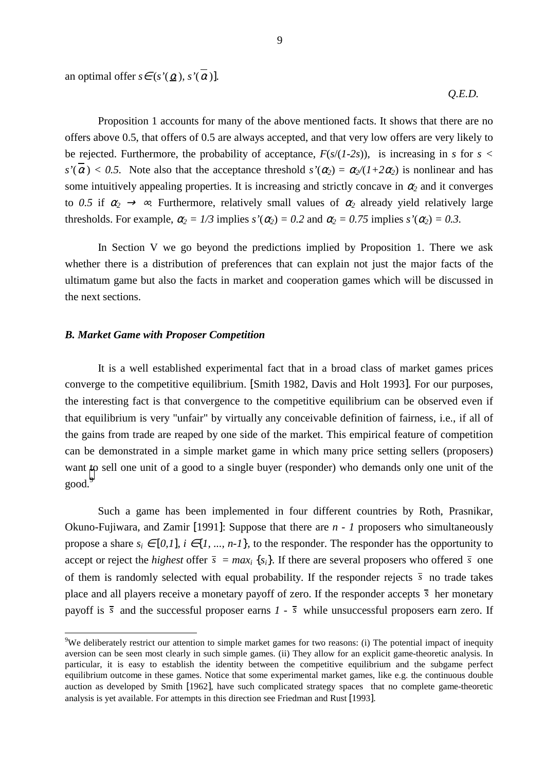an optimal offer $s \in (s'(\underline{\alpha}), s'(\overline{\alpha})]$.

*Q.E.D.*

Proposition 1 accounts for many of the above mentioned facts. It shows that there are no offers above 0.5, that offers of 0.5 are always accepted, and that very low offers are very likely to be rejected. Furthermore, the probability of acceptance, $F(s/(1-2s))$, is increasing in $s$ for $s < s'(\overline{\alpha}) < 0.5$. Note also that the acceptance threshold $s'(\alpha_2) = \alpha_2/(1+2\alpha_2)$ is nonlinear and has some intuitively appealing properties. It is increasing and strictly concave in $\alpha_2$ and it converges to $0.5$ if $\alpha_2 \rightarrow \infty$. Furthermore, relatively small values of $\alpha_2$ already yield relatively large thresholds. For example, $\alpha_2 = 1/3$ implies $s'(\alpha_2) = 0.2$ and $\alpha_2 = 0.75$ implies $s'(\alpha_2) = 0.3$.

In Section V we go beyond the predictions implied by Proposition 1. There we ask whether there is a distribution of preferences that can explain not just the major facts of the ultimatum game but also the facts in market and cooperation games which will be discussed in the next sections.

### *B. Market Game with Proposer Competition*

It is a well established experimental fact that in a broad class of market games prices converge to the competitive equilibrium. [Smith 1982, Davis and Holt 1993]. For our purposes, the interesting fact is that convergence to the competitive equilibrium can be observed even if that equilibrium is very "unfair" by virtually any conceivable definition of fairness, i.e., if all of the gains from trade are reaped by one side of the market. This empirical feature of competition can be demonstrated in a simple market game in which many price setting sellers (proposers) want to sell one unit of a good to a single buyer (responder) who demands only one unit of the good.[9]

Such a game has been implemented in four different countries by Roth, Prasnikar, Okuno-Fujiwara, and Zamir [1991]: Suppose that there are $n - 1$ proposers who simultaneously propose a share $s_i \in [0,1]$, $i \in \{1, ..., n-1\}$, to the responder. The responder has the opportunity to accept or reject the *highest* offer $\overline{s} = max_i \{s_i\}$. If there are several proposers who offered $\overline{s}$ one of them is randomly selected with equal probability. If the responder rejects $\overline{s}$ no trade takes place and all players receive a monetary payoff of zero. If the responder accepts $\overline{s}$ her monetary payoff is $\overline{s}$ and the successful proposer earns $1 - \overline{s}$ while unsuccessful proposers earn zero. If

[9] We deliberately restrict our attention to simple market games for two reasons: (i) The potential impact of inequity aversion can be seen most clearly in such simple games. (ii) They allow for an explicit game-theoretic analysis. In particular, it is easy to establish the identity between the competitive equilibrium and the subgame perfect equilibrium outcome in these games. Notice that some experimental market games, like e.g. the continuous double auction as developed by Smith [1962], have such complicated strategy spaces that no complete game-theoretic analysis is yet available. For attempts in this direction see Friedman and Rust [1993].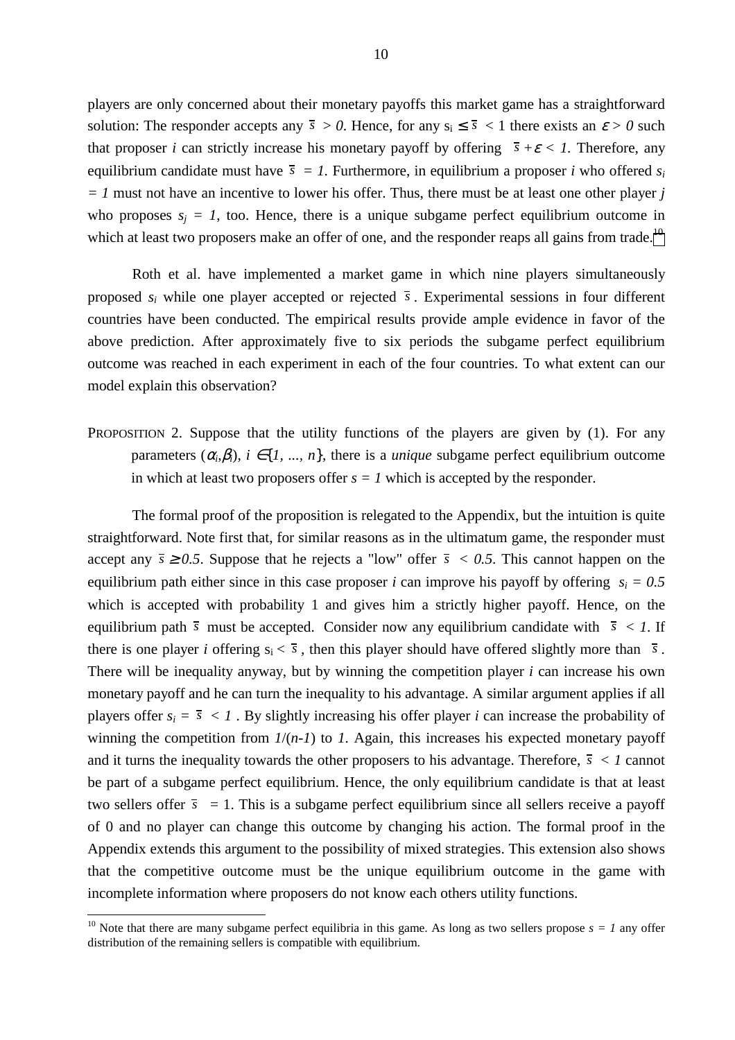players are only concerned about their monetary payoffs this market game has a straightforward solution: The responder accepts any $\bar{s} > 0$. Hence, for any $s_i \leq \bar{s} < 1$ there exists an $\varepsilon > 0$ such that proposer $i$ can strictly increase his monetary payoff by offering $\bar{s} + \varepsilon < 1$. Therefore, any equilibrium candidate must have $\bar{s} = 1$. Furthermore, in equilibrium a proposer $i$ who offered $s_i = 1$ must not have an incentive to lower his offer. Thus, there must be at least one other player $j$ who proposes $s_j = 1$, too. Hence, there is a unique subgame perfect equilibrium outcome in which at least two proposers make an offer of one, and the responder reaps all gains from trade.[10]

Roth et al. have implemented a market game in which nine players simultaneously proposed $s_i$ while one player accepted or rejected $\bar{s}$. Experimental sessions in four different countries have been conducted. The empirical results provide ample evidence in favor of the above prediction. After approximately five to six periods the subgame perfect equilibrium outcome was reached in each experiment in each of the four countries. To what extent can our model explain this observation?

PROPOSITION 2. Suppose that the utility functions of the players are given by (1). For any parameters $(\alpha_i, \beta_i)$, $i \in \{1, ..., n\}$, there is a *unique* subgame perfect equilibrium outcome in which at least two proposers offer $s = 1$ which is accepted by the responder.

The formal proof of the proposition is relegated to the Appendix, but the intuition is quite straightforward. Note first that, for similar reasons as in the ultimatum game, the responder must accept any $\bar{s} \geq 0.5$. Suppose that he rejects a "low" offer $\bar{s} < 0.5$. This cannot happen on the equilibrium path either since in this case proposer $i$ can improve his payoff by offering $s_i = 0.5$ which is accepted with probability 1 and gives him a strictly higher payoff. Hence, on the equilibrium path $\bar{s}$ must be accepted. Consider now any equilibrium candidate with $\bar{s} < 1$. If there is one player $i$ offering $s_i < \bar{s}$, then this player should have offered slightly more than $\bar{s}$. There will be inequality anyway, but by winning the competition player $i$ can increase his own monetary payoff and he can turn the inequality to his advantage. A similar argument applies if all players offer $s_i = \bar{s} < 1$. By slightly increasing his offer player $i$ can increase the probability of winning the competition from $1/(n\text{-}1)$ to $1$. Again, this increases his expected monetary payoff and it turns the inequality towards the other proposers to his advantage. Therefore, $\bar{s} < 1$ cannot be part of a subgame perfect equilibrium. Hence, the only equilibrium candidate is that at least two sellers offer $\bar{s} = 1$. This is a subgame perfect equilibrium since all sellers receive a payoff of 0 and no player can change this outcome by changing his action. The formal proof in the Appendix extends this argument to the possibility of mixed strategies. This extension also shows that the competitive outcome must be the unique equilibrium outcome in the game with incomplete information where proposers do not know each others utility functions.

---

[10] Note that there are many subgame perfect equilibria in this game. As long as two sellers propose $s = 1$ any offer distribution of the remaining sellers is compatible with equilibrium.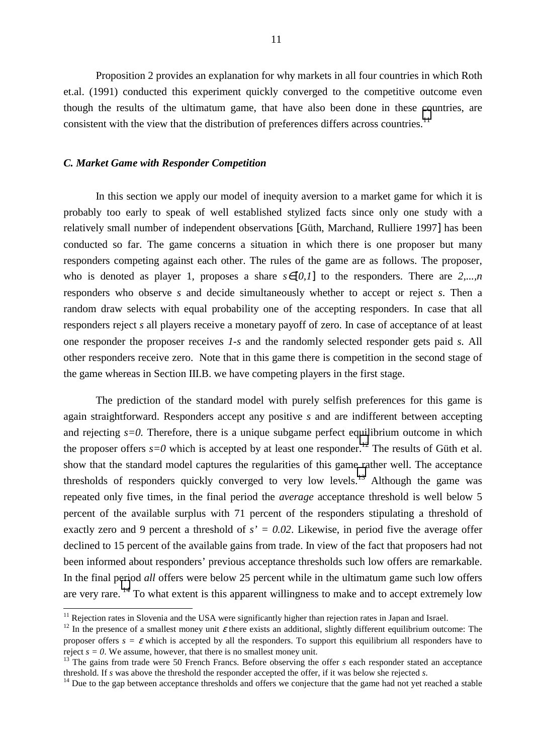Proposition 2 provides an explanation for why markets in all four countries in which Roth et.al. (1991) conducted this experiment quickly converged to the competitive outcome even though the results of the ultimatum game, that have also been done in these countries, are consistent with the view that the distribution of preferences differs across countries.[11]

### *C. Market Game with Responder Competition*

In this section we apply our model of inequity aversion to a market game for which it is probably too early to speak of well established stylized facts since only one study with a relatively small number of independent observations [Güth, Marchand, Rulliere 1997] has been conducted so far. The game concerns a situation in which there is one proposer but many responders competing against each other. The rules of the game are as follows. The proposer, who is denoted as player 1, proposes a share $s \in [0,1]$ to the responders. There are $2,...,n$ responders who observe $s$ and decide simultaneously whether to accept or reject $s$. Then a random draw selects with equal probability one of the accepting responders. In case that all responders reject $s$ all players receive a monetary payoff of zero. In case of acceptance of at least one responder the proposer receives $1-s$ and the randomly selected responder gets paid $s$. All other responders receive zero. Note that in this game there is competition in the second stage of the game whereas in Section III.B. we have competing players in the first stage.

The prediction of the standard model with purely selfish preferences for this game is again straightforward. Responders accept any positive $s$ and are indifferent between accepting and rejecting $s=0$. Therefore, there is a unique subgame perfect equilibrium outcome in which the proposer offers $s=0$ which is accepted by at least one responder.[12] The results of Güth et al. show that the standard model captures the regularities of this game rather well. The acceptance thresholds of responders quickly converged to very low levels.[13] Although the game was repeated only five times, in the final period the *average* acceptance threshold is well below 5 percent of the available surplus with 71 percent of the responders stipulating a threshold of exactly zero and 9 percent a threshold of $s' = 0.02$. Likewise, in period five the average offer declined to 15 percent of the available gains from trade. In view of the fact that proposers had not been informed about responders' previous acceptance thresholds such low offers are remarkable. In the final period *all* offers were below 25 percent while in the ultimatum game such low offers are very rare.[14] To what extent is this apparent willingness to make and to accept extremely low

---

[11] Rejection rates in Slovenia and the USA were significantly higher than rejection rates in Japan and Israel.

[12] In the presence of a smallest money unit $\varepsilon$ there exists an additional, slightly different equilibrium outcome: The proposer offers $s = \varepsilon$ which is accepted by all the responders. To support this equilibrium all responders have to reject $s = 0$. We assume, however, that there is no smallest money unit.

[13] The gains from trade were 50 French Francs. Before observing the offer $s$ each responder stated an acceptance threshold. If $s$ was above the threshold the responder accepted the offer, if it was below she rejected $s$.

[14] Due to the gap between acceptance thresholds and offers we conjecture that the game had not yet reached a stable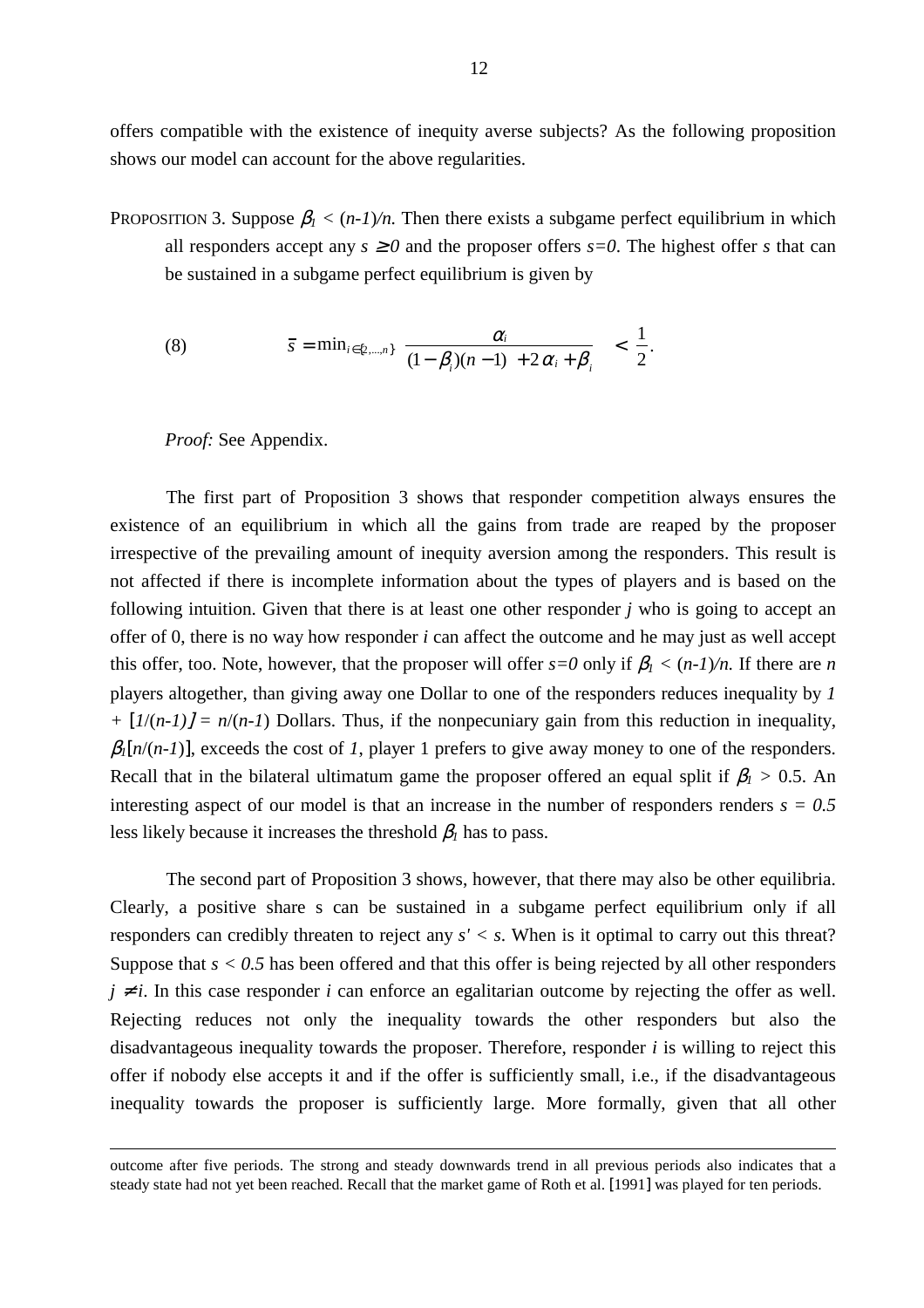offers compatible with the existence of inequity averse subjects? As the following proposition shows our model can account for the above regularities.

PROPOSITION 3. Suppose $\beta_1 < (n-1)/n$. Then there exists a subgame perfect equilibrium in which all responders accept any $s \geq 0$ and the proposer offers $s=0$. The highest offer $s$ that can be sustained in a subgame perfect equilibrium is given by

$$\bar{s} = \min_{i \in \{2,\ldots,n\}} \frac{\alpha_i}{(1-\beta_i)(n-1) + 2\alpha_i + \beta_i} < \frac{1}{2}. \tag{8}$$

*Proof:* See Appendix.

The first part of Proposition 3 shows that responder competition always ensures the existence of an equilibrium in which all the gains from trade are reaped by the proposer irrespective of the prevailing amount of inequity aversion among the responders. This result is not affected if there is incomplete information about the types of players and is based on the following intuition. Given that there is at least one other responder $j$ who is going to accept an offer of 0, there is no way how responder $i$ can affect the outcome and he may just as well accept this offer, too. Note, however, that the proposer will offer $s=0$ only if $\beta_1 < (n-1)/n$. If there are $n$ players altogether, than giving away one Dollar to one of the responders reduces inequality by $1 + [1/(n-1)] = n/(n-1)$ Dollars. Thus, if the nonpecuniary gain from this reduction in inequality, $\beta_1[n/(n-1)]$, exceeds the cost of $1$, player 1 prefers to give away money to one of the responders. Recall that in the bilateral ultimatum game the proposer offered an equal split if $\beta_1 > 0.5$. An interesting aspect of our model is that an increase in the number of responders renders $s = 0.5$ less likely because it increases the threshold $\beta_1$ has to pass.

The second part of Proposition 3 shows, however, that there may also be other equilibria. Clearly, a positive share s can be sustained in a subgame perfect equilibrium only if all responders can credibly threaten to reject any $s' < s$. When is it optimal to carry out this threat? Suppose that $s < 0.5$ has been offered and that this offer is being rejected by all other responders $j \neq i$. In this case responder $i$ can enforce an egalitarian outcome by rejecting the offer as well. Rejecting reduces not only the inequality towards the other responders but also the disadvantageous inequality towards the proposer. Therefore, responder $i$ is willing to reject this offer if nobody else accepts it and if the offer is sufficiently small, i.e., if the disadvantageous inequality towards the proposer is sufficiently large. More formally, given that all other

---

outcome after five periods. The strong and steady downwards trend in all previous periods also indicates that a steady state had not yet been reached. Recall that the market game of Roth et al. [1991] was played for ten periods.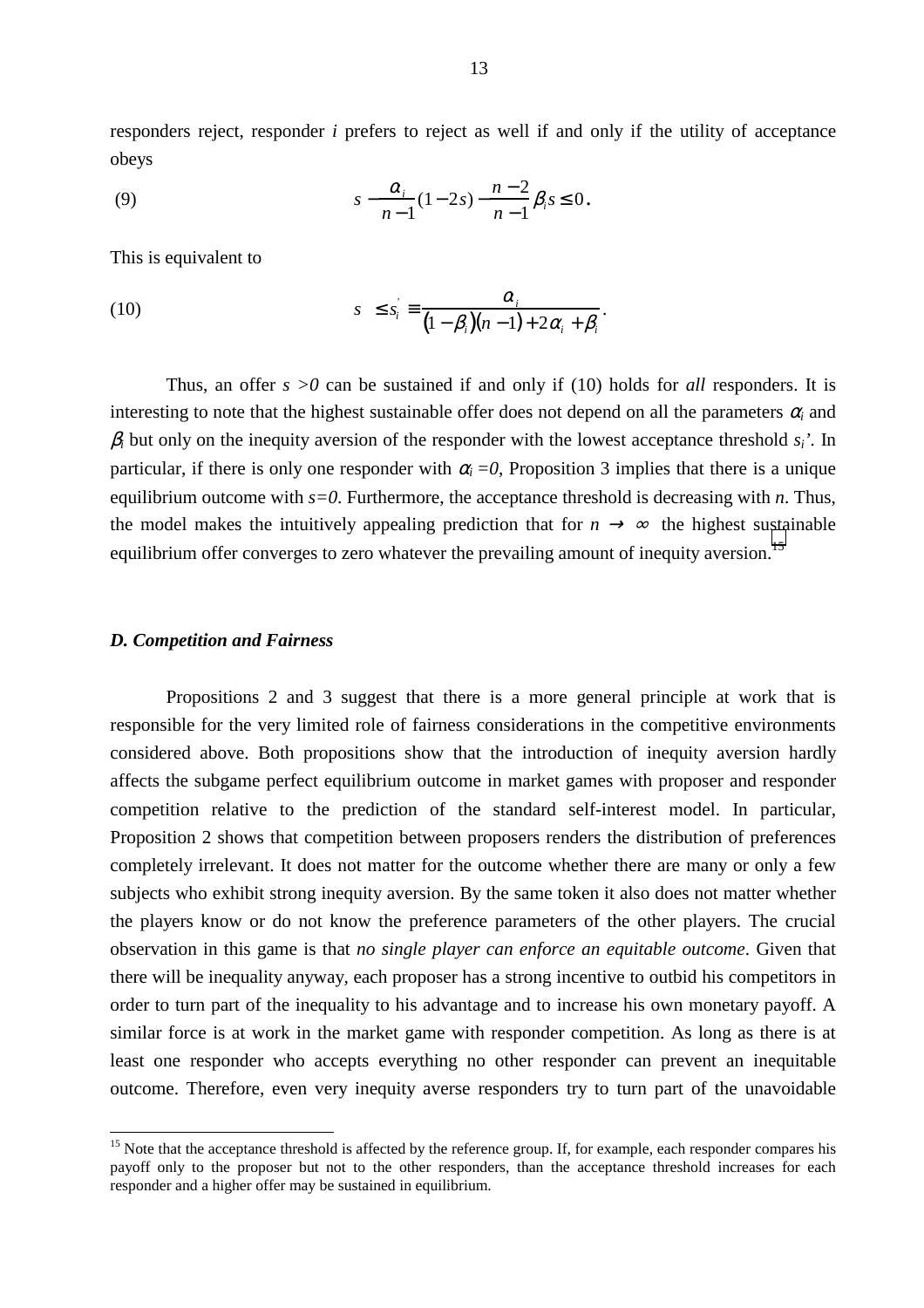responders reject, responder *i* prefers to reject as well if and only if the utility of acceptance obeys

$$s - \frac{\alpha_i}{n-1}(1-2s) - \frac{n-2}{n-1}\beta_i s \leq 0. \tag{9}$$

This is equivalent to

$$s \leq s_i' \equiv \frac{\alpha_i}{(1-\beta_i)(n-1)+2\alpha_i+\beta_i}. \tag{10}$$

Thus, an offer $s > 0$ can be sustained if and only if (10) holds for *all* responders. It is interesting to note that the highest sustainable offer does not depend on all the parameters $\alpha_i$ and $\beta_i$ but only on the inequity aversion of the responder with the lowest acceptance threshold $s_i'$. In particular, if there is only one responder with $\alpha_i = 0$, Proposition 3 implies that there is a unique equilibrium outcome with $s=0$. Furthermore, the acceptance threshold is decreasing with $n$. Thus, the model makes the intuitively appealing prediction that for $n \to \infty$ the highest sustainable equilibrium offer converges to zero whatever the prevailing amount of inequity aversion.[15]

### *D. Competition and Fairness*

Propositions 2 and 3 suggest that there is a more general principle at work that is responsible for the very limited role of fairness considerations in the competitive environments considered above. Both propositions show that the introduction of inequity aversion hardly affects the subgame perfect equilibrium outcome in market games with proposer and responder competition relative to the prediction of the standard self-interest model. In particular, Proposition 2 shows that competition between proposers renders the distribution of preferences completely irrelevant. It does not matter for the outcome whether there are many or only a few subjects who exhibit strong inequity aversion. By the same token it also does not matter whether the players know or do not know the preference parameters of the other players. The crucial observation in this game is that *no single player can enforce an equitable outcome*. Given that there will be inequality anyway, each proposer has a strong incentive to outbid his competitors in order to turn part of the inequality to his advantage and to increase his own monetary payoff. A similar force is at work in the market game with responder competition. As long as there is at least one responder who accepts everything no other responder can prevent an inequitable outcome. Therefore, even very inequity averse responders try to turn part of the unavoidable

[15] Note that the acceptance threshold is affected by the reference group. If, for example, each responder compares his payoff only to the proposer but not to the other responders, than the acceptance threshold increases for each responder and a higher offer may be sustained in equilibrium.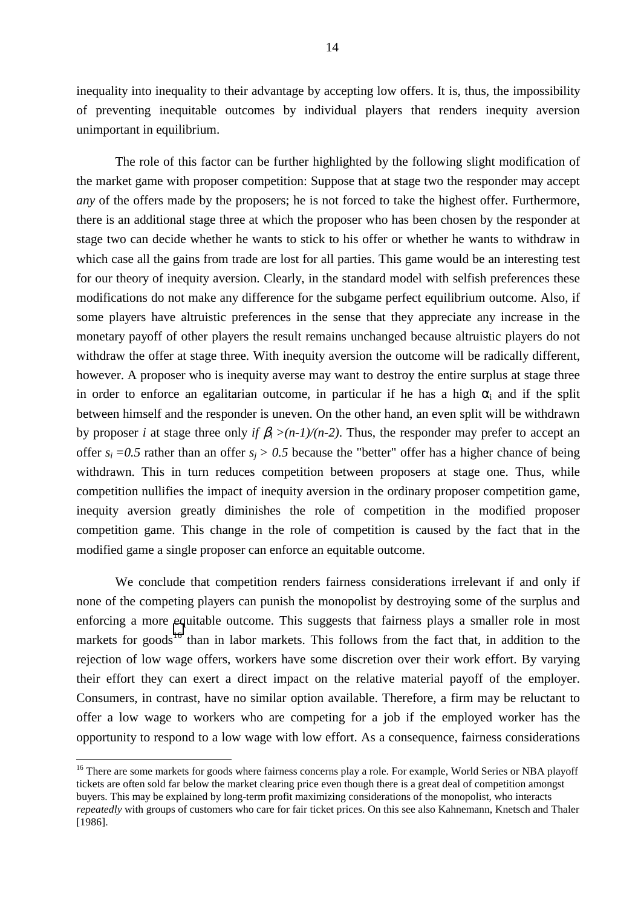inequality into inequality to their advantage by accepting low offers. It is, thus, the impossibility of preventing inequitable outcomes by individual players that renders inequity aversion unimportant in equilibrium.

The role of this factor can be further highlighted by the following slight modification of the market game with proposer competition: Suppose that at stage two the responder may accept *any* of the offers made by the proposers; he is not forced to take the highest offer. Furthermore, there is an additional stage three at which the proposer who has been chosen by the responder at stage two can decide whether he wants to stick to his offer or whether he wants to withdraw in which case all the gains from trade are lost for all parties. This game would be an interesting test for our theory of inequity aversion. Clearly, in the standard model with selfish preferences these modifications do not make any difference for the subgame perfect equilibrium outcome. Also, if some players have altruistic preferences in the sense that they appreciate any increase in the monetary payoff of other players the result remains unchanged because altruistic players do not withdraw the offer at stage three. With inequity aversion the outcome will be radically different, however. A proposer who is inequity averse may want to destroy the entire surplus at stage three in order to enforce an egalitarian outcome, in particular if he has a high $\alpha_i$ and if the split between himself and the responder is uneven. On the other hand, an even split will be withdrawn by proposer $i$ at stage three only *if* $\beta_i > (n-1)/(n-2)$. Thus, the responder may prefer to accept an offer $s_i = 0.5$ rather than an offer $s_j > 0.5$ because the "better" offer has a higher chance of being withdrawn. This in turn reduces competition between proposers at stage one. Thus, while competition nullifies the impact of inequity aversion in the ordinary proposer competition game, inequity aversion greatly diminishes the role of competition in the modified proposer competition game. This change in the role of competition is caused by the fact that in the modified game a single proposer can enforce an equitable outcome.

We conclude that competition renders fairness considerations irrelevant if and only if none of the competing players can punish the monopolist by destroying some of the surplus and enforcing a more equitable outcome. This suggests that fairness plays a smaller role in most markets for goods[16] than in labor markets. This follows from the fact that, in addition to the rejection of low wage offers, workers have some discretion over their work effort. By varying their effort they can exert a direct impact on the relative material payoff of the employer. Consumers, in contrast, have no similar option available. Therefore, a firm may be reluctant to offer a low wage to workers who are competing for a job if the employed worker has the opportunity to respond to a low wage with low effort. As a consequence, fairness considerations

---

[16] There are some markets for goods where fairness concerns play a role. For example, World Series or NBA playoff tickets are often sold far below the market clearing price even though there is a great deal of competition amongst buyers. This may be explained by long-term profit maximizing considerations of the monopolist, who interacts *repeatedly* with groups of customers who care for fair ticket prices. On this see also Kahnemann, Knetsch and Thaler [1986].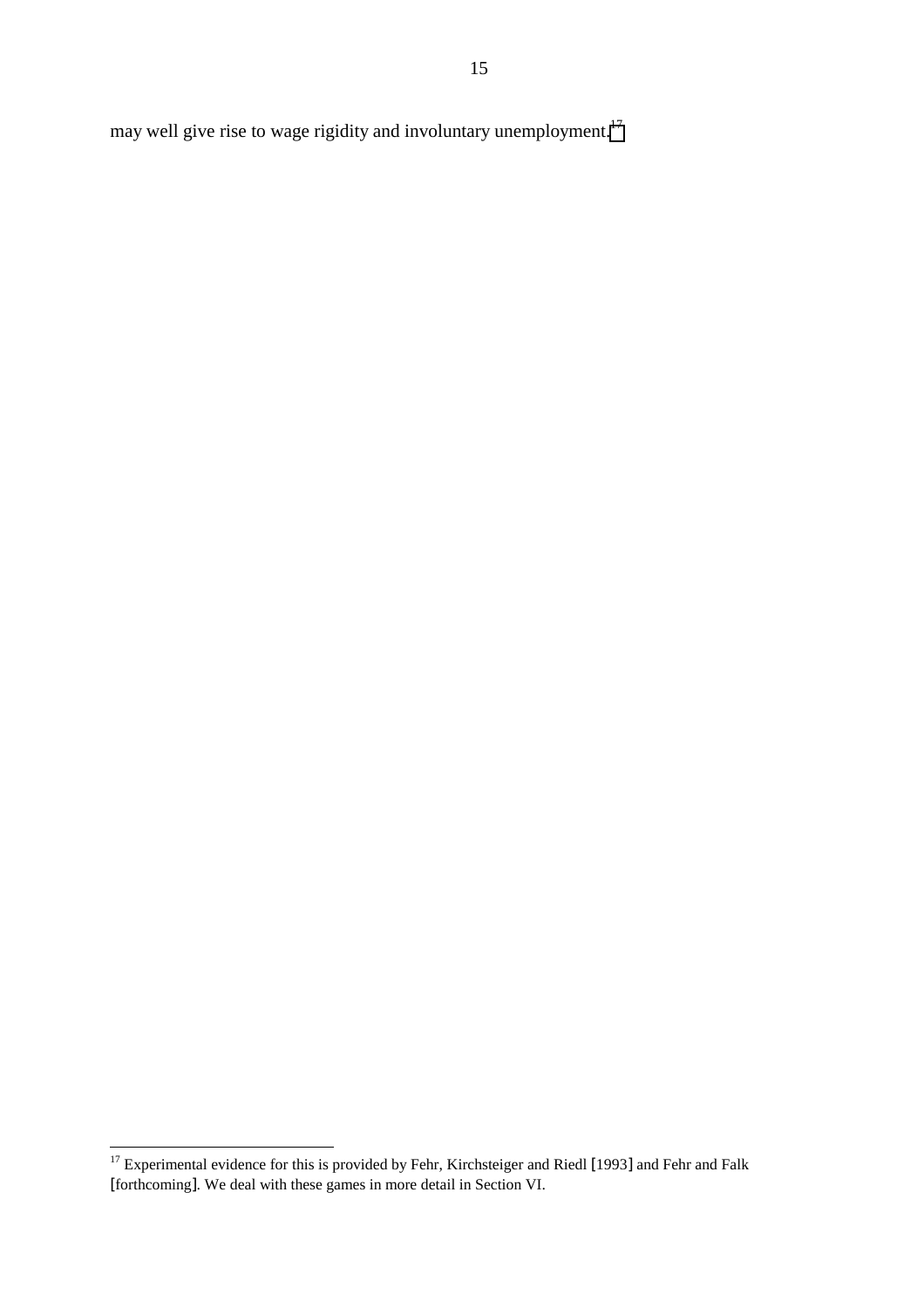may well give rise to wage rigidity and involuntary unemployment.[17]

[17] Experimental evidence for this is provided by Fehr, Kirchsteiger and Riedl [1993] and Fehr and Falk [forthcoming]. We deal with these games in more detail in Section VI.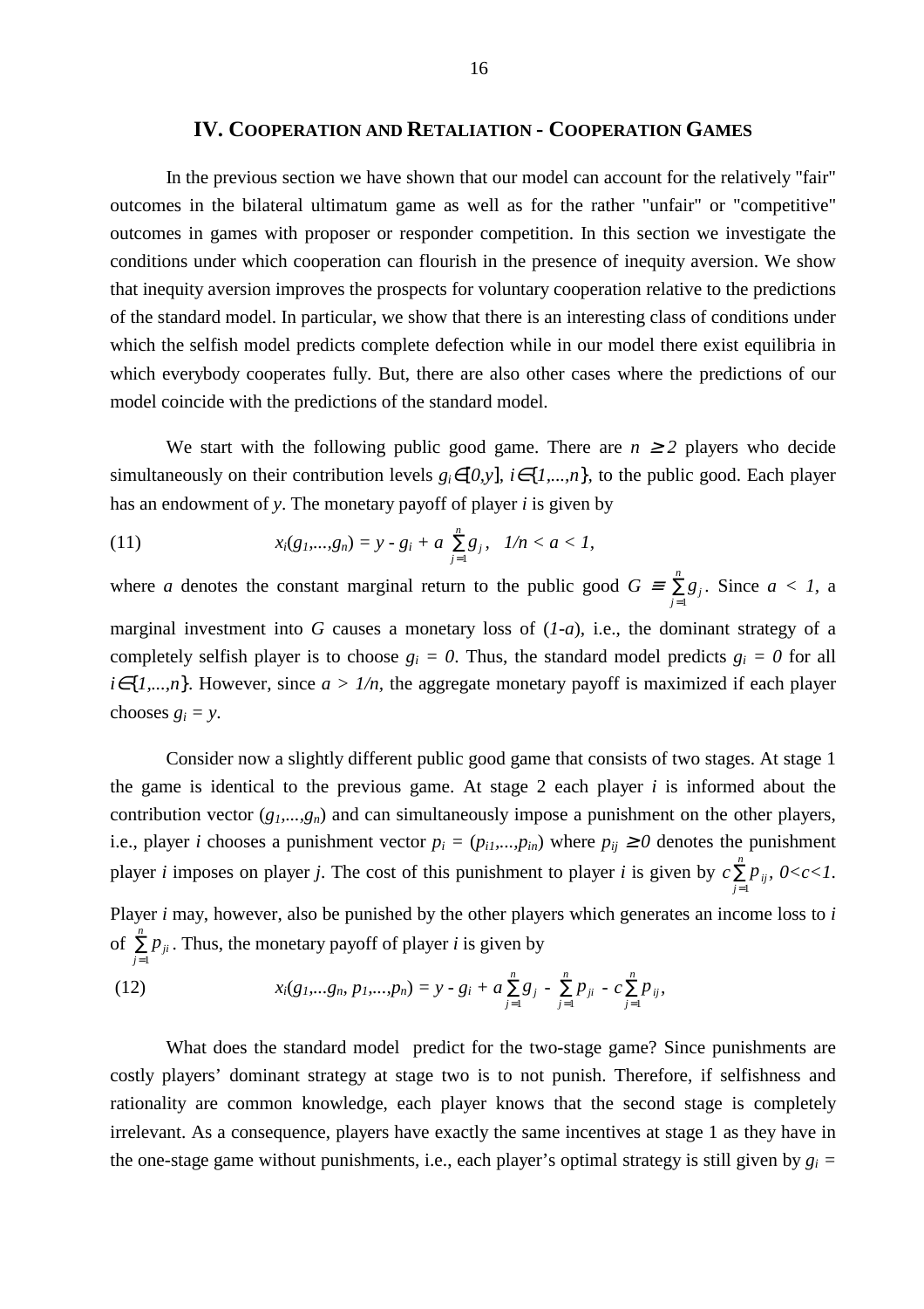## IV. Cooperation and Retaliation - Cooperation Games

In the previous section we have shown that our model can account for the relatively "fair" outcomes in the bilateral ultimatum game as well as for the rather "unfair" or "competitive" outcomes in games with proposer or responder competition. In this section we investigate the conditions under which cooperation can flourish in the presence of inequity aversion. We show that inequity aversion improves the prospects for voluntary cooperation relative to the predictions of the standard model. In particular, we show that there is an interesting class of conditions under which the selfish model predicts complete defection while in our model there exist equilibria in which everybody cooperates fully. But, there are also other cases where the predictions of our model coincide with the predictions of the standard model.

We start with the following public good game. There are $n \geq 2$ players who decide simultaneously on their contribution levels $g_i \in [0,y]$, $i \in \{1,...,n\}$, to the public good. Each player has an endowment of $y$. The monetary payoff of player $i$ is given by

$$x_i(g_1,...,g_n) = y - g_i + a \sum_{j=1}^{n} g_j, \quad 1/n < a < 1, \tag{11}$$

where $a$ denotes the constant marginal return to the public good $G \equiv \sum_{j=1}^{n} g_j$. Since $a < 1$, a marginal investment into $G$ causes a monetary loss of $(1-a)$, i.e., the dominant strategy of a completely selfish player is to choose $g_i = 0$. Thus, the standard model predicts $g_i = 0$ for all $i \in \{1,...,n\}$. However, since $a > 1/n$, the aggregate monetary payoff is maximized if each player chooses $g_i = y$.

Consider now a slightly different public good game that consists of two stages. At stage 1 the game is identical to the previous game. At stage 2 each player $i$ is informed about the contribution vector $(g_1,...,g_n)$ and can simultaneously impose a punishment on the other players, i.e., player $i$ chooses a punishment vector $p_i = (p_{i1},...,p_{in})$ where $p_{ij} \geq 0$ denotes the punishment player $i$ imposes on player $j$. The cost of this punishment to player $i$ is given by $c\sum_{j=1}^{n} p_{ij}$, $0<c<1$. Player $i$ may, however, also be punished by the other players which generates an income loss to $i$ of $\sum_{j=1}^{n} p_{ji}$. Thus, the monetary payoff of player $i$ is given by

$$x_i(g_1,...g_n, p_1,...,p_n) = y - g_i + a\sum_{j=1}^{n} g_j - \sum_{j=1}^{n} p_{ji} - c\sum_{j=1}^{n} p_{ij}, \tag{12}$$

What does the standard model predict for the two-stage game? Since punishments are costly players' dominant strategy at stage two is to not punish. Therefore, if selfishness and rationality are common knowledge, each player knows that the second stage is completely irrelevant. As a consequence, players have exactly the same incentives at stage 1 as they have in the one-stage game without punishments, i.e., each player's optimal strategy is still given by $g_i =$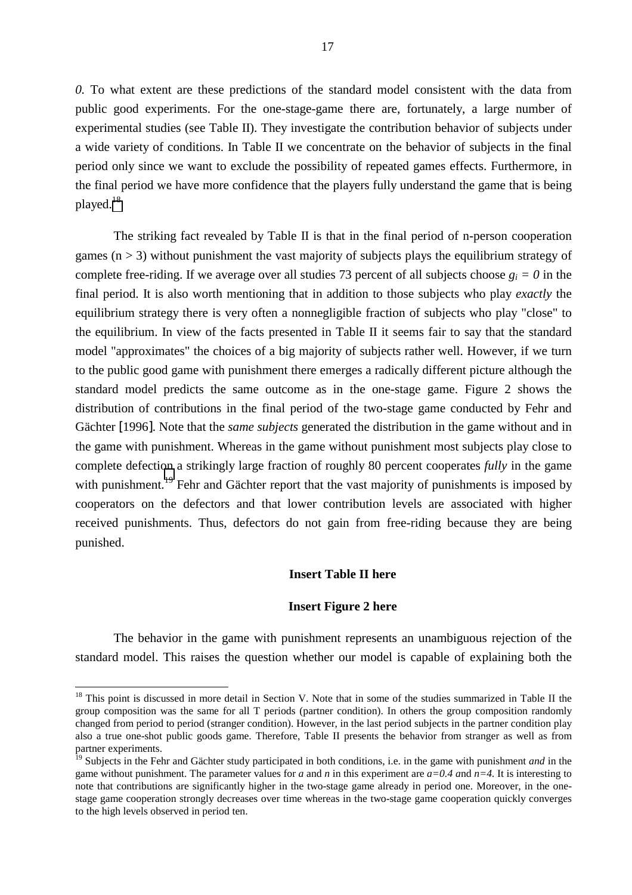*0*. To what extent are these predictions of the standard model consistent with the data from public good experiments. For the one-stage-game there are, fortunately, a large number of experimental studies (see Table II). They investigate the contribution behavior of subjects under a wide variety of conditions. In Table II we concentrate on the behavior of subjects in the final period only since we want to exclude the possibility of repeated games effects. Furthermore, in the final period we have more confidence that the players fully understand the game that is being played.[18]

The striking fact revealed by Table II is that in the final period of n-person cooperation games ($n > 3$) without punishment the vast majority of subjects plays the equilibrium strategy of complete free-riding. If we average over all studies 73 percent of all subjects choose $g_i = 0$ in the final period. It is also worth mentioning that in addition to those subjects who play *exactly* the equilibrium strategy there is very often a nonnegligible fraction of subjects who play "close" to the equilibrium. In view of the facts presented in Table II it seems fair to say that the standard model "approximates" the choices of a big majority of subjects rather well. However, if we turn to the public good game with punishment there emerges a radically different picture although the standard model predicts the same outcome as in the one-stage game. Figure 2 shows the distribution of contributions in the final period of the two-stage game conducted by Fehr and Gächter [1996]. Note that the *same subjects* generated the distribution in the game without and in the game with punishment. Whereas in the game without punishment most subjects play close to complete defection a strikingly large fraction of roughly 80 percent cooperates *fully* in the game with punishment.[19] Fehr and Gächter report that the vast majority of punishments is imposed by cooperators on the defectors and that lower contribution levels are associated with higher received punishments. Thus, defectors do not gain from free-riding because they are being punished.

**Insert Table II here**

**Insert Figure 2 here**

The behavior in the game with punishment represents an unambiguous rejection of the standard model. This raises the question whether our model is capable of explaining both the

---

[18] This point is discussed in more detail in Section V. Note that in some of the studies summarized in Table II the group composition was the same for all T periods (partner condition). In others the group composition randomly changed from period to period (stranger condition). However, in the last period subjects in the partner condition play also a true one-shot public goods game. Therefore, Table II presents the behavior from stranger as well as from partner experiments.

[19] Subjects in the Fehr and Gächter study participated in both conditions, i.e. in the game with punishment *and* in the game without punishment. The parameter values for $a$ and $n$ in this experiment are $a=0.4$ and $n=4$. It is interesting to note that contributions are significantly higher in the two-stage game already in period one. Moreover, in the one-stage game cooperation strongly decreases over time whereas in the two-stage game cooperation quickly converges to the high levels observed in period ten.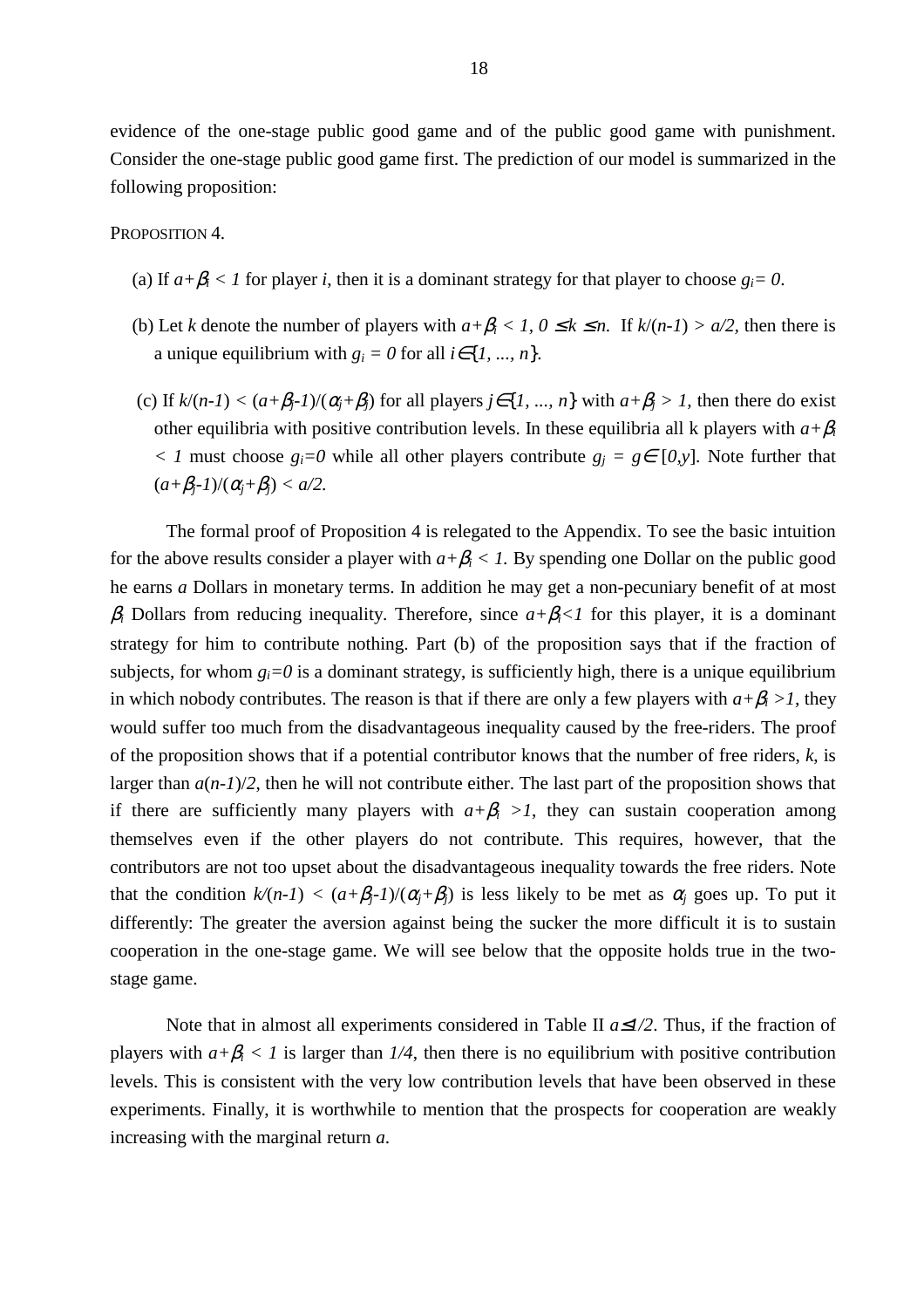evidence of the one-stage public good game and of the public good game with punishment. Consider the one-stage public good game first. The prediction of our model is summarized in the following proposition:

PROPOSITION 4.

(a) If $a+\beta_i < 1$ for player $i$, then it is a dominant strategy for that player to choose $g_i = 0$.

(b) Let $k$ denote the number of players with $a+\beta_i < 1$, $0 \leq k \leq n$. If $k/(n-1) > a/2$, then there is a unique equilibrium with $g_i = 0$ for all $i \in \{1, ..., n\}$.

(c) If $k/(n-1) < (a+\beta_j-1)/(\alpha_j+\beta_j)$ for all players $j \in \{1, ..., n\}$ with $a+\beta_j > 1$, then there do exist other equilibria with positive contribution levels. In these equilibria all k players with $a+\beta_i < 1$ must choose $g_i=0$ while all other players contribute $g_j = g \in [0,y]$. Note further that $(a+\beta_j-1)/(\alpha_j+\beta_j) < a/2$.

The formal proof of Proposition 4 is relegated to the Appendix. To see the basic intuition for the above results consider a player with $a+\beta_i < 1$. By spending one Dollar on the public good he earns $a$ Dollars in monetary terms. In addition he may get a non-pecuniary benefit of at most $\beta_i$ Dollars from reducing inequality. Therefore, since $a+\beta_i<1$ for this player, it is a dominant strategy for him to contribute nothing. Part (b) of the proposition says that if the fraction of subjects, for whom $g_i=0$ is a dominant strategy, is sufficiently high, there is a unique equilibrium in which nobody contributes. The reason is that if there are only a few players with $a+\beta_i >1$, they would suffer too much from the disadvantageous inequality caused by the free-riders. The proof of the proposition shows that if a potential contributor knows that the number of free riders, $k$, is larger than $a(n-1)/2$, then he will not contribute either. The last part of the proposition shows that if there are sufficiently many players with $a+\beta_i >1$, they can sustain cooperation among themselves even if the other players do not contribute. This requires, however, that the contributors are not too upset about the disadvantageous inequality towards the free riders. Note that the condition $k/(n-1) < (a+\beta_j-1)/(\alpha_j+\beta_j)$ is less likely to be met as $\alpha_j$ goes up. To put it differently: The greater the aversion against being the sucker the more difficult it is to sustain cooperation in the one-stage game. We will see below that the opposite holds true in the two-stage game.

Note that in almost all experiments considered in Table II $a \leq 1/2$. Thus, if the fraction of players with $a+\beta_i < 1$ is larger than $1/4$, then there is no equilibrium with positive contribution levels. This is consistent with the very low contribution levels that have been observed in these experiments. Finally, it is worthwhile to mention that the prospects for cooperation are weakly increasing with the marginal return $a$.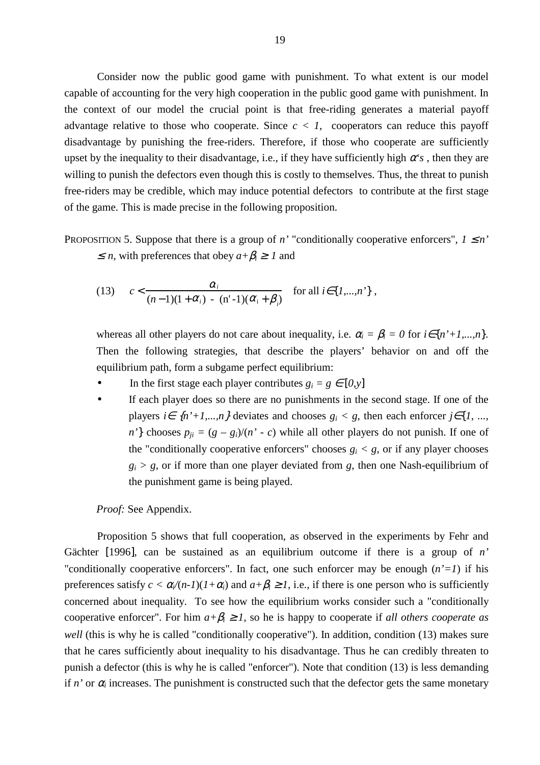Consider now the public good game with punishment. To what extent is our model capable of accounting for the very high cooperation in the public good game with punishment. In the context of our model the crucial point is that free-riding generates a material payoff advantage relative to those who cooperate. Since $c < 1$, cooperators can reduce this payoff disadvantage by punishing the free-riders. Therefore, if those who cooperate are sufficiently upset by the inequality to their disadvantage, i.e., if they have sufficiently high $\alpha$'s, then they are willing to punish the defectors even though this is costly to themselves. Thus, the threat to punish free-riders may be credible, which may induce potential defectors to contribute at the first stage of the game. This is made precise in the following proposition.

PROPOSITION 5. Suppose that there is a group of $n'$ "conditionally cooperative enforcers", $1 \leq n' \leq n$, with preferences that obey $a+\beta_i \geq 1$ and

$$(13) \qquad c < \frac{\alpha_i}{(n-1)(1+\alpha_i) - (n'-1)(\alpha_i + \beta_i)} \quad \text{for all } i \in \{1,...,n'\},$$

whereas all other players do not care about inequality, i.e. $\alpha_i = \beta_i = 0$ for $i \in \{n'+1,...,n\}$. Then the following strategies, that describe the players' behavior on and off the equilibrium path, form a subgame perfect equilibrium:

- In the first stage each player contributes $g_i = g \in [0,y]$
- If each player does so there are no punishments in the second stage. If one of the players $i \in \{n'+1,...,n\}$ deviates and chooses $g_i < g$, then each enforcer $j \in \{1, ..., n'\}$ chooses $p_{ji} = (g - g_i)/(n' - c)$ while all other players do not punish. If one of the "conditionally cooperative enforcers" chooses $g_i < g$, or if any player chooses $g_i > g$, or if more than one player deviated from $g$, then one Nash-equilibrium of the punishment game is being played.

*Proof:* See Appendix.

Proposition 5 shows that full cooperation, as observed in the experiments by Fehr and Gächter [1996], can be sustained as an equilibrium outcome if there is a group of $n'$ "conditionally cooperative enforcers". In fact, one such enforcer may be enough ($n'=1$) if his preferences satisfy $c < \alpha_i/(n-1)(1+\alpha_i)$ and $a+\beta_i \geq 1$, i.e., if there is one person who is sufficiently concerned about inequality. To see how the equilibrium works consider such a "conditionally cooperative enforcer". For him $a+\beta_i \geq 1$, so he is happy to cooperate if *all others cooperate as well* (this is why he is called "conditionally cooperative"). In addition, condition (13) makes sure that he cares sufficiently about inequality to his disadvantage. Thus he can credibly threaten to punish a defector (this is why he is called "enforcer"). Note that condition (13) is less demanding if $n'$ or $\alpha_i$ increases. The punishment is constructed such that the defector gets the same monetary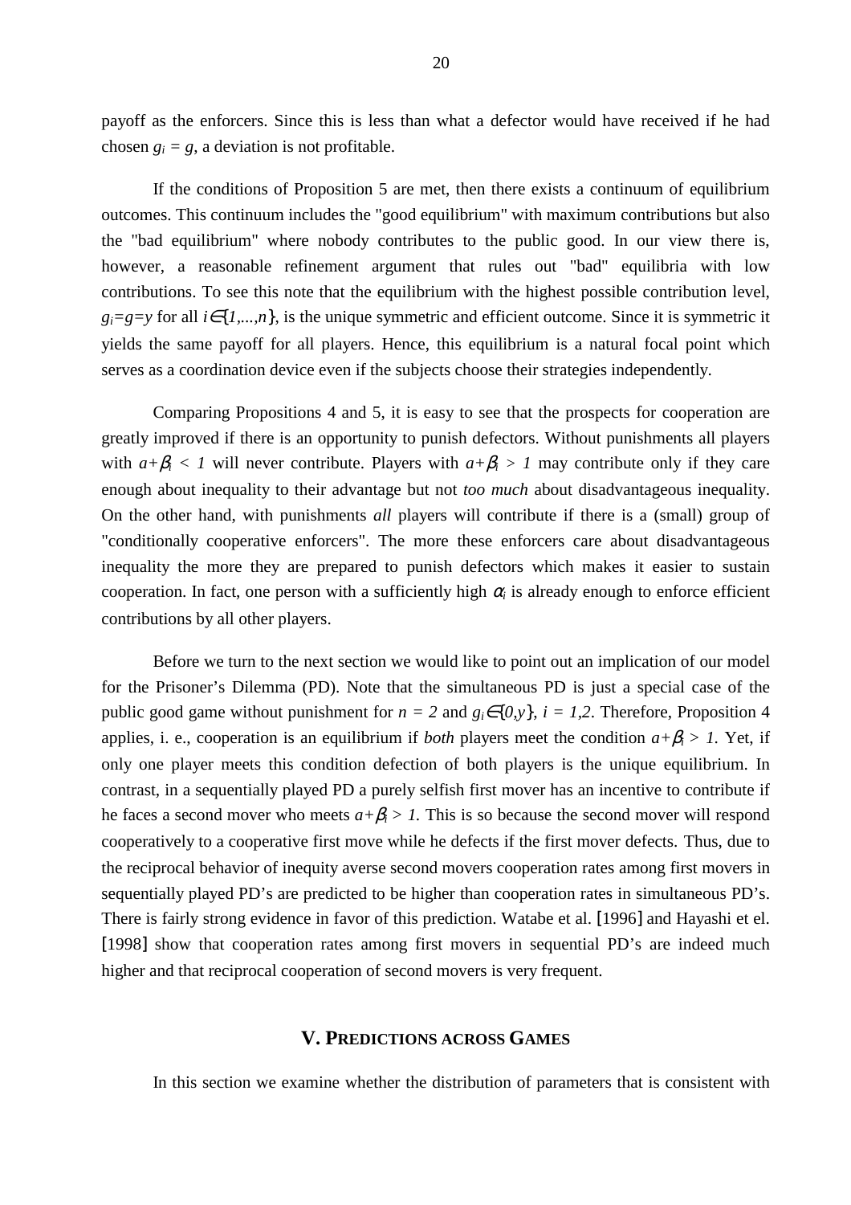payoff as the enforcers. Since this is less than what a defector would have received if he had chosen $g_i = g$, a deviation is not profitable.

If the conditions of Proposition 5 are met, then there exists a continuum of equilibrium outcomes. This continuum includes the "good equilibrium" with maximum contributions but also the "bad equilibrium" where nobody contributes to the public good. In our view there is, however, a reasonable refinement argument that rules out "bad" equilibria with low contributions. To see this note that the equilibrium with the highest possible contribution level, $g_i=g=y$ for all $i \in \{1,...,n\}$, is the unique symmetric and efficient outcome. Since it is symmetric it yields the same payoff for all players. Hence, this equilibrium is a natural focal point which serves as a coordination device even if the subjects choose their strategies independently.

Comparing Propositions 4 and 5, it is easy to see that the prospects for cooperation are greatly improved if there is an opportunity to punish defectors. Without punishments all players with $a+\beta_i < 1$ will never contribute. Players with $a+\beta_i > 1$ may contribute only if they care enough about inequality to their advantage but not *too much* about disadvantageous inequality. On the other hand, with punishments *all* players will contribute if there is a (small) group of "conditionally cooperative enforcers". The more these enforcers care about disadvantageous inequality the more they are prepared to punish defectors which makes it easier to sustain cooperation. In fact, one person with a sufficiently high $\alpha_i$ is already enough to enforce efficient contributions by all other players.

Before we turn to the next section we would like to point out an implication of our model for the Prisoner's Dilemma (PD). Note that the simultaneous PD is just a special case of the public good game without punishment for $n = 2$ and $g_i \in \{0,y\}$, $i = 1,2$. Therefore, Proposition 4 applies, i. e., cooperation is an equilibrium if *both* players meet the condition $a+\beta_i > 1$. Yet, if only one player meets this condition defection of both players is the unique equilibrium. In contrast, in a sequentially played PD a purely selfish first mover has an incentive to contribute if he faces a second mover who meets $a+\beta_i > 1$. This is so because the second mover will respond cooperatively to a cooperative first move while he defects if the first mover defects. Thus, due to the reciprocal behavior of inequity averse second movers cooperation rates among first movers in sequentially played PD's are predicted to be higher than cooperation rates in simultaneous PD's. There is fairly strong evidence in favor of this prediction. Watabe et al. [1996] and Hayashi et el. [1998] show that cooperation rates among first movers in sequential PD's are indeed much higher and that reciprocal cooperation of second movers is very frequent.

## V. Predictions across Games

In this section we examine whether the distribution of parameters that is consistent with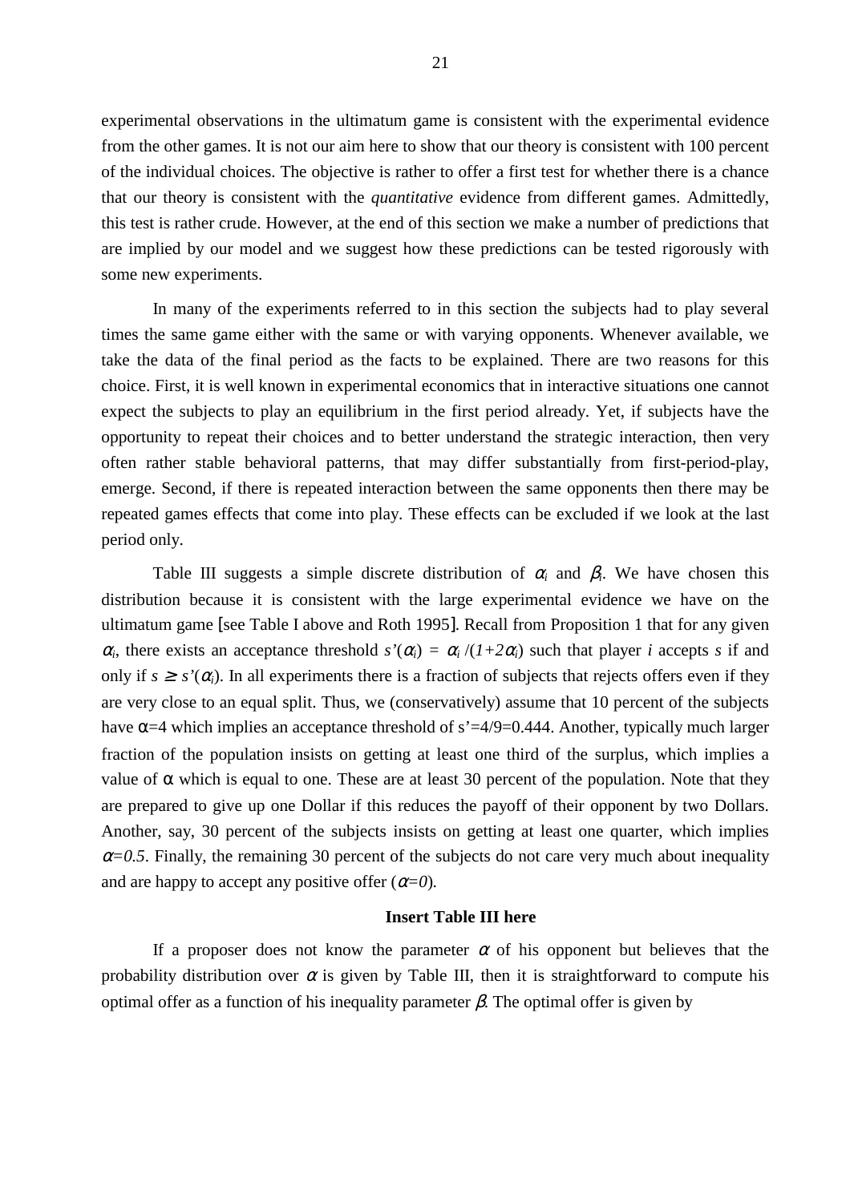experimental observations in the ultimatum game is consistent with the experimental evidence from the other games. It is not our aim here to show that our theory is consistent with 100 percent of the individual choices. The objective is rather to offer a first test for whether there is a chance that our theory is consistent with the *quantitative* evidence from different games. Admittedly, this test is rather crude. However, at the end of this section we make a number of predictions that are implied by our model and we suggest how these predictions can be tested rigorously with some new experiments.

In many of the experiments referred to in this section the subjects had to play several times the same game either with the same or with varying opponents. Whenever available, we take the data of the final period as the facts to be explained. There are two reasons for this choice. First, it is well known in experimental economics that in interactive situations one cannot expect the subjects to play an equilibrium in the first period already. Yet, if subjects have the opportunity to repeat their choices and to better understand the strategic interaction, then very often rather stable behavioral patterns, that may differ substantially from first-period-play, emerge. Second, if there is repeated interaction between the same opponents then there may be repeated games effects that come into play. These effects can be excluded if we look at the last period only.

Table III suggests a simple discrete distribution of $\alpha_i$ and $\beta_i$. We have chosen this distribution because it is consistent with the large experimental evidence we have on the ultimatum game [see Table I above and Roth 1995]. Recall from Proposition 1 that for any given $\alpha_i$, there exists an acceptance threshold $s'(\alpha_i) = \alpha_i/(1+2\alpha_i)$ such that player $i$ accepts $s$ if and only if $s \geq s'(\alpha_i)$. In all experiments there is a fraction of subjects that rejects offers even if they are very close to an equal split. Thus, we (conservatively) assume that 10 percent of the subjects have $\alpha=4$ which implies an acceptance threshold of $s'=4/9=0.444$. Another, typically much larger fraction of the population insists on getting at least one third of the surplus, which implies a value of $\alpha$ which is equal to one. These are at least 30 percent of the population. Note that they are prepared to give up one Dollar if this reduces the payoff of their opponent by two Dollars. Another, say, 30 percent of the subjects insists on getting at least one quarter, which implies $\alpha=0.5$. Finally, the remaining 30 percent of the subjects do not care very much about inequality and are happy to accept any positive offer ($\alpha=0$).

**Insert Table III here**

If a proposer does not know the parameter $\alpha$ of his opponent but believes that the probability distribution over $\alpha$ is given by Table III, then it is straightforward to compute his optimal offer as a function of his inequality parameter $\beta$. The optimal offer is given by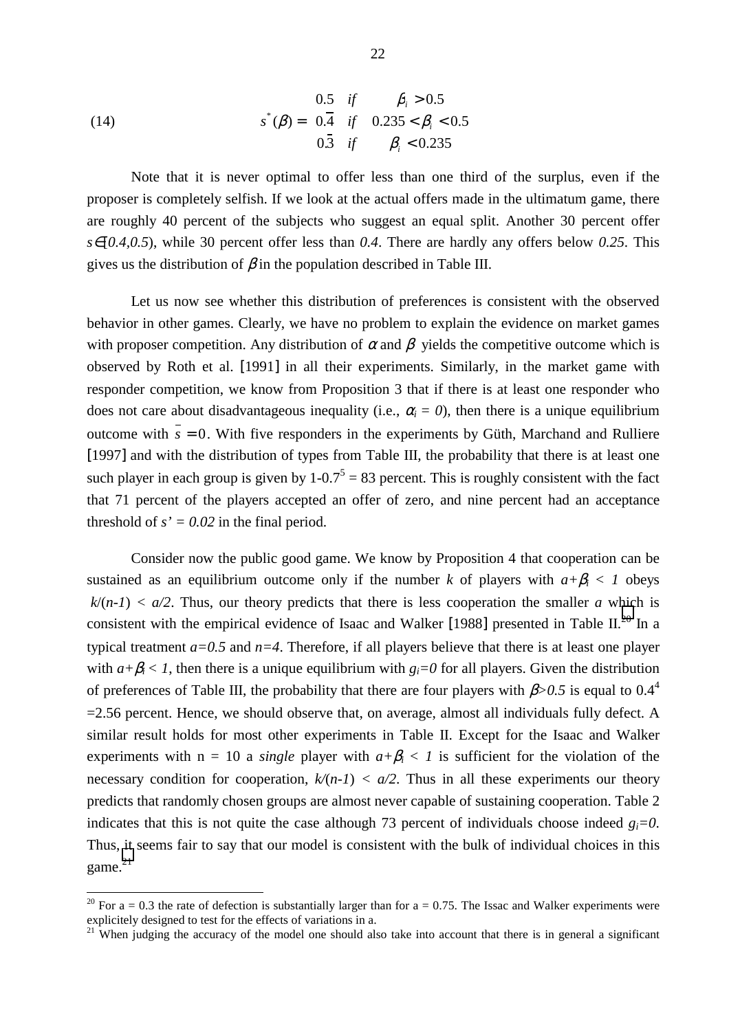$$
(14) \qquad s^*(\beta) = \begin{cases} 0.5 & if \quad \beta_i > 0.5 \\ 0.\overline{4} & if \quad 0.235 < \beta_i < 0.5 \\ 0.\overline{3} & if \quad \beta_i < 0.235 \end{cases}
$$

Note that it is never optimal to offer less than one third of the surplus, even if the proposer is completely selfish. If we look at the actual offers made in the ultimatum game, there are roughly 40 percent of the subjects who suggest an equal split. Another 30 percent offer $s \in [0.4, 0.5)$, while 30 percent offer less than $0.4$. There are hardly any offers below $0.25$. This gives us the distribution of $\beta$ in the population described in Table III.

Let us now see whether this distribution of preferences is consistent with the observed behavior in other games. Clearly, we have no problem to explain the evidence on market games with proposer competition. Any distribution of $\alpha$ and $\beta$ yields the competitive outcome which is observed by Roth et al. [1991] in all their experiments. Similarly, in the market game with responder competition, we know from Proposition 3 that if there is at least one responder who does not care about disadvantageous inequality (i.e., $\alpha_i = 0$), then there is a unique equilibrium outcome with $\bar{s} = 0$. With five responders in the experiments by Güth, Marchand and Rulliere [1997] and with the distribution of types from Table III, the probability that there is at least one such player in each group is given by $1\text{-}0.7^5 = 83$ percent. This is roughly consistent with the fact that 71 percent of the players accepted an offer of zero, and nine percent had an acceptance threshold of $s' = 0.02$ in the final period.

Consider now the public good game. We know by Proposition 4 that cooperation can be sustained as an equilibrium outcome only if the number $k$ of players with $a+\beta_i < 1$ obeys $k/(n\text{-}1) < a/2$. Thus, our theory predicts that there is less cooperation the smaller $a$ which is consistent with the empirical evidence of Isaac and Walker [1988] presented in Table II.[20] In a typical treatment $a=0.5$ and $n=4$. Therefore, if all players believe that there is at least one player with $a+\beta_i < 1$, then there is a unique equilibrium with $g_i=0$ for all players. Given the distribution of preferences of Table III, the probability that there are four players with $\beta>0.5$ is equal to $0.4^4 = 2.56$ percent. Hence, we should observe that, on average, almost all individuals fully defect. A similar result holds for most other experiments in Table II. Except for the Isaac and Walker experiments with n = 10 a *single* player with $a+\beta_i < 1$ is sufficient for the violation of the necessary condition for cooperation, $k/(n\text{-}1) < a/2$. Thus in all these experiments our theory predicts that randomly chosen groups are almost never capable of sustaining cooperation. Table 2 indicates that this is not quite the case although 73 percent of individuals choose indeed $g_i=0$. Thus, it seems fair to say that our model is consistent with the bulk of individual choices in this game.[21]

---

[20] For a = 0.3 the rate of defection is substantially larger than for a = 0.75. The Issac and Walker experiments were explicitely designed to test for the effects of variations in a.

[21] When judging the accuracy of the model one should also take into account that there is in general a significant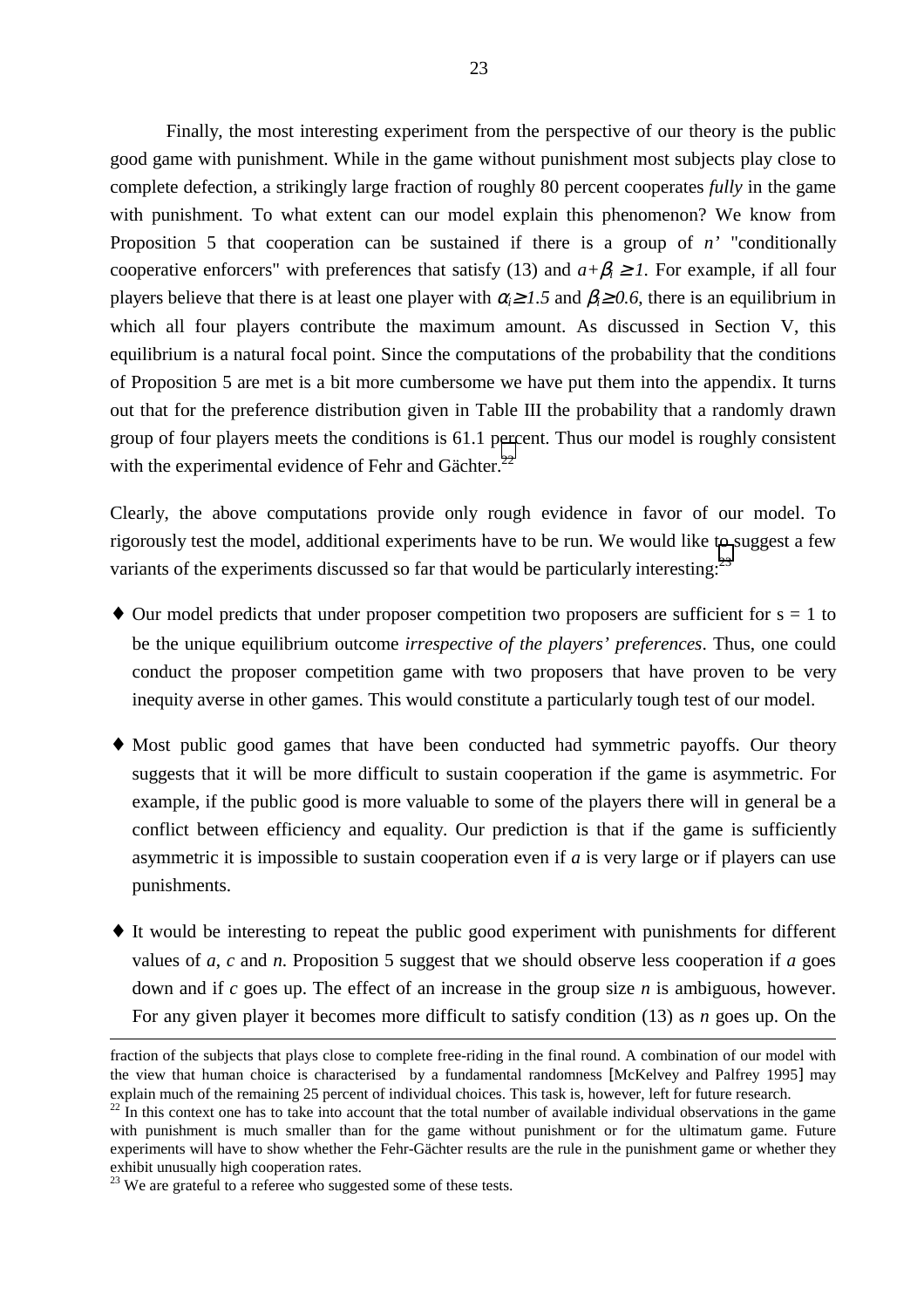Finally, the most interesting experiment from the perspective of our theory is the public good game with punishment. While in the game without punishment most subjects play close to complete defection, a strikingly large fraction of roughly 80 percent cooperates *fully* in the game with punishment. To what extent can our model explain this phenomenon? We know from Proposition 5 that cooperation can be sustained if there is a group of $n'$ "conditionally cooperative enforcers" with preferences that satisfy (13) and $a+\beta_i \geq 1$. For example, if all four players believe that there is at least one player with $\alpha_i \geq 1.5$ and $\beta_i \geq 0.6$, there is an equilibrium in which all four players contribute the maximum amount. As discussed in Section V, this equilibrium is a natural focal point. Since the computations of the probability that the conditions of Proposition 5 are met is a bit more cumbersome we have put them into the appendix. It turns out that for the preference distribution given in Table III the probability that a randomly drawn group of four players meets the conditions is 61.1 percent. Thus our model is roughly consistent with the experimental evidence of Fehr and Gächter.[22]

Clearly, the above computations provide only rough evidence in favor of our model. To rigorously test the model, additional experiments have to be run. We would like to suggest a few variants of the experiments discussed so far that would be particularly interesting:[23]

- Our model predicts that under proposer competition two proposers are sufficient for $s = 1$ to be the unique equilibrium outcome *irrespective of the players' preferences*. Thus, one could conduct the proposer competition game with two proposers that have proven to be very inequity averse in other games. This would constitute a particularly tough test of our model.

- Most public good games that have been conducted had symmetric payoffs. Our theory suggests that it will be more difficult to sustain cooperation if the game is asymmetric. For example, if the public good is more valuable to some of the players there will in general be a conflict between efficiency and equality. Our prediction is that if the game is sufficiently asymmetric it is impossible to sustain cooperation even if $a$ is very large or if players can use punishments.

- It would be interesting to repeat the public good experiment with punishments for different values of $a$, $c$ and $n$. Proposition 5 suggest that we should observe less cooperation if $a$ goes down and if $c$ goes up. The effect of an increase in the group size $n$ is ambiguous, however. For any given player it becomes more difficult to satisfy condition (13) as $n$ goes up. On the

---

fraction of the subjects that plays close to complete free-riding in the final round. A combination of our model with the view that human choice is characterised by a fundamental randomness [McKelvey and Palfrey 1995] may explain much of the remaining 25 percent of individual choices. This task is, however, left for future research.

[22] In this context one has to take into account that the total number of available individual observations in the game with punishment is much smaller than for the game without punishment or for the ultimatum game. Future experiments will have to show whether the Fehr-Gächter results are the rule in the punishment game or whether they exhibit unusually high cooperation rates.

[23] We are grateful to a referee who suggested some of these tests.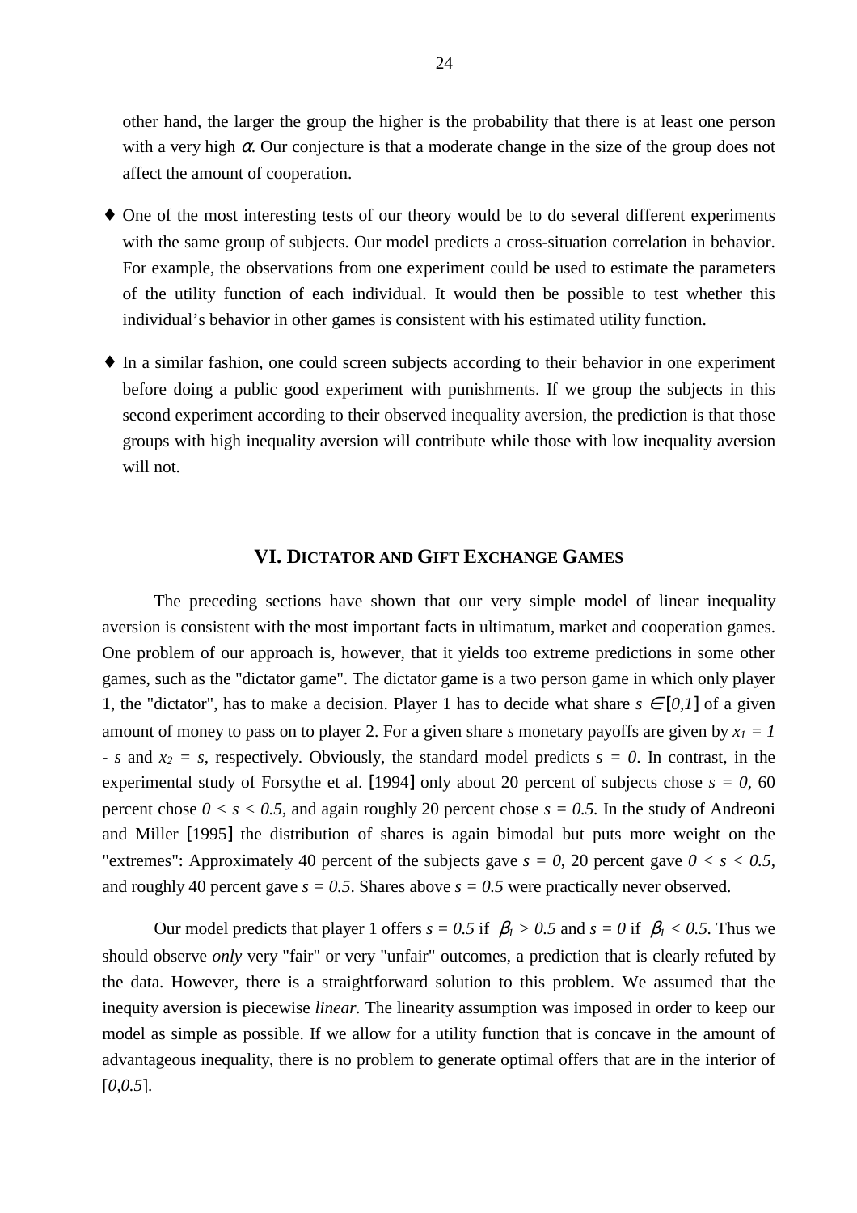other hand, the larger the group the higher is the probability that there is at least one person with a very high $\alpha$. Our conjecture is that a moderate change in the size of the group does not affect the amount of cooperation.

- One of the most interesting tests of our theory would be to do several different experiments with the same group of subjects. Our model predicts a cross-situation correlation in behavior. For example, the observations from one experiment could be used to estimate the parameters of the utility function of each individual. It would then be possible to test whether this individual's behavior in other games is consistent with his estimated utility function.

- In a similar fashion, one could screen subjects according to their behavior in one experiment before doing a public good experiment with punishments. If we group the subjects in this second experiment according to their observed inequality aversion, the prediction is that those groups with high inequality aversion will contribute while those with low inequality aversion will not.

## VI. DICTATOR AND GIFT EXCHANGE GAMES

The preceding sections have shown that our very simple model of linear inequality aversion is consistent with the most important facts in ultimatum, market and cooperation games. One problem of our approach is, however, that it yields too extreme predictions in some other games, such as the "dictator game". The dictator game is a two person game in which only player 1, the "dictator", has to make a decision. Player 1 has to decide what share $s \in [0,1]$ of a given amount of money to pass on to player 2. For a given share $s$ monetary payoffs are given by $x_1 = 1 - s$ and $x_2 = s$, respectively. Obviously, the standard model predicts $s = 0$. In contrast, in the experimental study of Forsythe et al. [1994] only about 20 percent of subjects chose $s = 0$, 60 percent chose $0 < s < 0.5$, and again roughly 20 percent chose $s = 0.5$. In the study of Andreoni and Miller [1995] the distribution of shares is again bimodal but puts more weight on the "extremes": Approximately 40 percent of the subjects gave $s = 0$, 20 percent gave $0 < s < 0.5$, and roughly 40 percent gave $s = 0.5$. Shares above $s = 0.5$ were practically never observed.

Our model predicts that player 1 offers $s = 0.5$ if $\beta_1 > 0.5$ and $s = 0$ if $\beta_1 < 0.5$. Thus we should observe *only* very "fair" or very "unfair" outcomes, a prediction that is clearly refuted by the data. However, there is a straightforward solution to this problem. We assumed that the inequity aversion is piecewise *linear*. The linearity assumption was imposed in order to keep our model as simple as possible. If we allow for a utility function that is concave in the amount of advantageous inequality, there is no problem to generate optimal offers that are in the interior of $[0,0.5]$.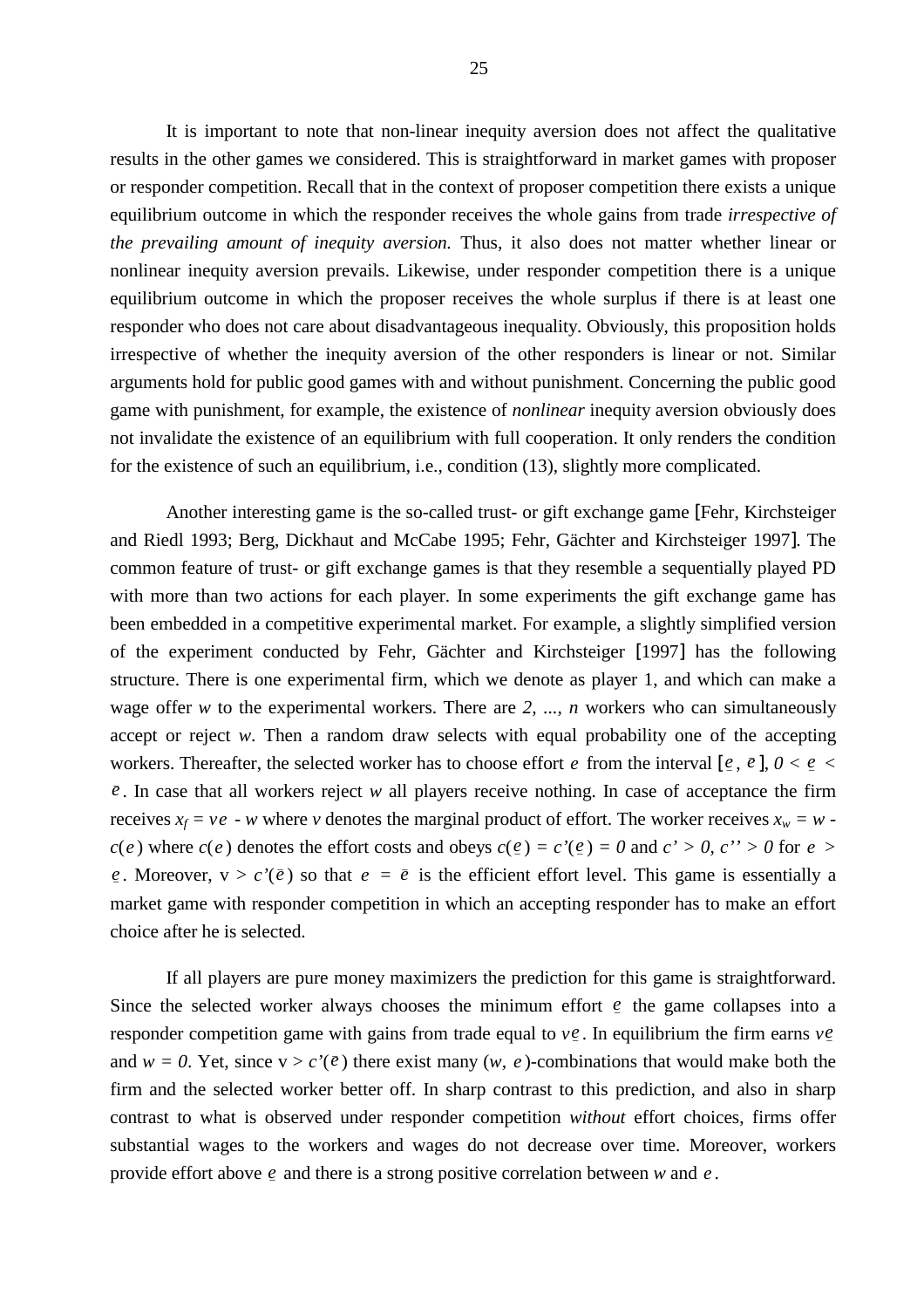It is important to note that non-linear inequity aversion does not affect the qualitative results in the other games we considered. This is straightforward in market games with proposer or responder competition. Recall that in the context of proposer competition there exists a unique equilibrium outcome in which the responder receives the whole gains from trade *irrespective of the prevailing amount of inequity aversion.* Thus, it also does not matter whether linear or nonlinear inequity aversion prevails. Likewise, under responder competition there is a unique equilibrium outcome in which the proposer receives the whole surplus if there is at least one responder who does not care about disadvantageous inequality. Obviously, this proposition holds irrespective of whether the inequity aversion of the other responders is linear or not. Similar arguments hold for public good games with and without punishment. Concerning the public good game with punishment, for example, the existence of *nonlinear* inequity aversion obviously does not invalidate the existence of an equilibrium with full cooperation. It only renders the condition for the existence of such an equilibrium, i.e., condition (13), slightly more complicated.

Another interesting game is the so-called trust- or gift exchange game [Fehr, Kirchsteiger and Riedl 1993; Berg, Dickhaut and McCabe 1995; Fehr, Gächter and Kirchsteiger 1997]. The common feature of trust- or gift exchange games is that they resemble a sequentially played PD with more than two actions for each player. In some experiments the gift exchange game has been embedded in a competitive experimental market. For example, a slightly simplified version of the experiment conducted by Fehr, Gächter and Kirchsteiger [1997] has the following structure. There is one experimental firm, which we denote as player 1, and which can make a wage offer $w$ to the experimental workers. There are $2, \ldots, n$ workers who can simultaneously accept or reject $w$. Then a random draw selects with equal probability one of the accepting workers. Thereafter, the selected worker has to choose effort $e$ from the interval $[\underline{e}, \bar{e}]$, $0 < \underline{e} < \bar{e}$. In case that all workers reject $w$ all players receive nothing. In case of acceptance the firm receives $x_f = ve - w$ where $v$ denotes the marginal product of effort. The worker receives $x_w = w - c(e)$ where $c(e)$ denotes the effort costs and obeys $c(\underline{e}) = c'(\underline{e}) = 0$ and $c' > 0$, $c'' > 0$ for $e > \underline{e}$. Moreover, $v > c'(\bar{e})$ so that $e = \bar{e}$ is the efficient effort level. This game is essentially a market game with responder competition in which an accepting responder has to make an effort choice after he is selected.

If all players are pure money maximizers the prediction for this game is straightforward. Since the selected worker always chooses the minimum effort $\underline{e}$ the game collapses into a responder competition game with gains from trade equal to $v\underline{e}$. In equilibrium the firm earns $v\underline{e}$ and $w = 0$. Yet, since $v > c'(\bar{e})$ there exist many $(w, e)$-combinations that would make both the firm and the selected worker better off. In sharp contrast to this prediction, and also in sharp contrast to what is observed under responder competition *without* effort choices, firms offer substantial wages to the workers and wages do not decrease over time. Moreover, workers provide effort above $\underline{e}$ and there is a strong positive correlation between $w$ and $e$.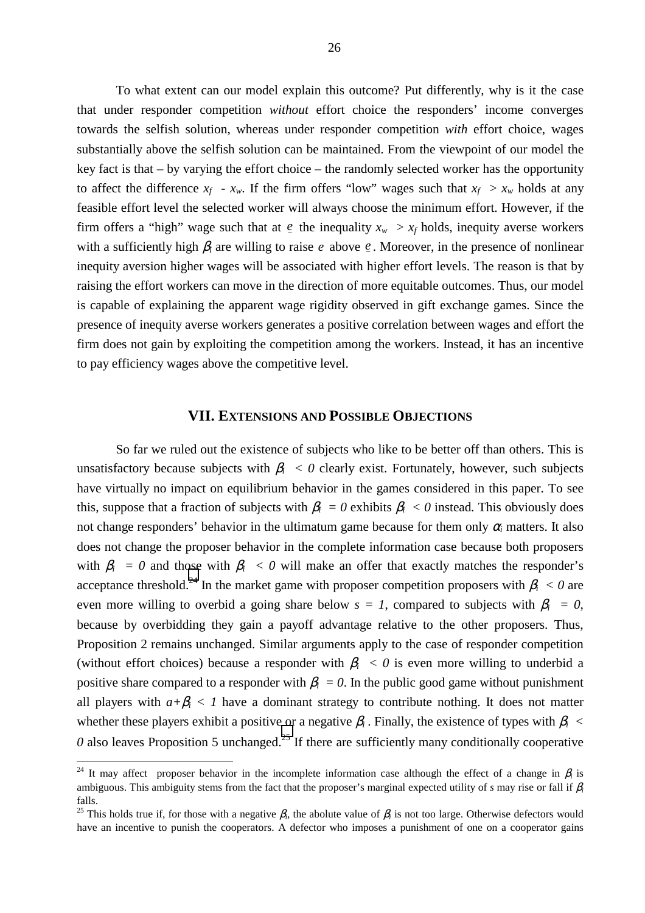To what extent can our model explain this outcome? Put differently, why is it the case that under responder competition *without* effort choice the responders' income converges towards the selfish solution, whereas under responder competition *with* effort choice, wages substantially above the selfish solution can be maintained. From the viewpoint of our model the key fact is that – by varying the effort choice – the randomly selected worker has the opportunity to affect the difference $x_f - x_w$. If the firm offers "low" wages such that $x_f > x_w$ holds at any feasible effort level the selected worker will always choose the minimum effort. However, if the firm offers a "high" wage such that at $\underline{e}$ the inequality $x_w > x_f$ holds, inequity averse workers with a sufficiently high $\beta_i$ are willing to raise $e$ above $\underline{e}$. Moreover, in the presence of nonlinear inequity aversion higher wages will be associated with higher effort levels. The reason is that by raising the effort workers can move in the direction of more equitable outcomes. Thus, our model is capable of explaining the apparent wage rigidity observed in gift exchange games. Since the presence of inequity averse workers generates a positive correlation between wages and effort the firm does not gain by exploiting the competition among the workers. Instead, it has an incentive to pay efficiency wages above the competitive level.

## VII. Extensions and Possible Objections

So far we ruled out the existence of subjects who like to be better off than others. This is unsatisfactory because subjects with $\beta_i < 0$ clearly exist. Fortunately, however, such subjects have virtually no impact on equilibrium behavior in the games considered in this paper. To see this, suppose that a fraction of subjects with $\beta_i = 0$ exhibits $\beta_i < 0$ instead. This obviously does not change responders' behavior in the ultimatum game because for them only $\alpha_i$ matters. It also does not change the proposer behavior in the complete information case because both proposers with $\beta_i = 0$ and those with $\beta_i < 0$ will make an offer that exactly matches the responder's acceptance threshold.[24] In the market game with proposer competition proposers with $\beta_i < 0$ are even more willing to overbid a going share below $s = 1$, compared to subjects with $\beta_i = 0$, because by overbidding they gain a payoff advantage relative to the other proposers. Thus, Proposition 2 remains unchanged. Similar arguments apply to the case of responder competition (without effort choices) because a responder with $\beta_i < 0$ is even more willing to underbid a positive share compared to a responder with $\beta_i = 0$. In the public good game without punishment all players with $a+\beta_i < 1$ have a dominant strategy to contribute nothing. It does not matter whether these players exhibit a positive or a negative $\beta_i$. Finally, the existence of types with $\beta_i < 0$ also leaves Proposition 5 unchanged.[25] If there are sufficiently many conditionally cooperative

---

[24] It may affect proposer behavior in the incomplete information case although the effect of a change in $\beta_i$ is ambiguous. This ambiguity stems from the fact that the proposer's marginal expected utility of *s* may rise or fall if $\beta_i$ falls.

[25] This holds true if, for those with a negative $\beta_i$, the abolute value of $\beta_i$ is not too large. Otherwise defectors would have an incentive to punish the cooperators. A defector who imposes a punishment of one on a cooperator gains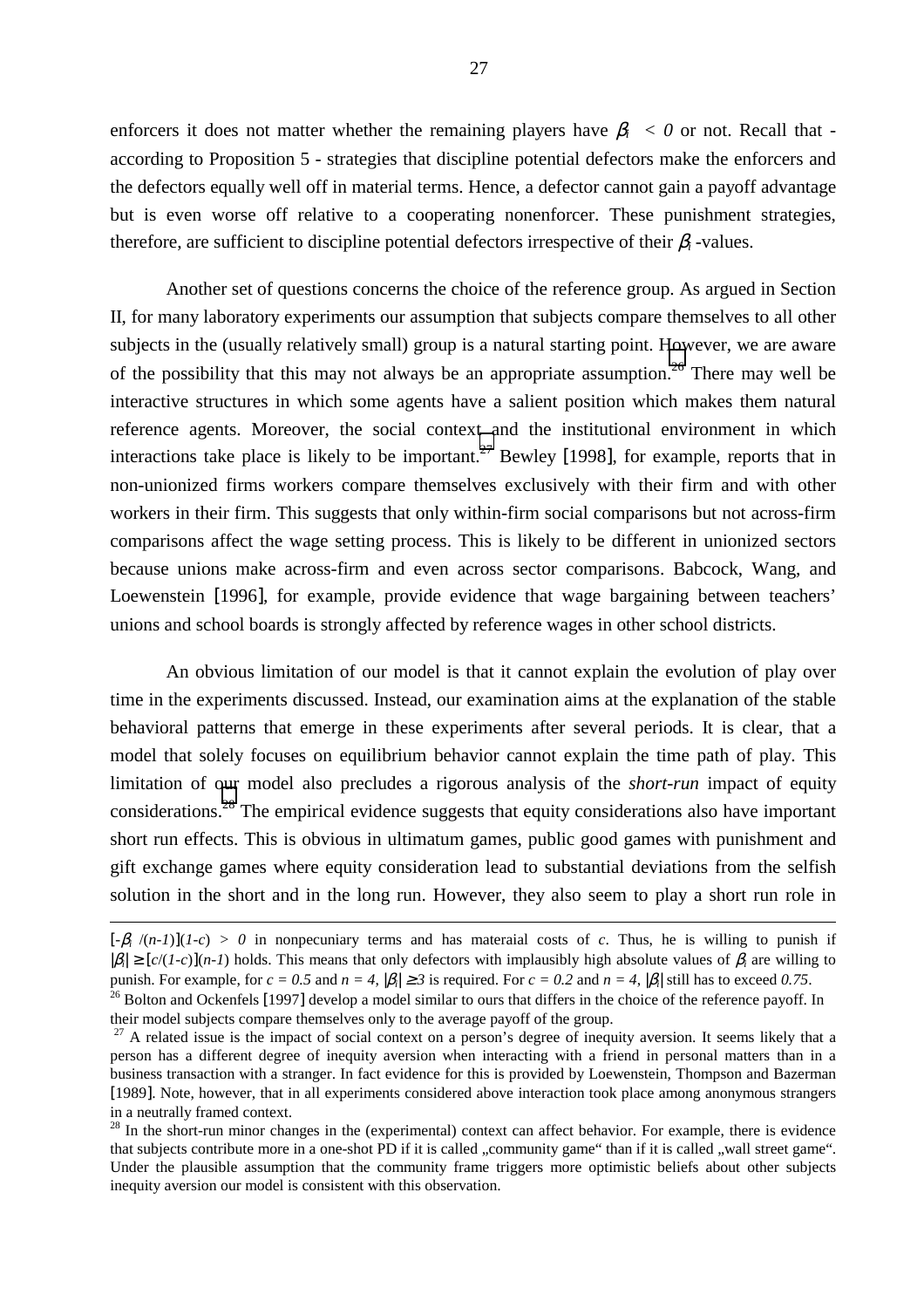enforcers it does not matter whether the remaining players have $\beta_i < 0$ or not. Recall that - according to Proposition 5 - strategies that discipline potential defectors make the enforcers and the defectors equally well off in material terms. Hence, a defector cannot gain a payoff advantage but is even worse off relative to a cooperating nonenforcer. These punishment strategies, therefore, are sufficient to discipline potential defectors irrespective of their $\beta_i$ -values.

Another set of questions concerns the choice of the reference group. As argued in Section II, for many laboratory experiments our assumption that subjects compare themselves to all other subjects in the (usually relatively small) group is a natural starting point. However, we are aware of the possibility that this may not always be an appropriate assumption.[26] There may well be interactive structures in which some agents have a salient position which makes them natural reference agents. Moreover, the social context and the institutional environment in which interactions take place is likely to be important.[27] Bewley [1998], for example, reports that in non-unionized firms workers compare themselves exclusively with their firm and with other workers in their firm. This suggests that only within-firm social comparisons but not across-firm comparisons affect the wage setting process. This is likely to be different in unionized sectors because unions make across-firm and even across sector comparisons. Babcock, Wang, and Loewenstein [1996], for example, provide evidence that wage bargaining between teachers' unions and school boards is strongly affected by reference wages in other school districts.

An obvious limitation of our model is that it cannot explain the evolution of play over time in the experiments discussed. Instead, our examination aims at the explanation of the stable behavioral patterns that emerge in these experiments after several periods. It is clear, that a model that solely focuses on equilibrium behavior cannot explain the time path of play. This limitation of our model also precludes a rigorous analysis of the *short-run* impact of equity considerations.[28] The empirical evidence suggests that equity considerations also have important short run effects. This is obvious in ultimatum games, public good games with punishment and gift exchange games where equity consideration lead to substantial deviations from the selfish solution in the short and in the long run. However, they also seem to play a short run role in

---

$[-\beta_i/(n-1)](1-c) > 0$ in nonpecuniary terms and has materaial costs of $c$. Thus, he is willing to punish if $|\beta_i| \geq [c/(1-c)](n-1)$ holds. This means that only defectors with implausibly high absolute values of $\beta_i$ are willing to punish. For example, for $c = 0.5$ and $n = 4$, $|\beta_i| \geq 3$ is required. For $c = 0.2$ and $n = 4$, $|\beta_i|$ still has to exceed $0.75$.

[26] Bolton and Ockenfels [1997] develop a model similar to ours that differs in the choice of the reference payoff. In their model subjects compare themselves only to the average payoff of the group.

[27] A related issue is the impact of social context on a person's degree of inequity aversion. It seems likely that a person has a different degree of inequity aversion when interacting with a friend in personal matters than in a business transaction with a stranger. In fact evidence for this is provided by Loewenstein, Thompson and Bazerman [1989]. Note, however, that in all experiments considered above interaction took place among anonymous strangers in a neutrally framed context.

[28] In the short-run minor changes in the (experimental) context can affect behavior. For example, there is evidence that subjects contribute more in a one-shot PD if it is called „community game" than if it is called „wall street game". Under the plausible assumption that the community frame triggers more optimistic beliefs about other subjects inequity aversion our model is consistent with this observation.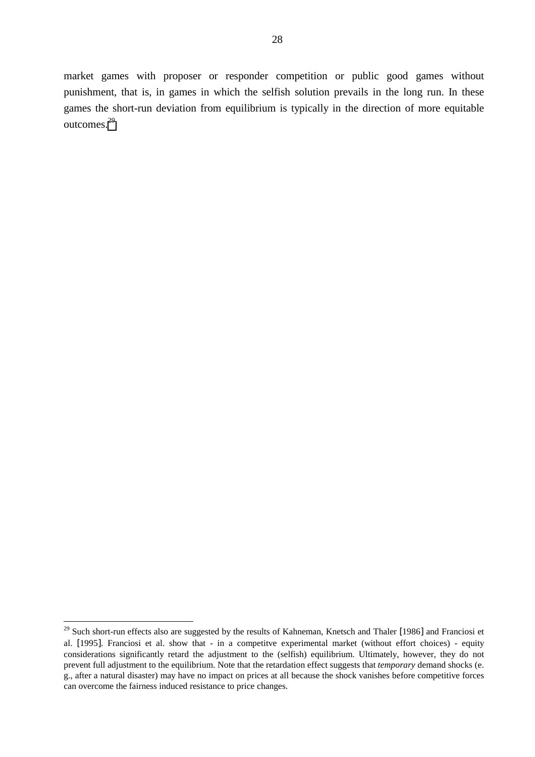market games with proposer or responder competition or public good games without punishment, that is, in games in which the selfish solution prevails in the long run. In these games the short-run deviation from equilibrium is typically in the direction of more equitable outcomes.[29]

[29] Such short-run effects also are suggested by the results of Kahneman, Knetsch and Thaler [1986] and Franciosi et al. [1995]. Franciosi et al. show that - in a competitve experimental market (without effort choices) - equity considerations significantly retard the adjustment to the (selfish) equilibrium. Ultimately, however, they do not prevent full adjustment to the equilibrium. Note that the retardation effect suggests that *temporary* demand shocks (e. g., after a natural disaster) may have no impact on prices at all because the shock vanishes before competitive forces can overcome the fairness induced resistance to price changes.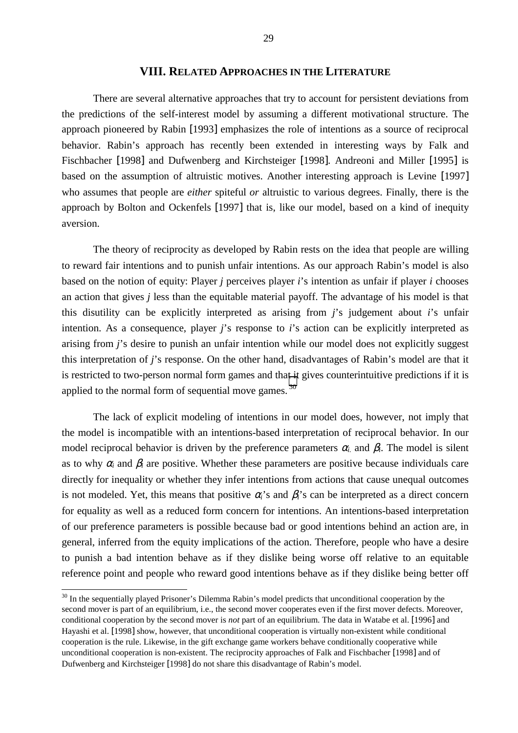## VIII. RELATED APPROACHES IN THE LITERATURE

There are several alternative approaches that try to account for persistent deviations from the predictions of the self-interest model by assuming a different motivational structure. The approach pioneered by Rabin [1993] emphasizes the role of intentions as a source of reciprocal behavior. Rabin's approach has recently been extended in interesting ways by Falk and Fischbacher [1998] and Dufwenberg and Kirchsteiger [1998]. Andreoni and Miller [1995] is based on the assumption of altruistic motives. Another interesting approach is Levine [1997] who assumes that people are *either* spiteful *or* altruistic to various degrees. Finally, there is the approach by Bolton and Ockenfels [1997] that is, like our model, based on a kind of inequity aversion.

The theory of reciprocity as developed by Rabin rests on the idea that people are willing to reward fair intentions and to punish unfair intentions. As our approach Rabin's model is also based on the notion of equity: Player *j* perceives player *i*'s intention as unfair if player *i* chooses an action that gives *j* less than the equitable material payoff. The advantage of his model is that this disutility can be explicitly interpreted as arising from *j*'s judgement about *i*'s unfair intention. As a consequence, player *j*'s response to *i*'s action can be explicitly interpreted as arising from *j*'s desire to punish an unfair intention while our model does not explicitly suggest this interpretation of *j*'s response. On the other hand, disadvantages of Rabin's model are that it is restricted to two-person normal form games and that it gives counterintuitive predictions if it is applied to the normal form of sequential move games.[30]

The lack of explicit modeling of intentions in our model does, however, not imply that the model is incompatible with an intentions-based interpretation of reciprocal behavior. In our model reciprocal behavior is driven by the preference parameters $\alpha_i$ and $\beta_i$. The model is silent as to why $\alpha_i$ and $\beta_i$ are positive. Whether these parameters are positive because individuals care directly for inequality or whether they infer intentions from actions that cause unequal outcomes is not modeled. Yet, this means that positive $\alpha_i$'s and $\beta_i$'s can be interpreted as a direct concern for equality as well as a reduced form concern for intentions. An intentions-based interpretation of our preference parameters is possible because bad or good intentions behind an action are, in general, inferred from the equity implications of the action. Therefore, people who have a desire to punish a bad intention behave as if they dislike being worse off relative to an equitable reference point and people who reward good intentions behave as if they dislike being better off

[30] In the sequentially played Prisoner's Dilemma Rabin's model predicts that unconditional cooperation by the second mover is part of an equilibrium, i.e., the second mover cooperates even if the first mover defects. Moreover, conditional cooperation by the second mover is *not* part of an equilibrium. The data in Watabe et al. [1996] and Hayashi et al. [1998] show, however, that unconditional cooperation is virtually non-existent while conditional cooperation is the rule. Likewise, in the gift exchange game workers behave conditionally cooperative while unconditional cooperation is non-existent. The reciprocity approaches of Falk and Fischbacher [1998] and of Dufwenberg and Kirchsteiger [1998] do not share this disadvantage of Rabin's model.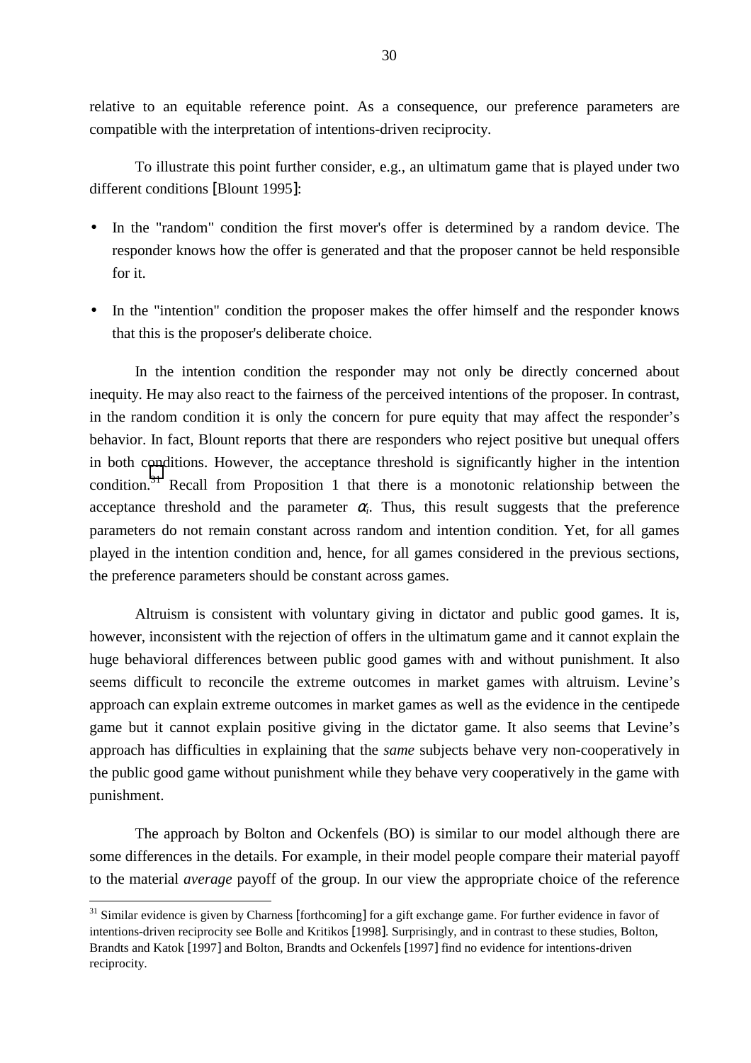relative to an equitable reference point. As a consequence, our preference parameters are compatible with the interpretation of intentions-driven reciprocity.

To illustrate this point further consider, e.g., an ultimatum game that is played under two different conditions [Blount 1995]:

- In the "random" condition the first mover's offer is determined by a random device. The responder knows how the offer is generated and that the proposer cannot be held responsible for it.
- In the "intention" condition the proposer makes the offer himself and the responder knows that this is the proposer's deliberate choice.

In the intention condition the responder may not only be directly concerned about inequity. He may also react to the fairness of the perceived intentions of the proposer. In contrast, in the random condition it is only the concern for pure equity that may affect the responder's behavior. In fact, Blount reports that there are responders who reject positive but unequal offers in both conditions. However, the acceptance threshold is significantly higher in the intention condition.[31] Recall from Proposition 1 that there is a monotonic relationship between the acceptance threshold and the parameter $\alpha_i$. Thus, this result suggests that the preference parameters do not remain constant across random and intention condition. Yet, for all games played in the intention condition and, hence, for all games considered in the previous sections, the preference parameters should be constant across games.

Altruism is consistent with voluntary giving in dictator and public good games. It is, however, inconsistent with the rejection of offers in the ultimatum game and it cannot explain the huge behavioral differences between public good games with and without punishment. It also seems difficult to reconcile the extreme outcomes in market games with altruism. Levine's approach can explain extreme outcomes in market games as well as the evidence in the centipede game but it cannot explain positive giving in the dictator game. It also seems that Levine's approach has difficulties in explaining that the *same* subjects behave very non-cooperatively in the public good game without punishment while they behave very cooperatively in the game with punishment.

The approach by Bolton and Ockenfels (BO) is similar to our model although there are some differences in the details. For example, in their model people compare their material payoff to the material *average* payoff of the group. In our view the appropriate choice of the reference

---

[31] Similar evidence is given by Charness [forthcoming] for a gift exchange game. For further evidence in favor of intentions-driven reciprocity see Bolle and Kritikos [1998]. Surprisingly, and in contrast to these studies, Bolton, Brandts and Katok [1997] and Bolton, Brandts and Ockenfels [1997] find no evidence for intentions-driven reciprocity.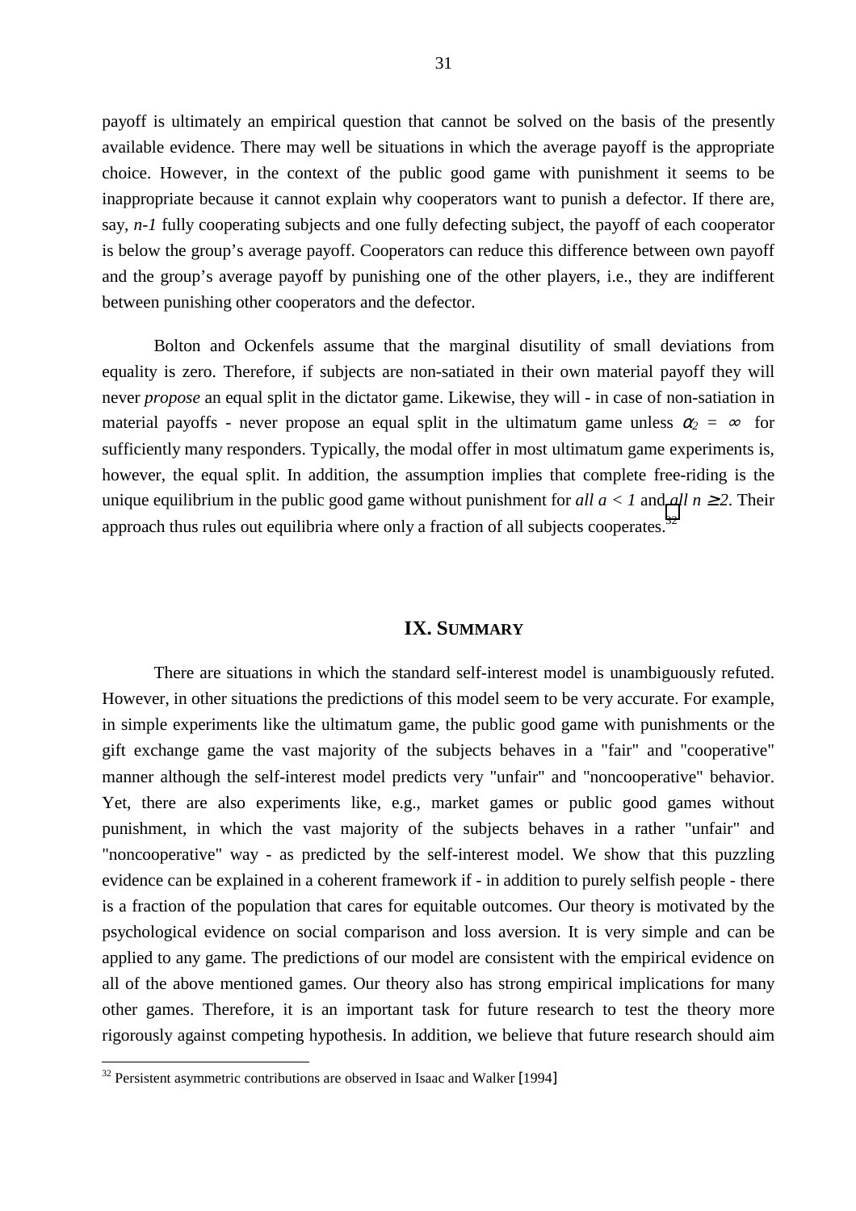payoff is ultimately an empirical question that cannot be solved on the basis of the presently available evidence. There may well be situations in which the average payoff is the appropriate choice. However, in the context of the public good game with punishment it seems to be inappropriate because it cannot explain why cooperators want to punish a defector. If there are, say, *n-1* fully cooperating subjects and one fully defecting subject, the payoff of each cooperator is below the group's average payoff. Cooperators can reduce this difference between own payoff and the group's average payoff by punishing one of the other players, i.e., they are indifferent between punishing other cooperators and the defector.

Bolton and Ockenfels assume that the marginal disutility of small deviations from equality is zero. Therefore, if subjects are non-satiated in their own material payoff they will never *propose* an equal split in the dictator game. Likewise, they will - in case of non-satiation in material payoffs - never propose an equal split in the ultimatum game unless $\alpha_2 = \infty$ for sufficiently many responders. Typically, the modal offer in most ultimatum game experiments is, however, the equal split. In addition, the assumption implies that complete free-riding is the unique equilibrium in the public good game without punishment for *all* $a < 1$ and *all* $n \geq 2$. Their approach thus rules out equilibria where only a fraction of all subjects cooperates.[32]

## IX. Summary

There are situations in which the standard self-interest model is unambiguously refuted. However, in other situations the predictions of this model seem to be very accurate. For example, in simple experiments like the ultimatum game, the public good game with punishments or the gift exchange game the vast majority of the subjects behaves in a "fair" and "cooperative" manner although the self-interest model predicts very "unfair" and "noncooperative" behavior. Yet, there are also experiments like, e.g., market games or public good games without punishment, in which the vast majority of the subjects behaves in a rather "unfair" and "noncooperative" way - as predicted by the self-interest model. We show that this puzzling evidence can be explained in a coherent framework if - in addition to purely selfish people - there is a fraction of the population that cares for equitable outcomes. Our theory is motivated by the psychological evidence on social comparison and loss aversion. It is very simple and can be applied to any game. The predictions of our model are consistent with the empirical evidence on all of the above mentioned games. Our theory also has strong empirical implications for many other games. Therefore, it is an important task for future research to test the theory more rigorously against competing hypothesis. In addition, we believe that future research should aim

---

[32] Persistent asymmetric contributions are observed in Isaac and Walker [1994]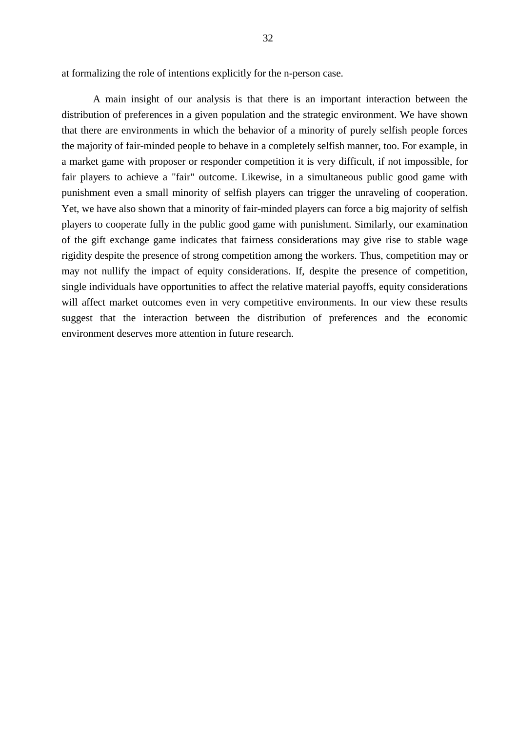at formalizing the role of intentions explicitly for the n-person case.

A main insight of our analysis is that there is an important interaction between the distribution of preferences in a given population and the strategic environment. We have shown that there are environments in which the behavior of a minority of purely selfish people forces the majority of fair-minded people to behave in a completely selfish manner, too. For example, in a market game with proposer or responder competition it is very difficult, if not impossible, for fair players to achieve a "fair" outcome. Likewise, in a simultaneous public good game with punishment even a small minority of selfish players can trigger the unraveling of cooperation. Yet, we have also shown that a minority of fair-minded players can force a big majority of selfish players to cooperate fully in the public good game with punishment. Similarly, our examination of the gift exchange game indicates that fairness considerations may give rise to stable wage rigidity despite the presence of strong competition among the workers. Thus, competition may or may not nullify the impact of equity considerations. If, despite the presence of competition, single individuals have opportunities to affect the relative material payoffs, equity considerations will affect market outcomes even in very competitive environments. In our view these results suggest that the interaction between the distribution of preferences and the economic environment deserves more attention in future research.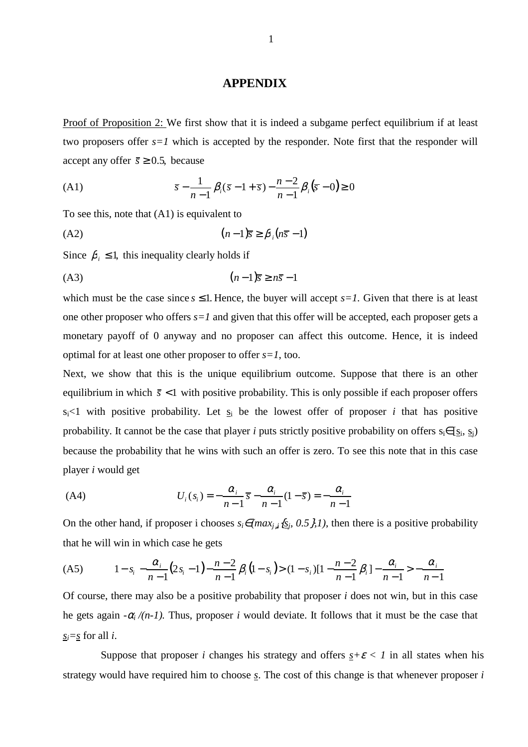# APPENDIX

Proof of Proposition 2: We first show that it is indeed a subgame perfect equilibrium if at least two proposers offer $s=1$ which is accepted by the responder. Note first that the responder will accept any offer $\bar{s} \geq 0.5$, because

$$\text{(A1)} \qquad \bar{s} - \frac{1}{n-1}\beta_i(\bar{s} - 1 + \bar{s}) - \frac{n-2}{n-1}\beta_i(\bar{s} - 0) \geq 0$$

To see this, note that (A1) is equivalent to

$$\text{(A2)} \qquad (n-1)\bar{s} \geq \beta_i(n\bar{s} - 1)$$

Since $\beta_i \leq 1$, this inequality clearly holds if

$$\text{(A3)} \qquad (n-1)\bar{s} \geq n\bar{s} - 1$$

which must be the case since $s \leq 1$. Hence, the buyer will accept $s=1$. Given that there is at least one other proposer who offers $s=1$ and given that this offer will be accepted, each proposer gets a monetary payoff of 0 anyway and no proposer can affect this outcome. Hence, it is indeed optimal for at least one other proposer to offer $s=1$, too.

Next, we show that this is the unique equilibrium outcome. Suppose that there is an other equilibrium in which $\bar{s} < 1$ with positive probability. This is only possible if each proposer offers $s_i<1$ with positive probability. Let $\underline{s}_i$ be the lowest offer of proposer $i$ that has positive probability. It cannot be the case that player $i$ puts strictly positive probability on offers $s_i \in [\underline{s}_i, \underline{s}_j)$ because the probability that he wins with such an offer is zero. To see this note that in this case player $i$ would get

$$\text{(A4)} \qquad U_i(s_i) = -\frac{\alpha_i}{n-1}\bar{s} - \frac{\alpha_i}{n-1}(1-\bar{s}) = -\frac{\alpha_i}{n-1}$$

On the other hand, if proposer i chooses $s_i \in (\max_{j \neq i}\{\underline{s}_j, 0.5\}, 1)$, then there is a positive probability that he will win in which case he gets

$$\text{(A5)} \qquad 1 - s_i - \frac{\alpha_i}{n-1}(2s_i - 1) - \frac{n-2}{n-1}\beta_i(1-s_i) > (1-s_i)[1 - \frac{n-2}{n-1}\beta_i] - \frac{\alpha_i}{n-1} > -\frac{\alpha_i}{n-1}$$

Of course, there may also be a positive probability that proposer $i$ does not win, but in this case he gets again $-\alpha_i/(n-1)$. Thus, proposer $i$ would deviate. It follows that it must be the case that $\underline{s}_i = \underline{s}$ for all $i$.

Suppose that proposer $i$ changes his strategy and offers $\underline{s} + \varepsilon < 1$ in all states when his strategy would have required him to choose $\underline{s}$. The cost of this change is that whenever proposer $i$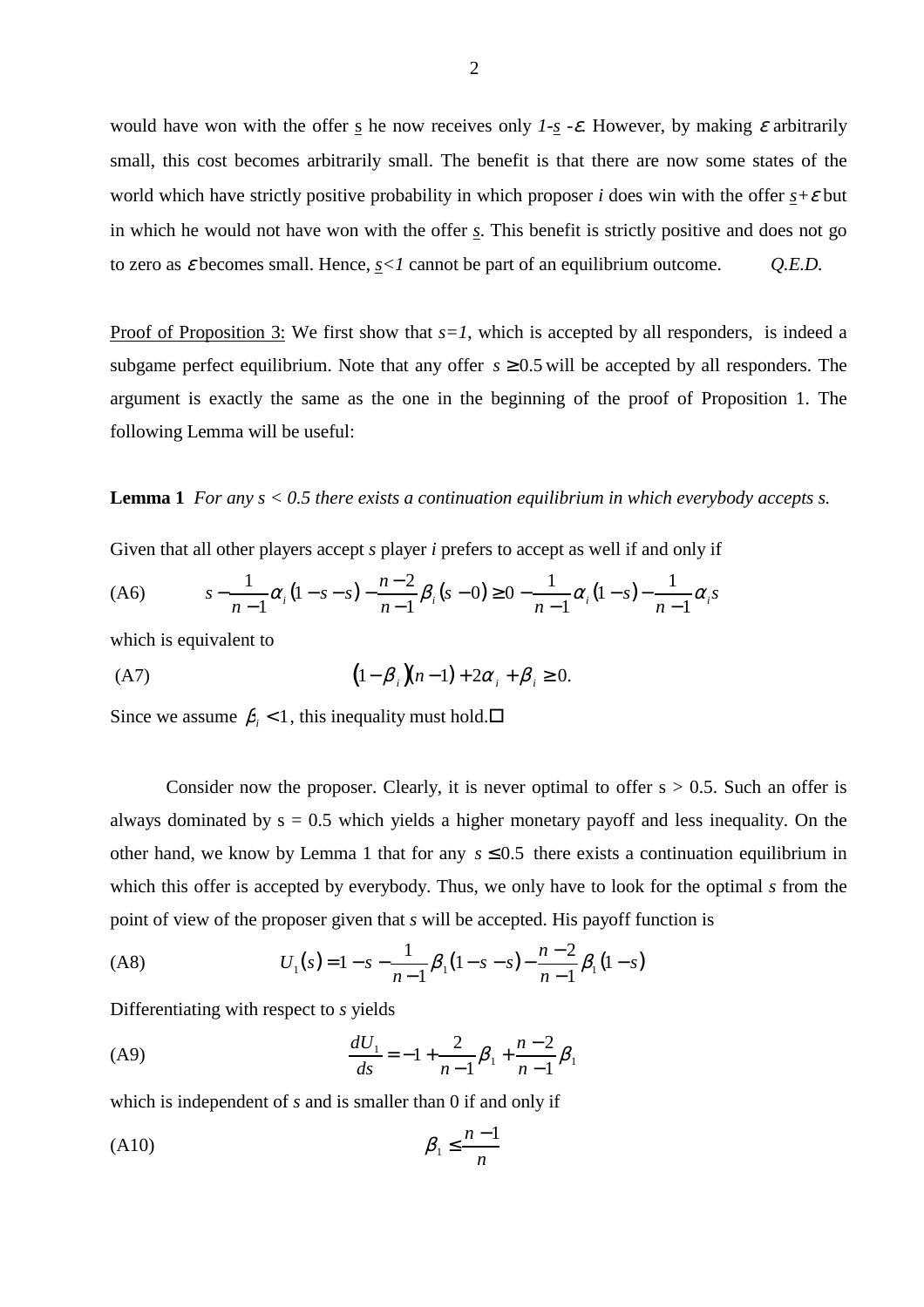would have won with the offer $\underline{s}$ he now receives only $1$-$\underline{s}$ -$\varepsilon$. However, by making $\varepsilon$ arbitrarily small, this cost becomes arbitrarily small. The benefit is that there are now some states of the world which have strictly positive probability in which proposer *i* does win with the offer $\underline{s}+\varepsilon$ but in which he would not have won with the offer $\underline{s}$. This benefit is strictly positive and does not go to zero as $\varepsilon$ becomes small. Hence, $\underline{s}<1$ cannot be part of an equilibrium outcome. *Q.E.D.*

Proof of Proposition 3: We first show that $s=1$, which is accepted by all responders, is indeed a subgame perfect equilibrium. Note that any offer $s \geq 0.5$ will be accepted by all responders. The argument is exactly the same as the one in the beginning of the proof of Proposition 1. The following Lemma will be useful:

**Lemma 1** *For any s < 0.5 there exists a continuation equilibrium in which everybody accepts s.*

Given that all other players accept *s* player *i* prefers to accept as well if and only if

$$s - \frac{1}{n-1}\alpha_i(1-s-s) - \frac{n-2}{n-1}\beta_i(s-0) \geq 0 - \frac{1}{n-1}\alpha_i(1-s) - \frac{1}{n-1}\alpha_i s \tag{A6}$$

which is equivalent to

$$(1-\beta_i)(n-1) + 2\alpha_i + \beta_i \geq 0. \tag{A7}$$

Since we assume $\beta_i < 1$, this inequality must hold.□

Consider now the proposer. Clearly, it is never optimal to offer s > 0.5. Such an offer is always dominated by s = 0.5 which yields a higher monetary payoff and less inequality. On the other hand, we know by Lemma 1 that for any $s \leq 0.5$ there exists a continuation equilibrium in which this offer is accepted by everybody. Thus, we only have to look for the optimal *s* from the point of view of the proposer given that *s* will be accepted. His payoff function is

$$U_1(s) = 1 - s - \frac{1}{n-1}\beta_1(1-s-s) - \frac{n-2}{n-1}\beta_1(1-s) \tag{A8}$$

Differentiating with respect to *s* yields

$$\frac{dU_1}{ds} = -1 + \frac{2}{n-1}\beta_1 + \frac{n-2}{n-1}\beta_1 \tag{A9}$$

which is independent of *s* and is smaller than 0 if and only if

$$\beta_1 \leq \frac{n-1}{n} \tag{A10}$$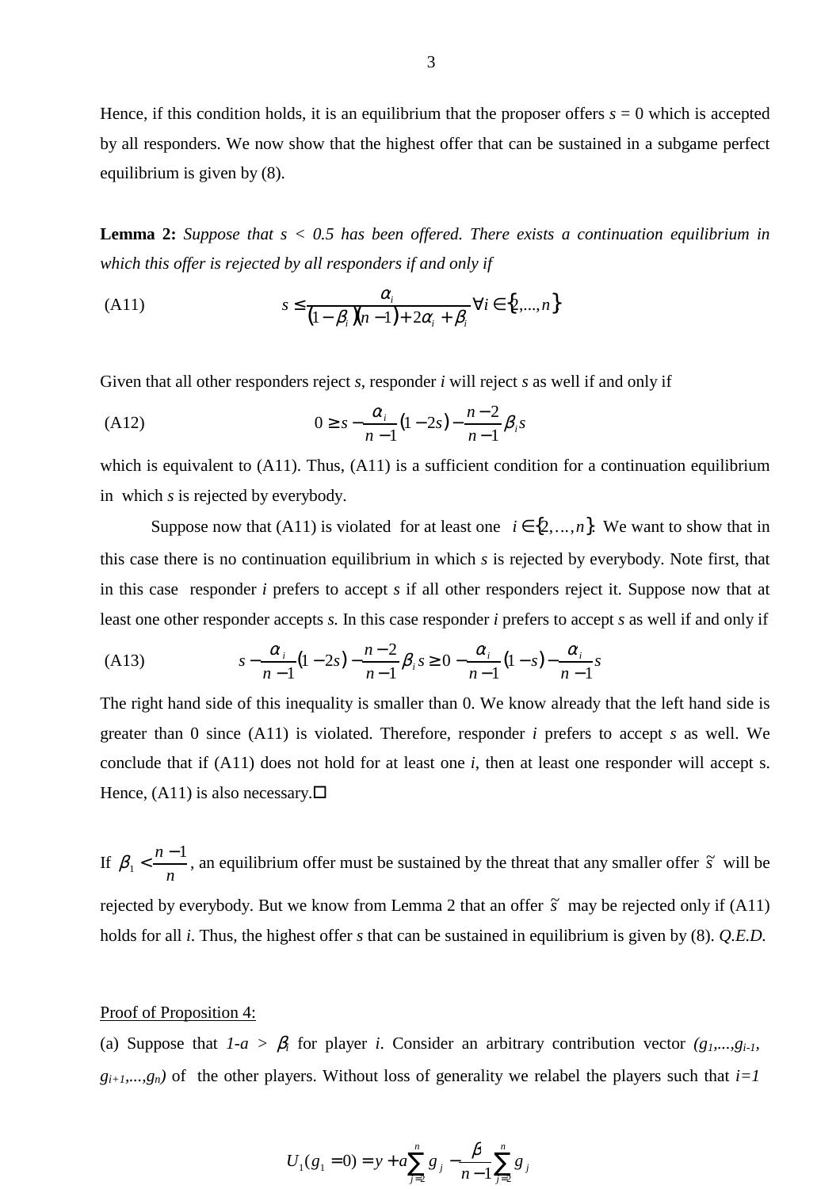Hence, if this condition holds, it is an equilibrium that the proposer offers $s = 0$ which is accepted by all responders. We now show that the highest offer that can be sustained in a subgame perfect equilibrium is given by (8).

**Lemma 2:** *Suppose that $s < 0.5$ has been offered. There exists a continuation equilibrium in which this offer is rejected by all responders if and only if*

$$\text{(A11)} \qquad s \leq \frac{\alpha_i}{(1-\beta_i)(n-1)+2\alpha_i+\beta_i} \quad \forall i \in \{2,...,n\}$$

Given that all other responders reject $s$, responder $i$ will reject $s$ as well if and only if

$$\text{(A12)} \qquad 0 \geq s - \frac{\alpha_i}{n-1}(1-2s) - \frac{n-2}{n-1}\beta_i s$$

which is equivalent to (A11). Thus, (A11) is a sufficient condition for a continuation equilibrium in which $s$ is rejected by everybody.

Suppose now that (A11) is violated for at least one $i \in \{2,\ldots,n\}$. We want to show that in this case there is no continuation equilibrium in which $s$ is rejected by everybody. Note first, that in this case responder $i$ prefers to accept $s$ if all other responders reject it. Suppose now that at least one other responder accepts $s$. In this case responder $i$ prefers to accept $s$ as well if and only if

$$\text{(A13)} \qquad s - \frac{\alpha_i}{n-1}(1-2s) - \frac{n-2}{n-1}\beta_i s \geq 0 - \frac{\alpha_i}{n-1}(1-s) - \frac{\alpha_i}{n-1}s$$

The right hand side of this inequality is smaller than 0. We know already that the left hand side is greater than 0 since (A11) is violated. Therefore, responder $i$ prefers to accept $s$ as well. We conclude that if (A11) does not hold for at least one $i$, then at least one responder will accept s. Hence, (A11) is also necessary.□

If $\beta_1 < \frac{n-1}{n}$, an equilibrium offer must be sustained by the threat that any smaller offer $\tilde{s}$ will be rejected by everybody. But we know from Lemma 2 that an offer $\tilde{s}$ may be rejected only if (A11) holds for all $i$. Thus, the highest offer $s$ that can be sustained in equilibrium is given by (8). *Q.E.D.*

Proof of Proposition 4:

(a) Suppose that $1\text{-}a > \beta_i$ for player $i$. Consider an arbitrary contribution vector $(g_1,...,g_{i-1}, g_{i+1},...,g_n)$ of the other players. Without loss of generality we relabel the players such that $i=1$

$$U_1(g_1 = 0) = y + a\sum_{j=2}^{n} g_j - \frac{\beta}{n-1}\sum_{j=2}^{n} g_j$$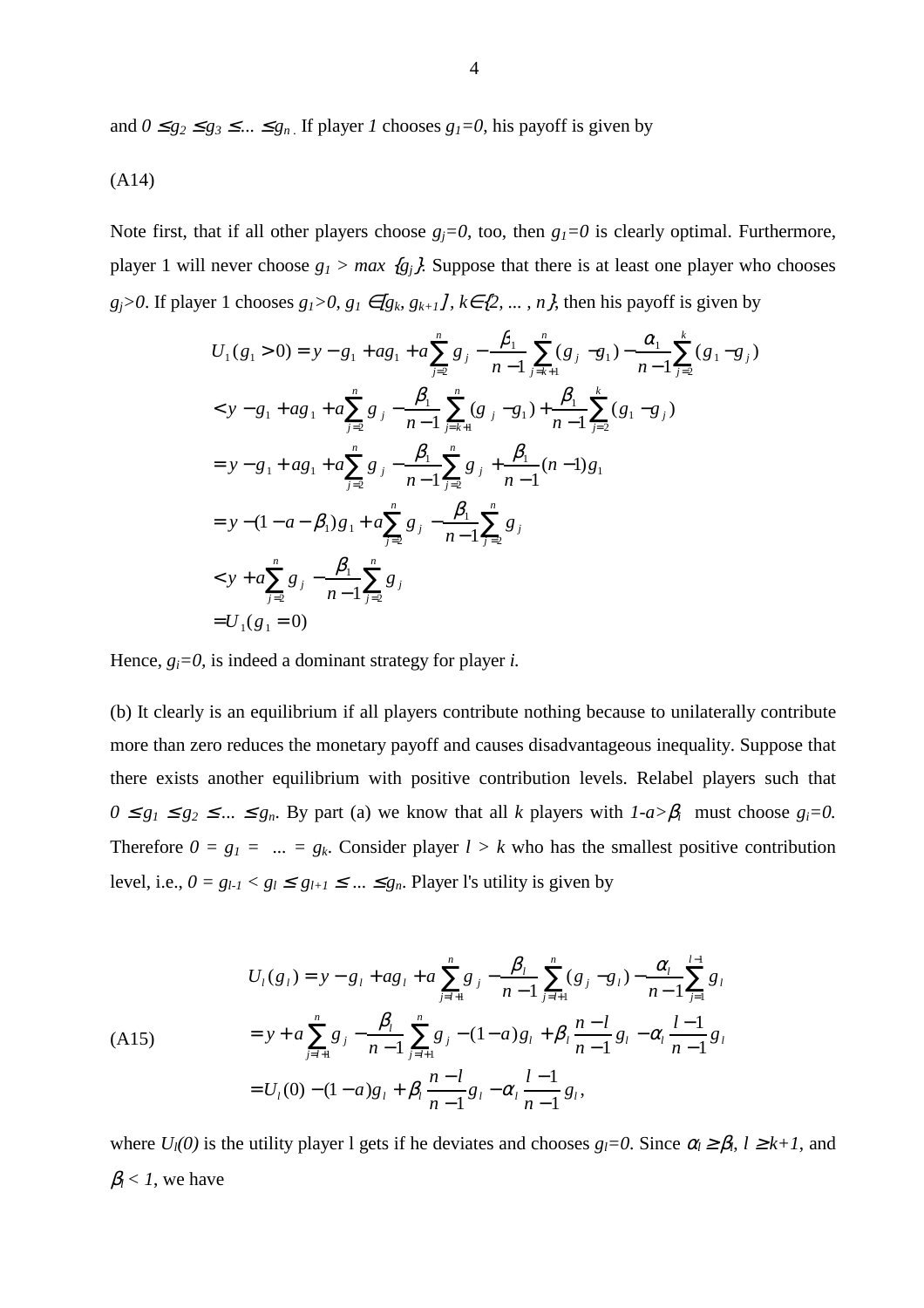and $0 \leq g_2 \leq g_3 \leq ... \leq g_n$. If player *1* chooses $g_1=0$, his payoff is given by

(A14)

Note first, that if all other players choose $g_j=0$, too, then $g_1=0$ is clearly optimal. Furthermore, player 1 will never choose $g_1 > max \{g_j\}$. Suppose that there is at least one player who chooses $g_j>0$. If player 1 chooses $g_1>0$, $g_1 \in [g_k, g_{k+1}]$, $k\in\{2, ... , n\}$, then his payoff is given by

$$
\begin{aligned}
U_1(g_1 > 0) &= y - g_1 + ag_1 + a\sum_{j=2}^{n} g_j - \frac{\beta_1}{n-1}\sum_{j=k+1}^{n}(g_j - g_1) - \frac{\alpha_1}{n-1}\sum_{j=2}^{k}(g_1 - g_j) \\
&< y - g_1 + ag_1 + a\sum_{j=2}^{n} g_j - \frac{\beta_1}{n-1}\sum_{j=k+1}^{n}(g_j - g_1) + \frac{\beta_1}{n-1}\sum_{j=2}^{k}(g_1 - g_j) \\
&= y - g_1 + ag_1 + a\sum_{j=2}^{n} g_j - \frac{\beta_1}{n-1}\sum_{j=2}^{n} g_j + \frac{\beta_1}{n-1}(n-1)g_1 \\
&= y - (1 - a - \beta_1)g_1 + a\sum_{j=2}^{n} g_j - \frac{\beta_1}{n-1}\sum_{j=2}^{n} g_j \\
&< y + a\sum_{j=2}^{n} g_j - \frac{\beta_1}{n-1}\sum_{j=2}^{n} g_j \\
&= U_1(g_1 = 0)
\end{aligned}
$$

Hence, $g_i=0$, is indeed a dominant strategy for player *i*.

(b) It clearly is an equilibrium if all players contribute nothing because to unilaterally contribute more than zero reduces the monetary payoff and causes disadvantageous inequality. Suppose that there exists another equilibrium with positive contribution levels. Relabel players such that $0 \leq g_1 \leq g_2 \leq ... \leq g_n$. By part (a) we know that all *k* players with $1-a>\beta_i$ must choose $g_i=0$. Therefore $0 = g_1 = ... = g_k$. Consider player $l > k$ who has the smallest positive contribution level, i.e., $0 = g_{l-1} < g_l \leq g_{l+1} \leq ... \leq g_n$. Player l's utility is given by

$$
\begin{aligned}
U_l(g_l) &= y - g_l + ag_l + a\sum_{j=l+1}^{n} g_j - \frac{\beta_l}{n-1}\sum_{j=l+1}^{n}(g_j - g_l) - \frac{\alpha_l}{n-1}\sum_{j=1}^{l-1} g_l \\
&= y + a\sum_{j=l+1}^{n} g_j - \frac{\beta_l}{n-1}\sum_{j=l+1}^{n} g_j - (1-a)g_l + \beta_l \frac{n-l}{n-1} g_l - \alpha_l \frac{l-1}{n-1} g_l \qquad \text{(A15)} \\
&= U_l(0) - (1-a)g_l + \beta_l \frac{n-l}{n-1} g_l - \alpha_l \frac{l-1}{n-1} g_l,
\end{aligned}
$$

where $U_l(0)$ is the utility player l gets if he deviates and chooses $g_l=0$. Since $\alpha_l \geq \beta_l$, $l \geq k+1$, and $\beta_l < 1$, we have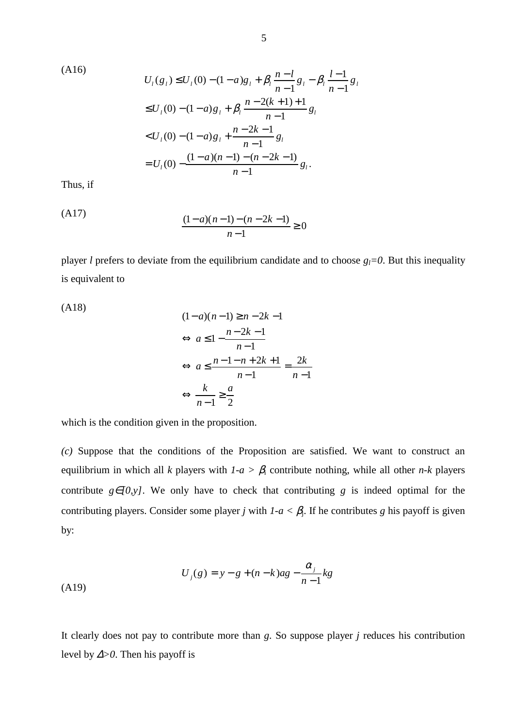(A16)

$$
\begin{aligned}
U_l(g_l) &\leq U_l(0) - (1-a)g_l + \beta_l \frac{n-l}{n-1} g_l - \beta_l \frac{l-1}{n-1} g_l \\
&\leq U_l(0) - (1-a)g_l + \beta_l \frac{n-2(k+1)+1}{n-1} g_l \\
&< U_l(0) - (1-a)g_l + \frac{n-2k-1}{n-1} g_l \\
&= U_l(0) - \frac{(1-a)(n-1) - (n-2k-1)}{n-1} g_l .
\end{aligned}
$$

Thus, if

(A17)

$$
\frac{(1-a)(n-1) - (n-2k-1)}{n-1} \geq 0
$$

player $l$ prefers to deviate from the equilibrium candidate and to choose $g_l=0$. But this inequality is equivalent to

(A18)

$$
\begin{aligned}
&(1-a)(n-1) \geq n-2k-1 \\
\Leftrightarrow\ & a \leq 1 - \frac{n-2k-1}{n-1} \\
\Leftrightarrow\ & a \leq \frac{n-1-n+2k+1}{n-1} = \frac{2k}{n-1} \\
\Leftrightarrow\ & \frac{k}{n-1} \geq \frac{a}{2}
\end{aligned}
$$

which is the condition given in the proposition.

*(c)* Suppose that the conditions of the Proposition are satisfied. We want to construct an equilibrium in which all $k$ players with $1-a > \beta_l$ contribute nothing, while all other $n-k$ players contribute $g \in [0,y]$. We only have to check that contributing $g$ is indeed optimal for the contributing players. Consider some player $j$ with $1-a < \beta_j$. If he contributes $g$ his payoff is given by:

(A19)

$$
U_j(g) = y - g + (n-k)ag - \frac{\alpha_j}{n-1} kg
$$

It clearly does not pay to contribute more than $g$. So suppose player $j$ reduces his contribution level by $\Delta > 0$. Then his payoff is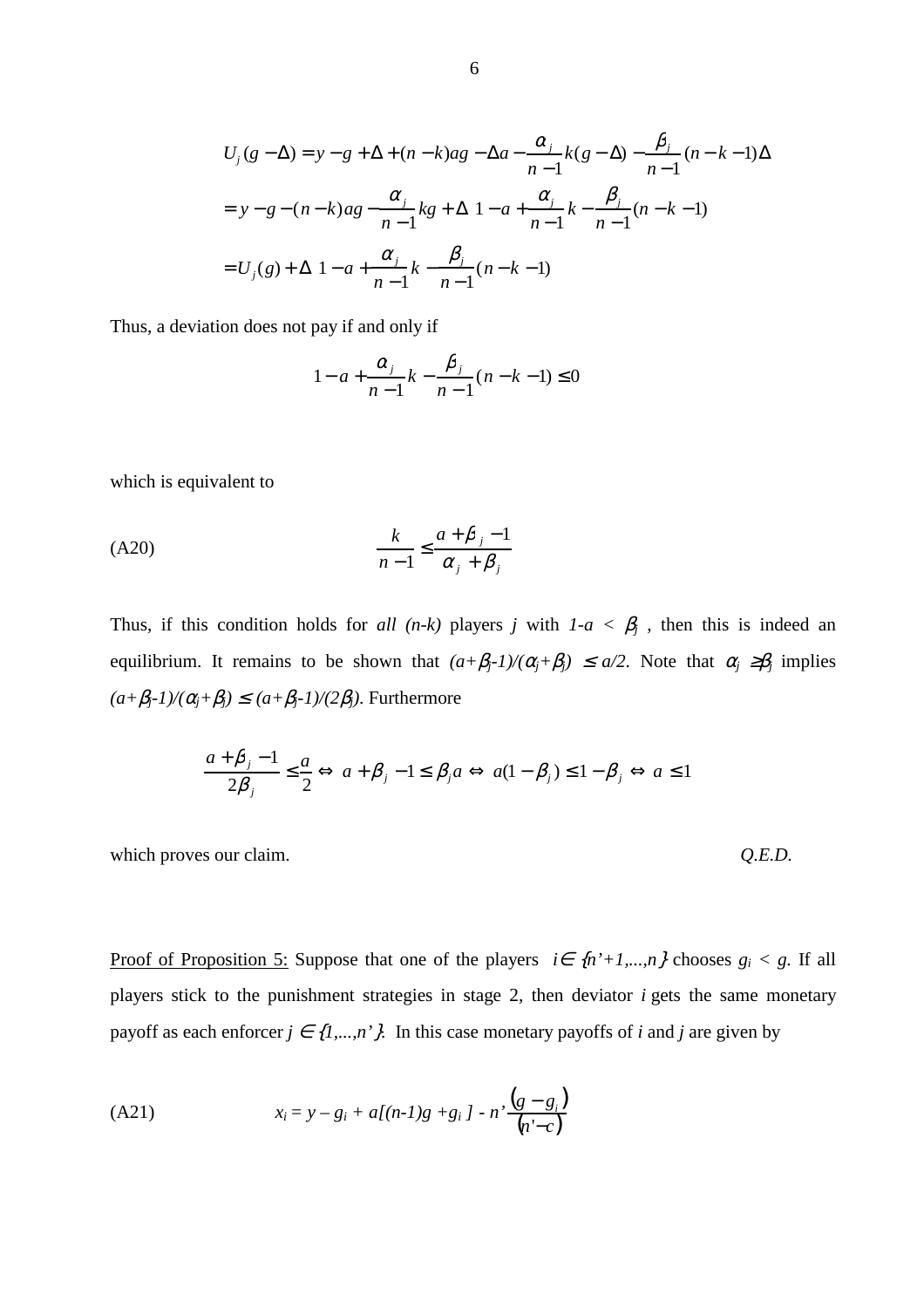$$U_j(g-\Delta) = y - g + \Delta + (n-k)ag - \Delta a - \frac{\alpha_j}{n-1}k(g-\Delta) - \frac{\beta_j}{n-1}(n-k-1)\Delta$$

$$= y - g - (n-k)ag - \frac{\alpha_j}{n-1}kg + \Delta\left[1 - a + \frac{\alpha_j}{n-1}k - \frac{\beta_j}{n-1}(n-k-1)\right]$$

$$= U_j(g) + \Delta\left[1 - a + \frac{\alpha_j}{n-1}k - \frac{\beta_j}{n-1}(n-k-1)\right]$$

Thus, a deviation does not pay if and only if

$$1 - a + \frac{\alpha_j}{n-1}k - \frac{\beta_j}{n-1}(n-k-1) \leq 0$$

which is equivalent to

$$\text{(A20)} \qquad \frac{k}{n-1} \leq \frac{a + \beta_j - 1}{\alpha_j + \beta_j}$$

Thus, if this condition holds for *all* $(n-k)$ players $j$ with $1-a < \beta_j$, then this is indeed an equilibrium. It remains to be shown that $(a+\beta_j-1)/(\alpha_j+\beta_j) \leq a/2$. Note that $\alpha_j \geq \beta_j$ implies $(a+\beta_j-1)/(\alpha_j+\beta_j) \leq (a+\beta_j-1)/(2\beta_j)$. Furthermore

$$\frac{a + \beta_j - 1}{2\beta_j} \leq \frac{a}{2} \Leftrightarrow a + \beta_j - 1 \leq \beta_j a \Leftrightarrow a(1-\beta_j) \leq 1 - \beta_j \Leftrightarrow a \leq 1$$

which proves our claim. *Q.E.D.*

<u>Proof of Proposition 5:</u> Suppose that one of the players $i \in \{n'+1,...,n\}$ chooses $g_i < g$. If all players stick to the punishment strategies in stage 2, then deviator $i$ gets the same monetary payoff as each enforcer $j \in \{1,...,n'\}$. In this case monetary payoffs of $i$ and $j$ are given by

$$\text{(A21)} \qquad x_i = y - g_i + a[(n-1)g + g_i] - n'\frac{(g - g_i)}{(n' - c)}$$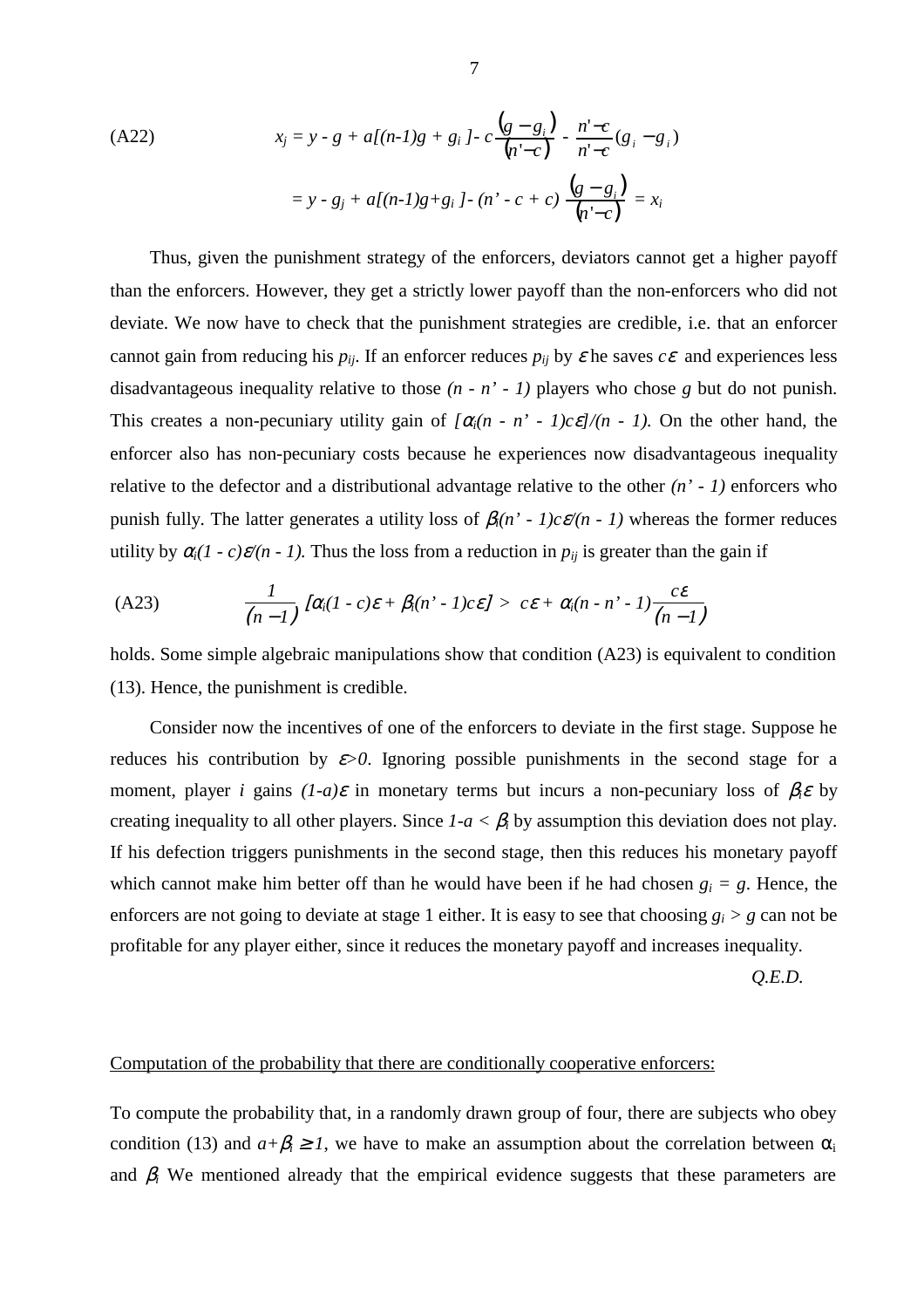(A22) $$x_j = y - g + a[(n-1)g + g_i] - c\frac{(g - g_i)}{(n'-c)} - \frac{n'-c}{n'-c}(g_i - g_i)$$

$$= y - g_j + a[(n-1)g+g_i] - (n' - c + c)\frac{(g - g_i)}{(n'-c)} = x_i$$

Thus, given the punishment strategy of the enforcers, deviators cannot get a higher payoff than the enforcers. However, they get a strictly lower payoff than the non-enforcers who did not deviate. We now have to check that the punishment strategies are credible, i.e. that an enforcer cannot gain from reducing his $p_{ij}$. If an enforcer reduces $p_{ij}$ by $\varepsilon$ he saves $c\varepsilon$ and experiences less disadvantageous inequality relative to those $(n - n' - 1)$ players who chose $g$ but do not punish. This creates a non-pecuniary utility gain of $[\alpha_i(n - n' - 1)c\varepsilon]/(n - 1)$. On the other hand, the enforcer also has non-pecuniary costs because he experiences now disadvantageous inequality relative to the defector and a distributional advantage relative to the other $(n' - 1)$ enforcers who punish fully. The latter generates a utility loss of $\beta_i(n' - 1)c\varepsilon/(n - 1)$ whereas the former reduces utility by $\alpha_i(1 - c)\varepsilon/(n - 1)$. Thus the loss from a reduction in $p_{ij}$ is greater than the gain if

(A23) $$\frac{1}{(n-1)}[\alpha_i(1 - c)\varepsilon + \beta_i(n' - 1)c\varepsilon] > c\varepsilon + \alpha_i(n - n' - 1)\frac{c\varepsilon}{(n-1)}$$

holds. Some simple algebraic manipulations show that condition (A23) is equivalent to condition (13). Hence, the punishment is credible.

Consider now the incentives of one of the enforcers to deviate in the first stage. Suppose he reduces his contribution by $\varepsilon>0$. Ignoring possible punishments in the second stage for a moment, player $i$ gains $(1-a)\varepsilon$ in monetary terms but incurs a non-pecuniary loss of $\beta_i\varepsilon$ by creating inequality to all other players. Since $1-a < \beta_i$ by assumption this deviation does not play. If his defection triggers punishments in the second stage, then this reduces his monetary payoff which cannot make him better off than he would have been if he had chosen $g_i = g$. Hence, the enforcers are not going to deviate at stage 1 either. It is easy to see that choosing $g_i > g$ can not be profitable for any player either, since it reduces the monetary payoff and increases inequality.

*Q.E.D.*

Computation of the probability that there are conditionally cooperative enforcers:

To compute the probability that, in a randomly drawn group of four, there are subjects who obey condition (13) and $a+\beta_i \geq 1$, we have to make an assumption about the correlation between $\alpha_i$ and $\beta_i$. We mentioned already that the empirical evidence suggests that these parameters are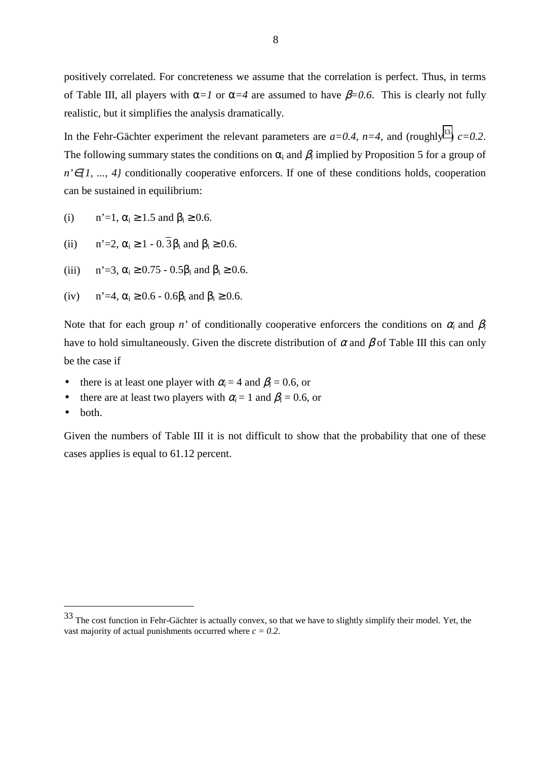positively correlated. For concreteness we assume that the correlation is perfect. Thus, in terms of Table III, all players with $\alpha=1$ or $\alpha=4$ are assumed to have $\beta=0.6$. This is clearly not fully realistic, but it simplifies the analysis dramatically.

In the Fehr-Gächter experiment the relevant parameters are $a=0.4$, $n=4$, and (roughly[33]) $c=0.2$. The following summary states the conditions on $\alpha_i$ and $\beta_i$ implied by Proposition 5 for a group of $n' \in \{1, ..., 4\}$ conditionally cooperative enforcers. If one of these conditions holds, cooperation can be sustained in equilibrium:

(i) $n'=1$, $\alpha_i \geq 1.5$ and $\beta_i \geq 0.6$.

(ii) $n'=2$, $\alpha_i \geq 1 - 0.\overline{3}\beta_i$ and $\beta_i \geq 0.6$.

(iii) $n'=3$, $\alpha_i \geq 0.75 - 0.5\beta_i$ and $\beta_i \geq 0.6$.

(iv) $n'=4$, $\alpha_i \geq 0.6 - 0.6\beta_i$ and $\beta_i \geq 0.6$.

Note that for each group $n'$ of conditionally cooperative enforcers the conditions on $\alpha_i$ and $\beta_i$ have to hold simultaneously. Given the discrete distribution of $\alpha$ and $\beta$ of Table III this can only be the case if

- there is at least one player with $\alpha_i = 4$ and $\beta_i = 0.6$, or
- there are at least two players with $\alpha_i = 1$ and $\beta_i = 0.6$, or
- both.

Given the numbers of Table III it is not difficult to show that the probability that one of these cases applies is equal to 61.12 percent.

---

[33] The cost function in Fehr-Gächter is actually convex, so that we have to slightly simplify their model. Yet, the vast majority of actual punishments occurred where $c = 0.2$.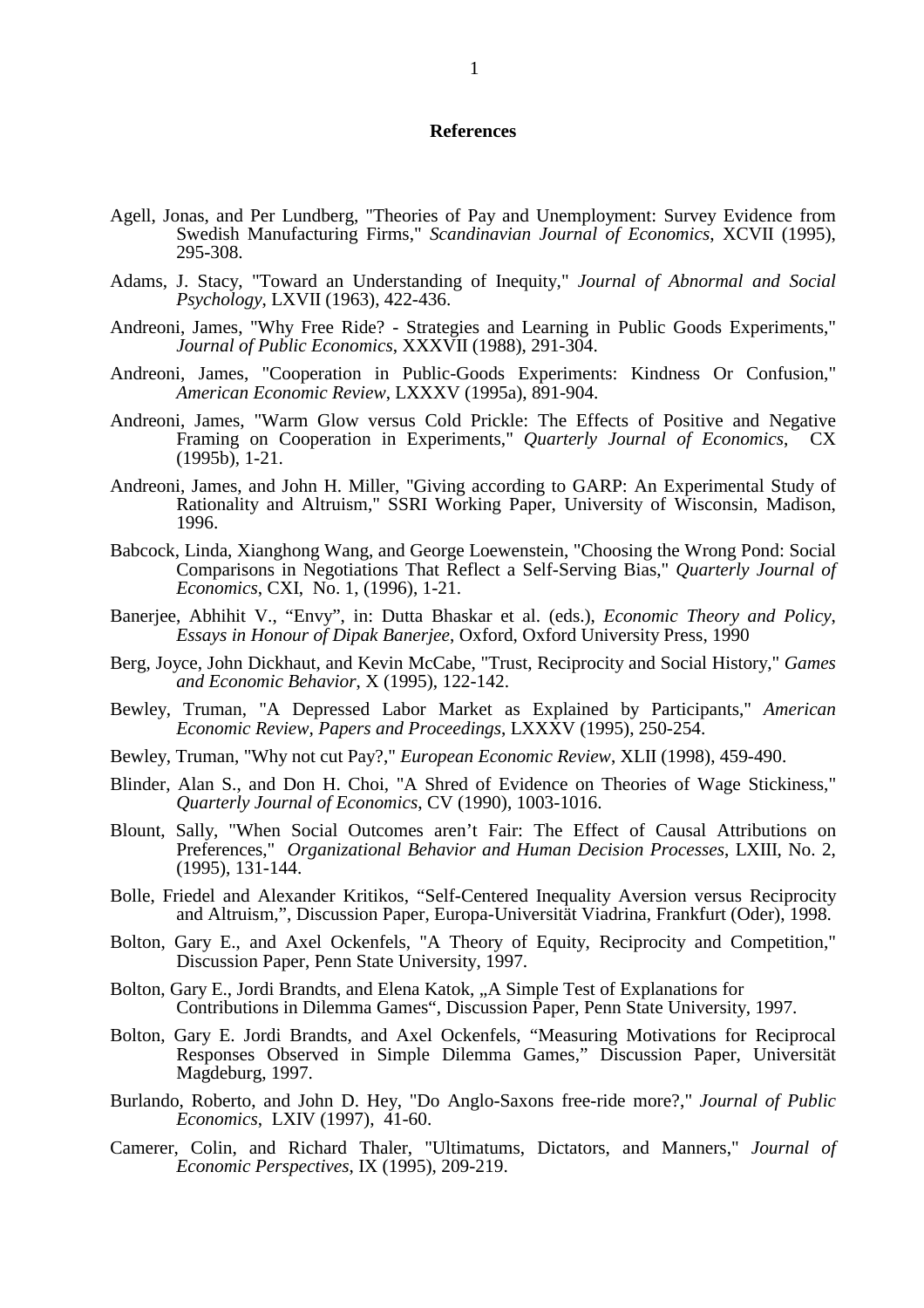# References

Agell, Jonas, and Per Lundberg, "Theories of Pay and Unemployment: Survey Evidence from Swedish Manufacturing Firms," *Scandinavian Journal of Economics*, XCVII (1995), 295-308.

Adams, J. Stacy, "Toward an Understanding of Inequity," *Journal of Abnormal and Social Psychology,* LXVII (1963), 422-436.

Andreoni, James, "Why Free Ride? - Strategies and Learning in Public Goods Experiments," *Journal of Public Economics*, XXXVII (1988), 291-304.

Andreoni, James, "Cooperation in Public-Goods Experiments: Kindness Or Confusion," *American Economic Review*, LXXXV (1995a), 891-904.

Andreoni, James, "Warm Glow versus Cold Prickle: The Effects of Positive and Negative Framing on Cooperation in Experiments," *Quarterly Journal of Economics*, CX (1995b), 1-21.

Andreoni, James, and John H. Miller, "Giving according to GARP: An Experimental Study of Rationality and Altruism," SSRI Working Paper, University of Wisconsin, Madison, 1996.

Babcock, Linda, Xianghong Wang, and George Loewenstein, "Choosing the Wrong Pond: Social Comparisons in Negotiations That Reflect a Self-Serving Bias," *Quarterly Journal of Economics*, CXI, No. 1, (1996), 1-21.

Banerjee, Abhihit V., "Envy", in: Dutta Bhaskar et al. (eds.), *Economic Theory and Policy, Essays in Honour of Dipak Banerjee*, Oxford, Oxford University Press, 1990

Berg, Joyce, John Dickhaut, and Kevin McCabe, "Trust, Reciprocity and Social History," *Games and Economic Behavior*, X (1995), 122-142.

Bewley, Truman, "A Depressed Labor Market as Explained by Participants," *American Economic Review, Papers and Proceedings*, LXXXV (1995), 250-254.

Bewley, Truman, "Why not cut Pay?," *European Economic Review*, XLII (1998), 459-490.

Blinder, Alan S., and Don H. Choi, "A Shred of Evidence on Theories of Wage Stickiness," *Quarterly Journal of Economics*, CV (1990), 1003-1016.

Blount, Sally, "When Social Outcomes aren't Fair: The Effect of Causal Attributions on Preferences," *Organizational Behavior and Human Decision Processes*, LXIII, No. 2, (1995), 131-144.

Bolle, Friedel and Alexander Kritikos, "Self-Centered Inequality Aversion versus Reciprocity and Altruism,", Discussion Paper, Europa-Universität Viadrina, Frankfurt (Oder), 1998.

Bolton, Gary E., and Axel Ockenfels, "A Theory of Equity, Reciprocity and Competition," Discussion Paper, Penn State University, 1997.

Bolton, Gary E., Jordi Brandts, and Elena Katok, „A Simple Test of Explanations for Contributions in Dilemma Games", Discussion Paper, Penn State University, 1997.

Bolton, Gary E. Jordi Brandts, and Axel Ockenfels, "Measuring Motivations for Reciprocal Responses Observed in Simple Dilemma Games," Discussion Paper, Universität Magdeburg, 1997.

Burlando, Roberto, and John D. Hey, "Do Anglo-Saxons free-ride more?," *Journal of Public Economics*, LXIV (1997), 41-60.

Camerer, Colin, and Richard Thaler, "Ultimatums, Dictators, and Manners," *Journal of Economic Perspectives*, IX (1995), 209-219.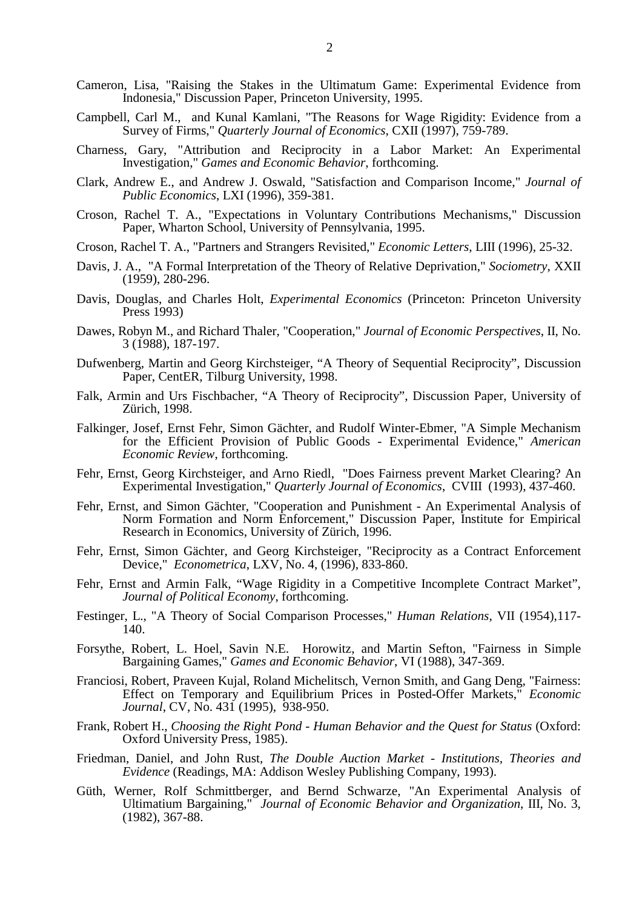Cameron, Lisa, "Raising the Stakes in the Ultimatum Game: Experimental Evidence from Indonesia," Discussion Paper, Princeton University, 1995.

Campbell, Carl M., and Kunal Kamlani, "The Reasons for Wage Rigidity: Evidence from a Survey of Firms," *Quarterly Journal of Economics*, CXII (1997), 759-789.

Charness, Gary, "Attribution and Reciprocity in a Labor Market: An Experimental Investigation," *Games and Economic Behavior*, forthcoming.

Clark, Andrew E., and Andrew J. Oswald, "Satisfaction and Comparison Income," *Journal of Public Economics*, LXI (1996), 359-381.

Croson, Rachel T. A., "Expectations in Voluntary Contributions Mechanisms," Discussion Paper, Wharton School, University of Pennsylvania, 1995.

Croson, Rachel T. A., "Partners and Strangers Revisited," *Economic Letters*, LIII (1996), 25-32.

Davis, J. A., "A Formal Interpretation of the Theory of Relative Deprivation," *Sociometry*, XXII (1959), 280-296.

Davis, Douglas, and Charles Holt, *Experimental Economics* (Princeton: Princeton University Press 1993)

Dawes, Robyn M., and Richard Thaler, "Cooperation," *Journal of Economic Perspectives*, II, No. 3 (1988), 187-197.

Dufwenberg, Martin and Georg Kirchsteiger, "A Theory of Sequential Reciprocity", Discussion Paper, CentER, Tilburg University, 1998.

Falk, Armin and Urs Fischbacher, "A Theory of Reciprocity", Discussion Paper, University of Zürich, 1998.

Falkinger, Josef, Ernst Fehr, Simon Gächter, and Rudolf Winter-Ebmer, "A Simple Mechanism for the Efficient Provision of Public Goods - Experimental Evidence," *American Economic Review*, forthcoming.

Fehr, Ernst, Georg Kirchsteiger, and Arno Riedl, "Does Fairness prevent Market Clearing? An Experimental Investigation," *Quarterly Journal of Economics*, CVIII (1993), 437-460.

Fehr, Ernst, and Simon Gächter, "Cooperation and Punishment - An Experimental Analysis of Norm Formation and Norm Enforcement," Discussion Paper, Institute for Empirical Research in Economics, University of Zürich, 1996.

Fehr, Ernst, Simon Gächter, and Georg Kirchsteiger, "Reciprocity as a Contract Enforcement Device," *Econometrica*, LXV, No. 4, (1996), 833-860.

Fehr, Ernst and Armin Falk, "Wage Rigidity in a Competitive Incomplete Contract Market", *Journal of Political Economy*, forthcoming.

Festinger, L., "A Theory of Social Comparison Processes," *Human Relations*, VII (1954),117-140.

Forsythe, Robert, L. Hoel, Savin N.E. Horowitz, and Martin Sefton, "Fairness in Simple Bargaining Games," *Games and Economic Behavior*, VI (1988), 347-369.

Franciosi, Robert, Praveen Kujal, Roland Michelitsch, Vernon Smith, and Gang Deng, "Fairness: Effect on Temporary and Equilibrium Prices in Posted-Offer Markets," *Economic Journal*, CV, No. 431 (1995), 938-950.

Frank, Robert H., *Choosing the Right Pond - Human Behavior and the Quest for Status* (Oxford: Oxford University Press, 1985).

Friedman, Daniel, and John Rust, *The Double Auction Market - Institutions, Theories and Evidence* (Readings, MA: Addison Wesley Publishing Company, 1993).

Güth, Werner, Rolf Schmittberger, and Bernd Schwarze, "An Experimental Analysis of Ultimatium Bargaining," *Journal of Economic Behavior and Organization*, III, No. 3, (1982), 367-88.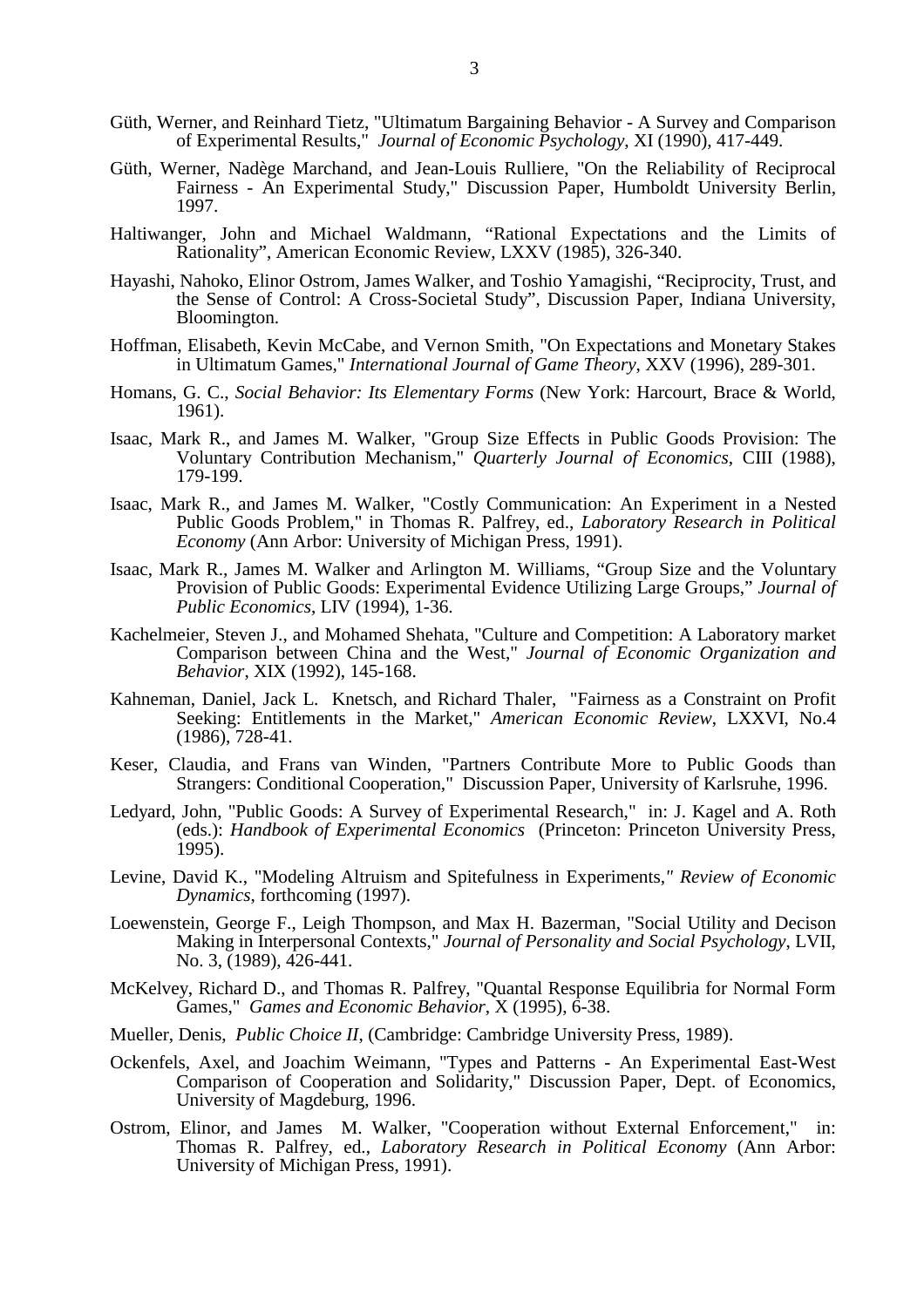Güth, Werner, and Reinhard Tietz, "Ultimatum Bargaining Behavior - A Survey and Comparison of Experimental Results," *Journal of Economic Psychology*, XI (1990), 417-449.

Güth, Werner, Nadège Marchand, and Jean-Louis Rulliere, "On the Reliability of Reciprocal Fairness - An Experimental Study," Discussion Paper, Humboldt University Berlin, 1997.

Haltiwanger, John and Michael Waldmann, "Rational Expectations and the Limits of Rationality", American Economic Review, LXXV (1985), 326-340.

Hayashi, Nahoko, Elinor Ostrom, James Walker, and Toshio Yamagishi, "Reciprocity, Trust, and the Sense of Control: A Cross-Societal Study", Discussion Paper, Indiana University, Bloomington.

Hoffman, Elisabeth, Kevin McCabe, and Vernon Smith, "On Expectations and Monetary Stakes in Ultimatum Games," *International Journal of Game Theory*, XXV (1996), 289-301.

Homans, G. C., *Social Behavior: Its Elementary Forms* (New York: Harcourt, Brace & World, 1961).

Isaac, Mark R., and James M. Walker, "Group Size Effects in Public Goods Provision: The Voluntary Contribution Mechanism," *Quarterly Journal of Economics*, CIII (1988), 179-199.

Isaac, Mark R., and James M. Walker, "Costly Communication: An Experiment in a Nested Public Goods Problem," in Thomas R. Palfrey, ed., *Laboratory Research in Political Economy* (Ann Arbor: University of Michigan Press, 1991).

Isaac, Mark R., James M. Walker and Arlington M. Williams, "Group Size and the Voluntary Provision of Public Goods: Experimental Evidence Utilizing Large Groups," *Journal of Public Economics*, LIV (1994), 1-36.

Kachelmeier, Steven J., and Mohamed Shehata, "Culture and Competition: A Laboratory market Comparison between China and the West," *Journal of Economic Organization and Behavior*, XIX (1992), 145-168.

Kahneman, Daniel, Jack L. Knetsch, and Richard Thaler, "Fairness as a Constraint on Profit Seeking: Entitlements in the Market," *American Economic Review*, LXXVI, No.4 (1986), 728-41.

Keser, Claudia, and Frans van Winden, "Partners Contribute More to Public Goods than Strangers: Conditional Cooperation," Discussion Paper, University of Karlsruhe, 1996.

Ledyard, John, "Public Goods: A Survey of Experimental Research," in: J. Kagel and A. Roth (eds.): *Handbook of Experimental Economics* (Princeton: Princeton University Press, 1995).

Levine, David K., "Modeling Altruism and Spitefulness in Experiments," *Review of Economic Dynamics*, forthcoming (1997).

Loewenstein, George F., Leigh Thompson, and Max H. Bazerman, "Social Utility and Decison Making in Interpersonal Contexts," *Journal of Personality and Social Psychology*, LVII, No. 3, (1989), 426-441.

McKelvey, Richard D., and Thomas R. Palfrey, "Quantal Response Equilibria for Normal Form Games," *Games and Economic Behavior*, X (1995), 6-38.

Mueller, Denis, *Public Choice II*, (Cambridge: Cambridge University Press, 1989).

Ockenfels, Axel, and Joachim Weimann, "Types and Patterns - An Experimental East-West Comparison of Cooperation and Solidarity," Discussion Paper, Dept. of Economics, University of Magdeburg, 1996.

Ostrom, Elinor, and James M. Walker, "Cooperation without External Enforcement," in: Thomas R. Palfrey, ed., *Laboratory Research in Political Economy* (Ann Arbor: University of Michigan Press, 1991).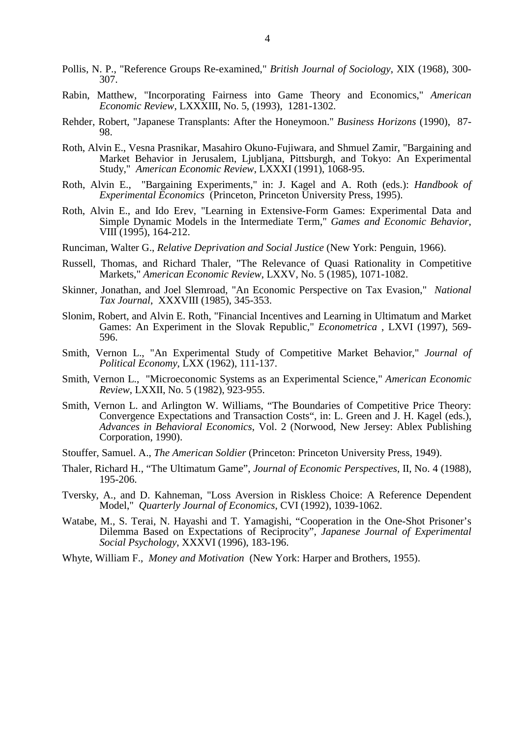Pollis, N. P., "Reference Groups Re-examined," *British Journal of Sociology*, XIX (1968), 300-307.

Rabin, Matthew, "Incorporating Fairness into Game Theory and Economics," *American Economic Review*, LXXXIII, No. 5, (1993), 1281-1302.

Rehder, Robert, "Japanese Transplants: After the Honeymoon." *Business Horizons* (1990), 87-98.

Roth, Alvin E., Vesna Prasnikar, Masahiro Okuno-Fujiwara, and Shmuel Zamir, "Bargaining and Market Behavior in Jerusalem, Ljubljana, Pittsburgh, and Tokyo: An Experimental Study," *American Economic Review*, LXXXI (1991), 1068-95.

Roth, Alvin E., "Bargaining Experiments," in: J. Kagel and A. Roth (eds.): *Handbook of Experimental Economics* (Princeton, Princeton University Press, 1995).

Roth, Alvin E., and Ido Erev, "Learning in Extensive-Form Games: Experimental Data and Simple Dynamic Models in the Intermediate Term," *Games and Economic Behavior*, VIII (1995), 164-212.

Runciman, Walter G., *Relative Deprivation and Social Justice* (New York: Penguin, 1966).

Russell, Thomas, and Richard Thaler, "The Relevance of Quasi Rationality in Competitive Markets," *American Economic Review*, LXXV, No. 5 (1985), 1071-1082.

Skinner, Jonathan, and Joel Slemroad, "An Economic Perspective on Tax Evasion," *National Tax Journal*, XXXVIII (1985), 345-353.

Slonim, Robert, and Alvin E. Roth, "Financial Incentives and Learning in Ultimatum and Market Games: An Experiment in the Slovak Republic," *Econometrica* , LXVI (1997), 569-596.

Smith, Vernon L., "An Experimental Study of Competitive Market Behavior," *Journal of Political Economy*, LXX (1962), 111-137.

Smith, Vernon L., "Microeconomic Systems as an Experimental Science," *American Economic Review*, LXXII, No. 5 (1982), 923-955.

Smith, Vernon L. and Arlington W. Williams, "The Boundaries of Competitive Price Theory: Convergence Expectations and Transaction Costs", in: L. Green and J. H. Kagel (eds.), *Advances in Behavioral Economics*, Vol. 2 (Norwood, New Jersey: Ablex Publishing Corporation, 1990).

Stouffer, Samuel. A., *The American Soldier* (Princeton: Princeton University Press, 1949).

Thaler, Richard H., "The Ultimatum Game", *Journal of Economic Perspectives*, II, No. 4 (1988), 195-206.

Tversky, A., and D. Kahneman, "Loss Aversion in Riskless Choice: A Reference Dependent Model," *Quarterly Journal of Economics*, CVI (1992), 1039-1062.

Watabe, M., S. Terai, N. Hayashi and T. Yamagishi, "Cooperation in the One-Shot Prisoner's Dilemma Based on Expectations of Reciprocity", *Japanese Journal of Experimental Social Psychology*, XXXVI (1996), 183-196.

Whyte, William F., *Money and Motivation* (New York: Harper and Brothers, 1955).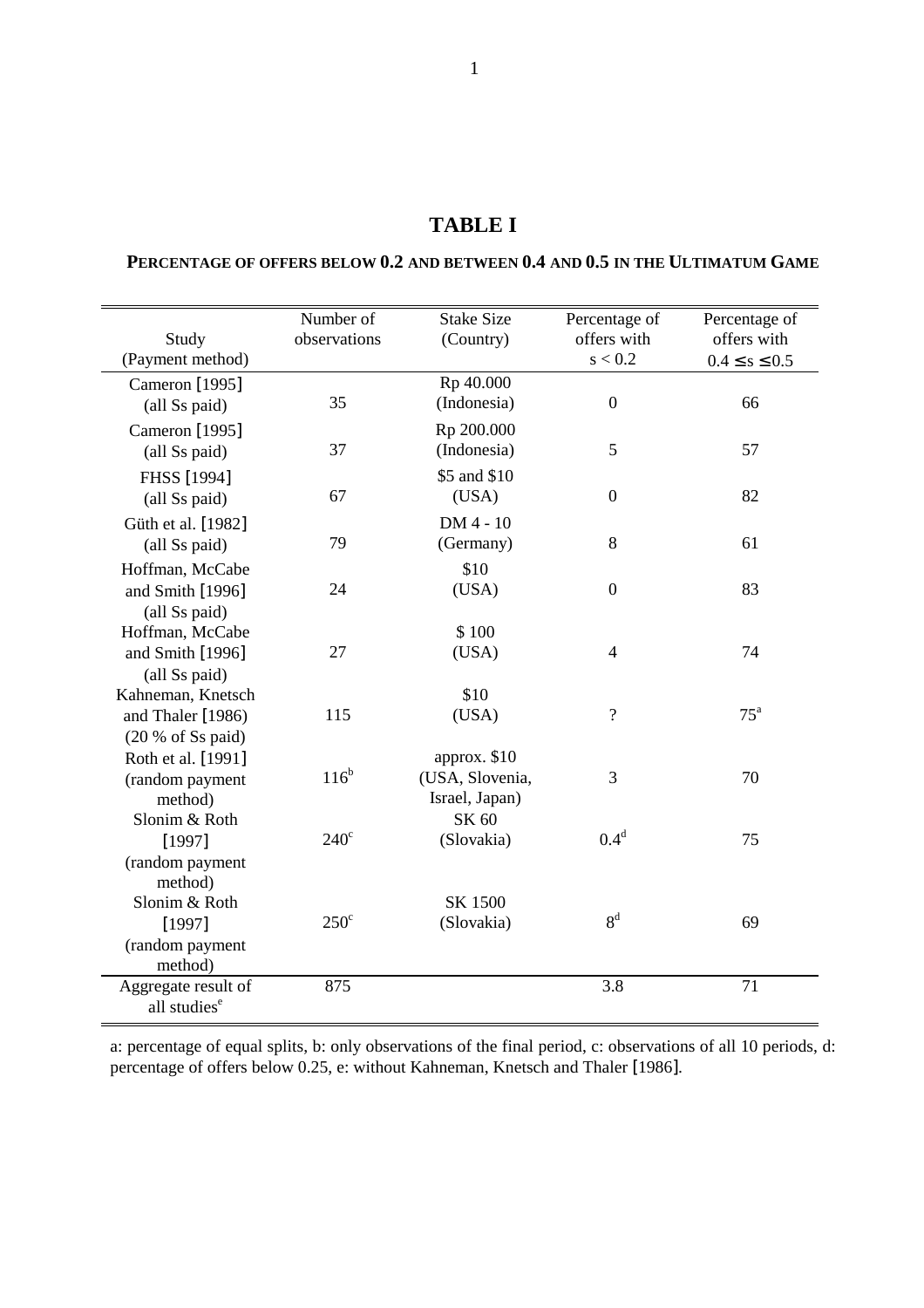# TABLE I

**PERCENTAGE OF OFFERS BELOW 0.2 AND BETWEEN 0.4 AND 0.5 IN THE ULTIMATUM GAME**

| Study (Payment method) | Number of observations | Stake Size (Country) | Percentage of offers with $s < 0.2$ | Percentage of offers with $0.4 \leq s \leq 0.5$ |
|---|---|---|---|---|
| Cameron [1995] (all Ss paid) | 35 | Rp 40.000 (Indonesia) | 0 | 66 |
| Cameron [1995] (all Ss paid) | 37 | Rp 200.000 (Indonesia) | 5 | 57 |
| FHSS [1994] (all Ss paid) | 67 | \$5 and \$10 (USA) | 0 | 82 |
| Güth et al. [1982] (all Ss paid) | 79 | DM 4 - 10 (Germany) | 8 | 61 |
| Hoffman, McCabe and Smith [1996] (all Ss paid) | 24 | \$10 (USA) | 0 | 83 |
| Hoffman, McCabe and Smith [1996] (all Ss paid) | 27 | \$ 100 (USA) | 4 | 74 |
| Kahneman, Knetsch and Thaler [1986] (20 % of Ss paid) | 115 | \$10 (USA) | ? | 75[a] |
| Roth et al. [1991] (random payment method) | 116[b] | approx. \$10 (USA, Slovenia, Israel, Japan) | 3 | 70 |
| Slonim & Roth [1997] (random payment method) | 240[c] | SK 60 (Slovakia) | 0.4[d] | 75 |
| Slonim & Roth [1997] (random payment method) | 250[c] | SK 1500 (Slovakia) | 8[d] | 69 |
| Aggregate result of all studies[e] | 875 | | 3.8 | 71 |

a: percentage of equal splits, b: only observations of the final period, c: observations of all 10 periods, d: percentage of offers below 0.25, e: without Kahneman, Knetsch and Thaler [1986].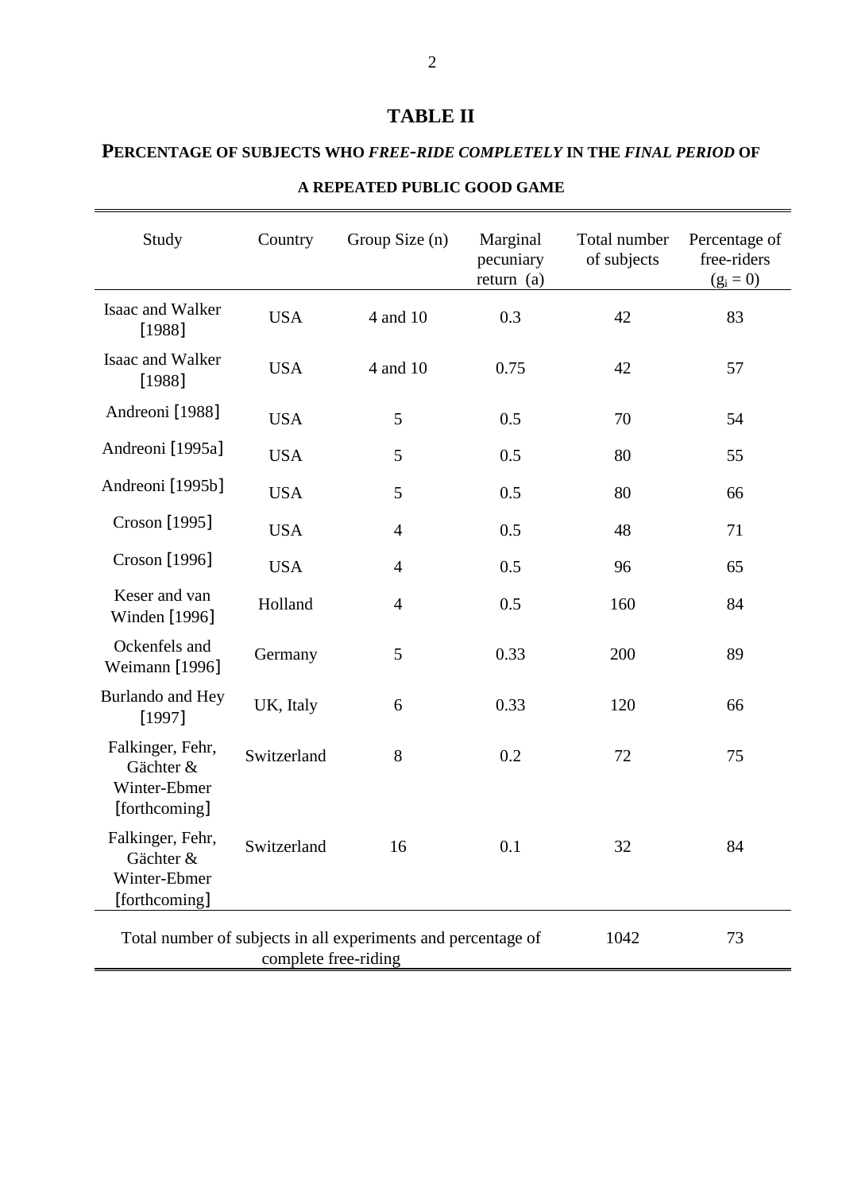# TABLE II

## PERCENTAGE OF SUBJECTS WHO *FREE-RIDE COMPLETELY* IN THE *FINAL PERIOD* OF A REPEATED PUBLIC GOOD GAME

| Study | Country | Group Size (n) | Marginal pecuniary return (a) | Total number of subjects | Percentage of free-riders ($g_i = 0$) |
|---|---|---|---|---|---|
| Isaac and Walker [1988] | USA | 4 and 10 | 0.3 | 42 | 83 |
| Isaac and Walker [1988] | USA | 4 and 10 | 0.75 | 42 | 57 |
| Andreoni [1988] | USA | 5 | 0.5 | 70 | 54 |
| Andreoni [1995a] | USA | 5 | 0.5 | 80 | 55 |
| Andreoni [1995b] | USA | 5 | 0.5 | 80 | 66 |
| Croson [1995] | USA | 4 | 0.5 | 48 | 71 |
| Croson [1996] | USA | 4 | 0.5 | 96 | 65 |
| Keser and van Winden [1996] | Holland | 4 | 0.5 | 160 | 84 |
| Ockenfels and Weimann [1996] | Germany | 5 | 0.33 | 200 | 89 |
| Burlando and Hey [1997] | UK, Italy | 6 | 0.33 | 120 | 66 |
| Falkinger, Fehr, Gächter & Winter-Ebmer [forthcoming] | Switzerland | 8 | 0.2 | 72 | 75 |
| Falkinger, Fehr, Gächter & Winter-Ebmer [forthcoming] | Switzerland | 16 | 0.1 | 32 | 84 |
| Total number of subjects in all experiments and percentage of complete free-riding | | | | 1042 | 73 |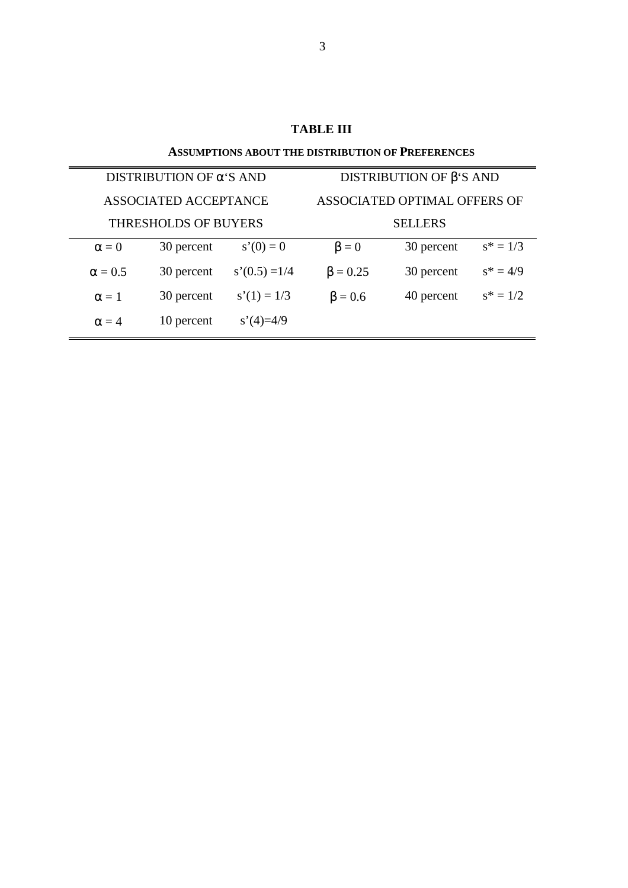**TABLE III**

**ASSUMPTIONS ABOUT THE DISTRIBUTION OF PREFERENCES**

| DISTRIBUTION OF $\alpha$'S AND ASSOCIATED ACCEPTANCE THRESHOLDS OF BUYERS | | | DISTRIBUTION OF $\beta$'S AND ASSOCIATED OPTIMAL OFFERS OF SELLERS | | |
|---|---|---|---|---|---|
| $\alpha = 0$ | 30 percent | $s'(0) = 0$ | $\beta = 0$ | 30 percent | $s^* = 1/3$ |
| $\alpha = 0.5$ | 30 percent | $s'(0.5) = 1/4$ | $\beta = 0.25$ | 30 percent | $s^* = 4/9$ |
| $\alpha = 1$ | 30 percent | $s'(1) = 1/3$ | $\beta = 0.6$ | 40 percent | $s^* = 1/2$ |
| $\alpha = 4$ | 10 percent | $s'(4) = 4/9$ | | | |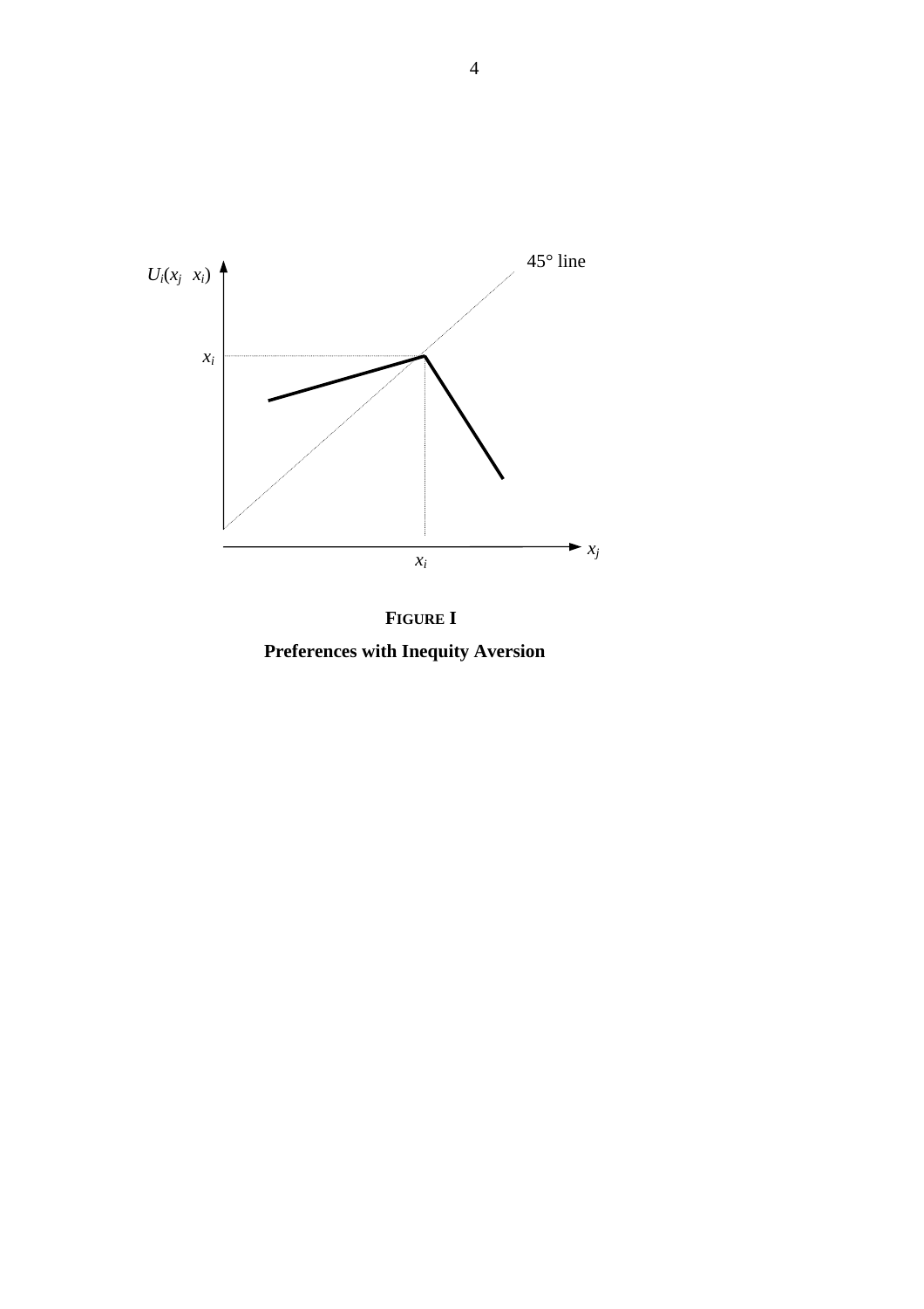**FIGURE I**

**Preferences with Inequity Aversion**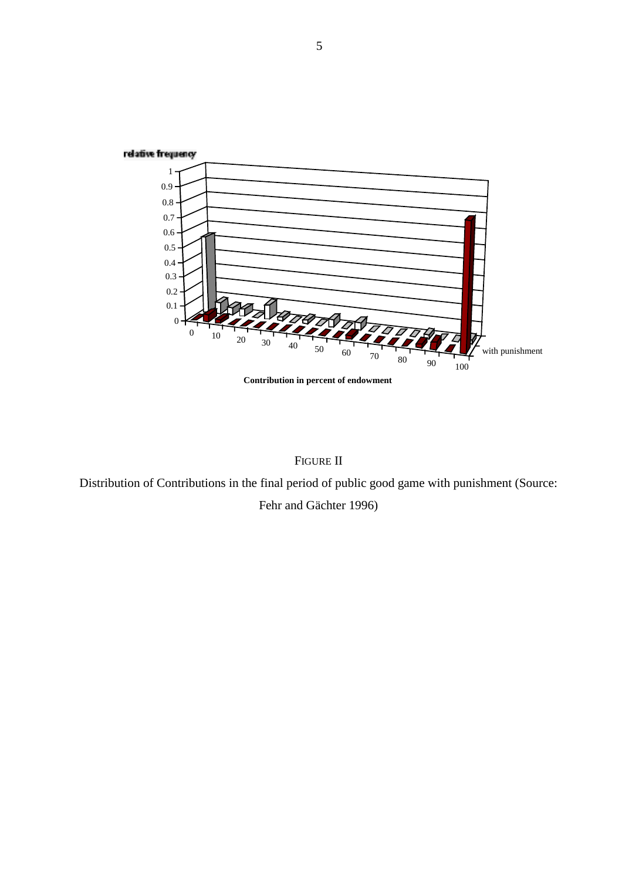relative frequency

1
0.9
0.8
0.7
0.6
0.5
0.4
0.3
0.2
0.1
0

0
10
20
30
40
50
60
70
80
90
100

with punishment

**Contribution in percent of endowment**

FIGURE II

Distribution of Contributions in the final period of public good game with punishment (Source: Fehr and Gächter 1996)